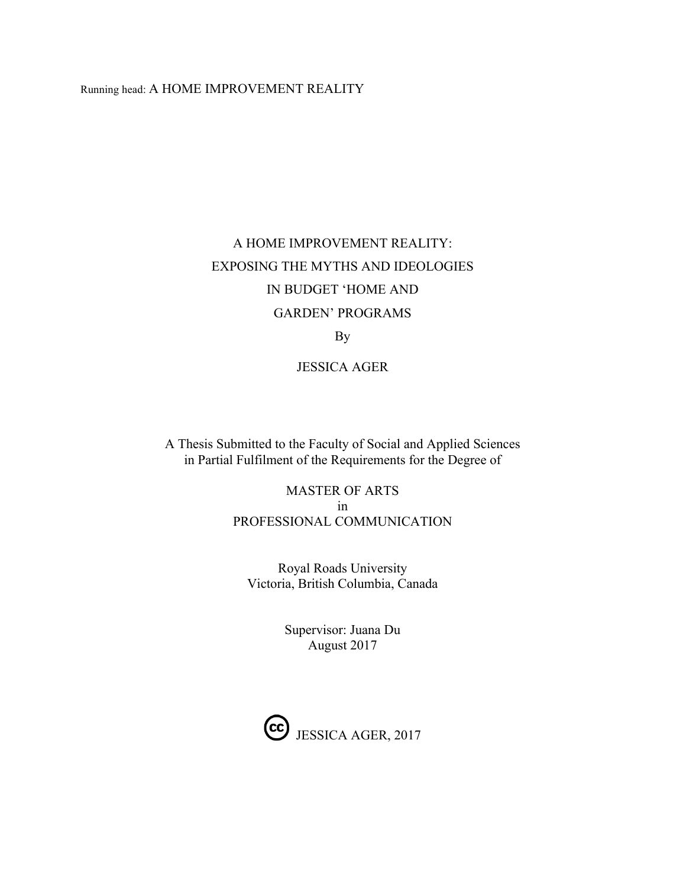# A HOME IMPROVEMENT REALITY: EXPOSING THE MYTHS AND IDEOLOGIES IN BUDGET 'HOME AND GARDEN' PROGRAMS

By

JESSICA AGER

A Thesis Submitted to the Faculty of Social and Applied Sciences
in Partial Fulfilment of the Requirements for the Degree of

MASTER OF ARTS
in
PROFESSIONAL COMMUNICATION

Royal Roads University
Victoria, British Columbia, Canada

Supervisor: Juana Du
August 2017

(cc) JESSICA AGER, 2017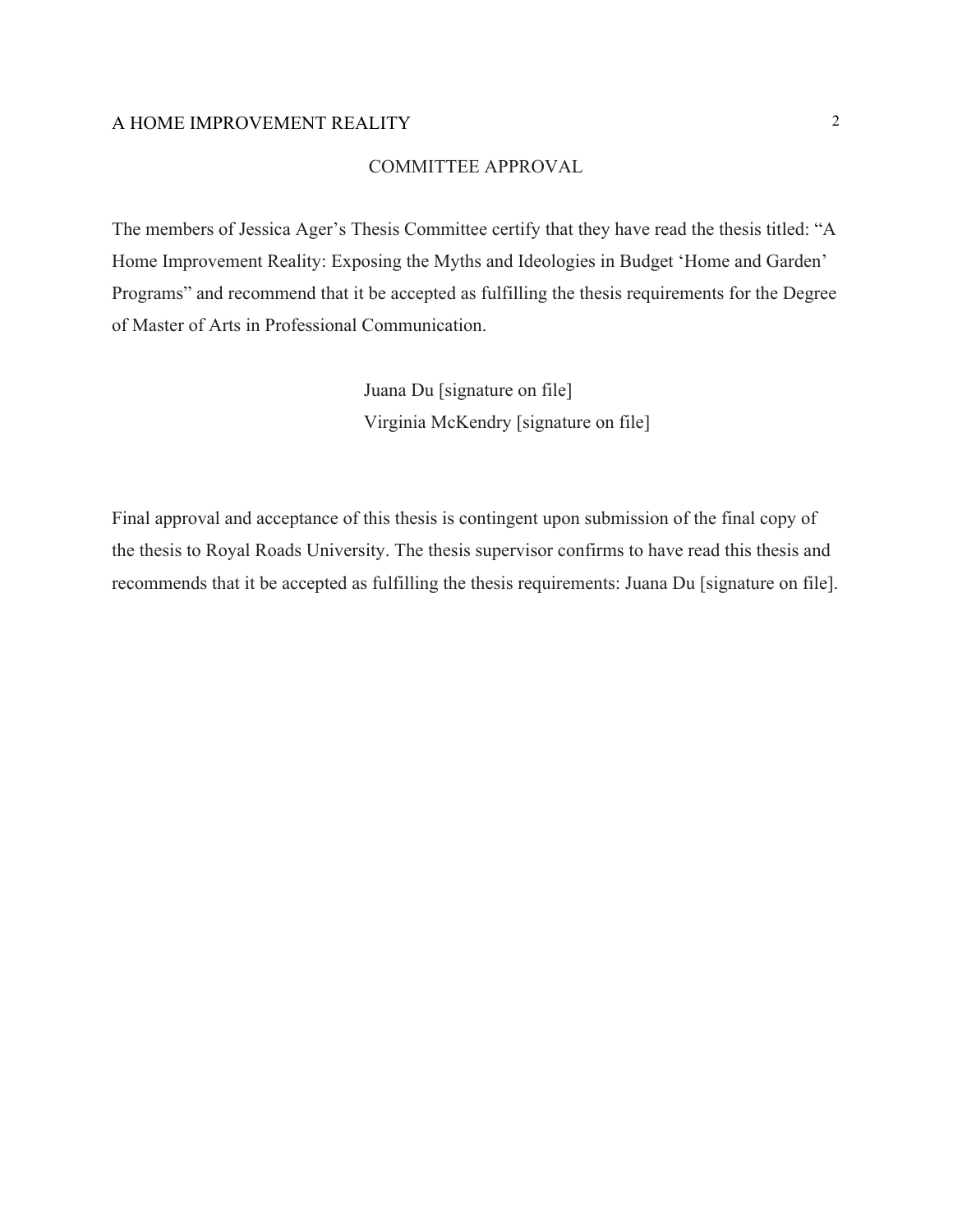## COMMITTEE APPROVAL

The members of Jessica Ager's Thesis Committee certify that they have read the thesis titled: "A Home Improvement Reality: Exposing the Myths and Ideologies in Budget 'Home and Garden' Programs" and recommend that it be accepted as fulfilling the thesis requirements for the Degree of Master of Arts in Professional Communication.

Juana Du [signature on file]
Virginia McKendry [signature on file]

Final approval and acceptance of this thesis is contingent upon submission of the final copy of the thesis to Royal Roads University. The thesis supervisor confirms to have read this thesis and recommends that it be accepted as fulfilling the thesis requirements: Juana Du [signature on file].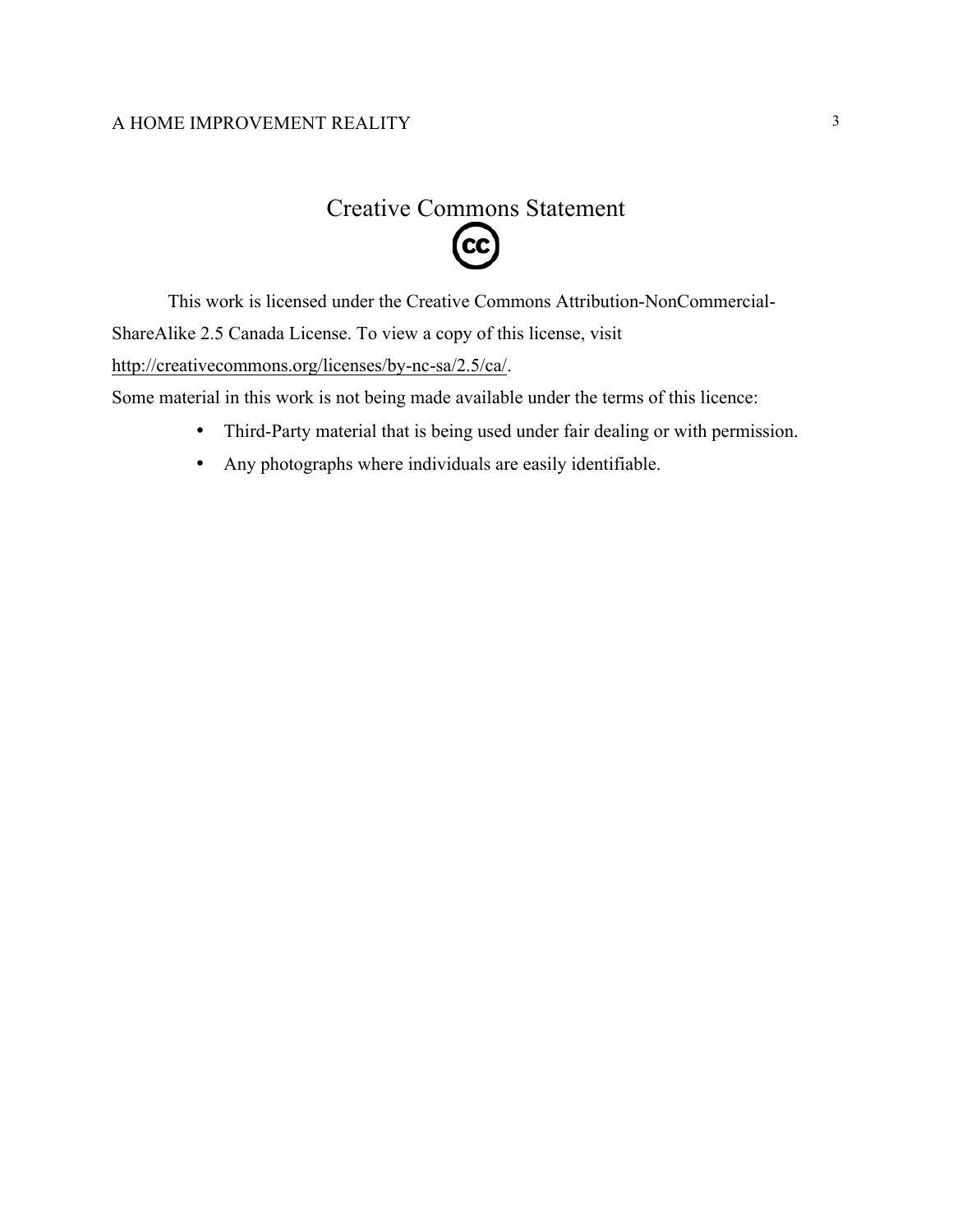# Creative Commons Statement

This work is licensed under the Creative Commons Attribution-NonCommercial-ShareAlike 2.5 Canada License. To view a copy of this license, visit http://creativecommons.org/licenses/by-nc-sa/2.5/ca/.

Some material in this work is not being made available under the terms of this licence:

- Third-Party material that is being used under fair dealing or with permission.
- Any photographs where individuals are easily identifiable.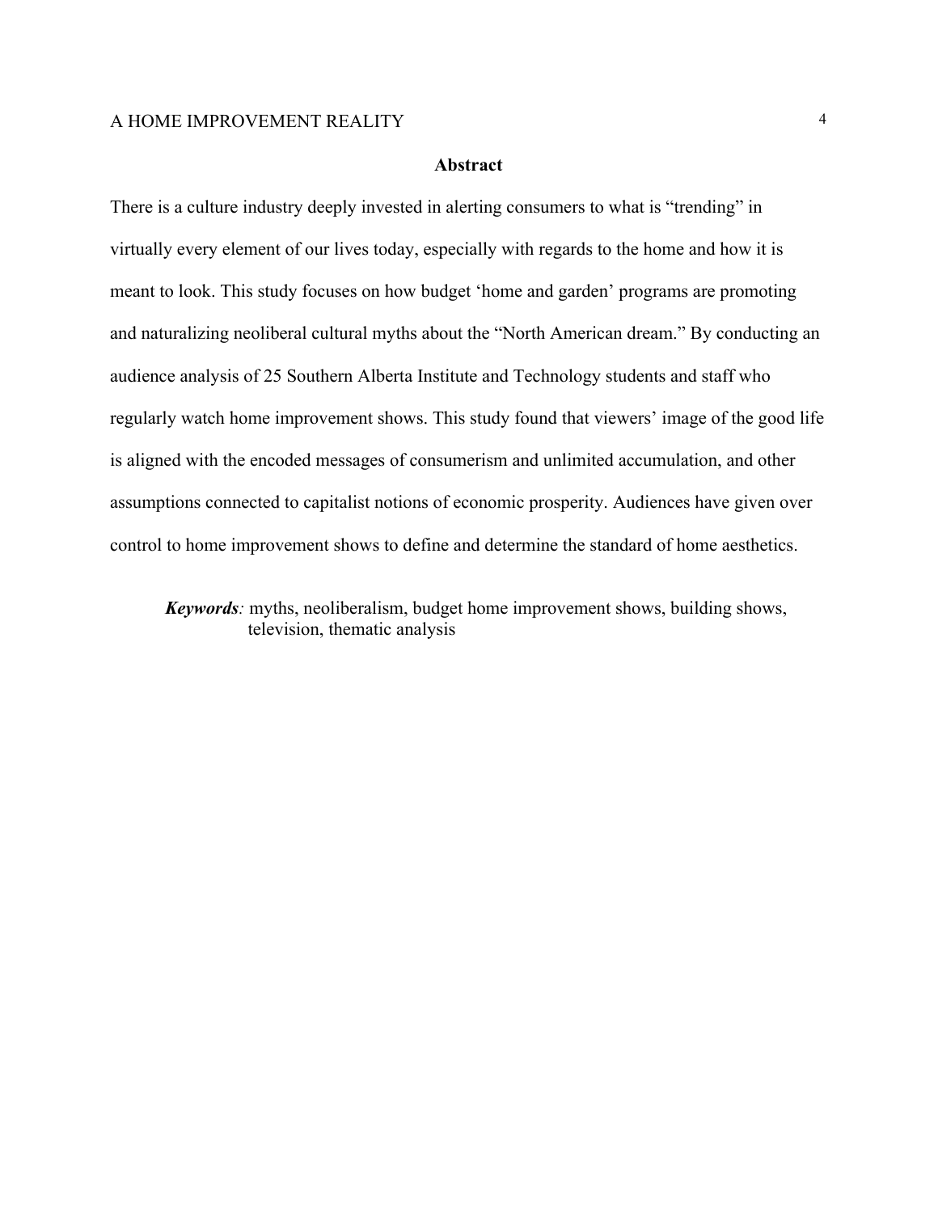## Abstract

There is a culture industry deeply invested in alerting consumers to what is "trending" in virtually every element of our lives today, especially with regards to the home and how it is meant to look. This study focuses on how budget 'home and garden' programs are promoting and naturalizing neoliberal cultural myths about the "North American dream." By conducting an audience analysis of 25 Southern Alberta Institute and Technology students and staff who regularly watch home improvement shows. This study found that viewers' image of the good life is aligned with the encoded messages of consumerism and unlimited accumulation, and other assumptions connected to capitalist notions of economic prosperity. Audiences have given over control to home improvement shows to define and determine the standard of home aesthetics.

***Keywords**:* myths, neoliberalism, budget home improvement shows, building shows, television, thematic analysis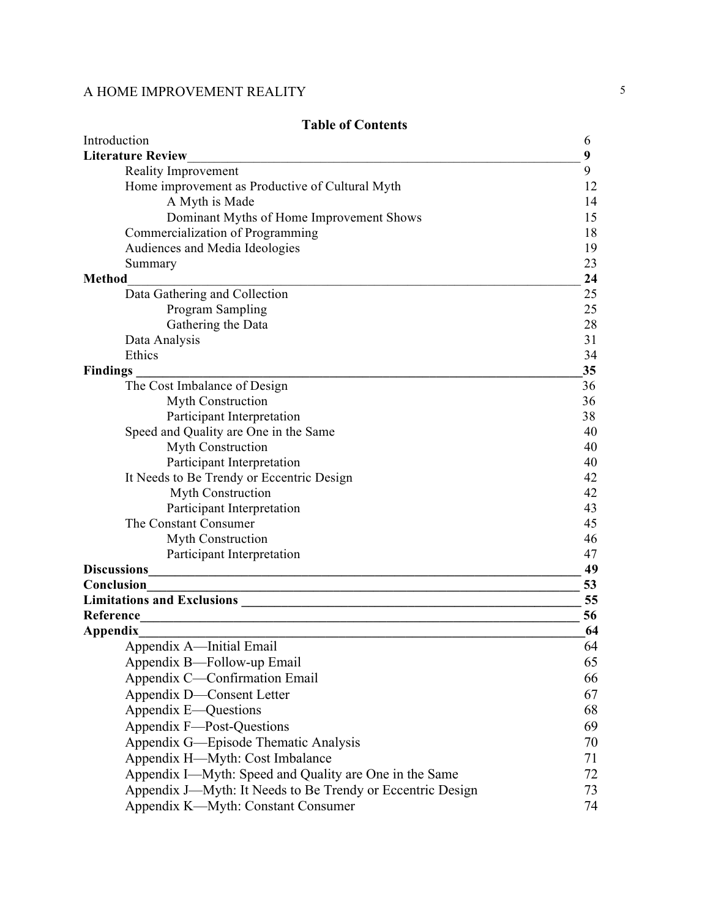**Table of Contents**

Introduction 6

**Literature Review 9**

- Reality Improvement 9
- Home improvement as Productive of Cultural Myth 12
  - A Myth is Made 14
  - Dominant Myths of Home Improvement Shows 15
- Commercialization of Programming 18
- Audiences and Media Ideologies 19
- Summary 23

**Method 24**

- Data Gathering and Collection 25
  - Program Sampling 25
  - Gathering the Data 28
- Data Analysis 31
- Ethics 34

**Findings 35**

- The Cost Imbalance of Design 36
  - Myth Construction 36
  - Participant Interpretation 38
- Speed and Quality are One in the Same 40
  - Myth Construction 40
  - Participant Interpretation 40
- It Needs to Be Trendy or Eccentric Design 42
  - Myth Construction 42
  - Participant Interpretation 43
- The Constant Consumer 45
  - Myth Construction 46
  - Participant Interpretation 47

**Discussions 49**

**Conclusion 53**

**Limitations and Exclusions 55**

**Reference 56**

**Appendix 64**

- Appendix A—Initial Email 64
- Appendix B—Follow-up Email 65
- Appendix C—Confirmation Email 66
- Appendix D—Consent Letter 67
- Appendix E—Questions 68
- Appendix F—Post-Questions 69
- Appendix G—Episode Thematic Analysis 70
- Appendix H—Myth: Cost Imbalance 71
- Appendix I—Myth: Speed and Quality are One in the Same 72
- Appendix J—Myth: It Needs to Be Trendy or Eccentric Design 73
- Appendix K—Myth: Constant Consumer 74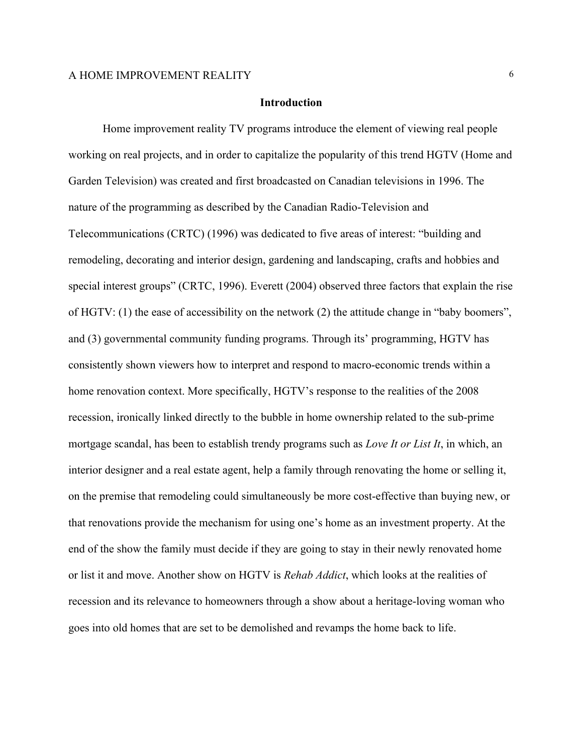## Introduction

Home improvement reality TV programs introduce the element of viewing real people working on real projects, and in order to capitalize the popularity of this trend HGTV (Home and Garden Television) was created and first broadcasted on Canadian televisions in 1996. The nature of the programming as described by the Canadian Radio-Television and Telecommunications (CRTC) (1996) was dedicated to five areas of interest: "building and remodeling, decorating and interior design, gardening and landscaping, crafts and hobbies and special interest groups" (CRTC, 1996). Everett (2004) observed three factors that explain the rise of HGTV: (1) the ease of accessibility on the network (2) the attitude change in "baby boomers", and (3) governmental community funding programs. Through its' programming, HGTV has consistently shown viewers how to interpret and respond to macro-economic trends within a home renovation context. More specifically, HGTV's response to the realities of the 2008 recession, ironically linked directly to the bubble in home ownership related to the sub-prime mortgage scandal, has been to establish trendy programs such as *Love It or List It*, in which, an interior designer and a real estate agent, help a family through renovating the home or selling it, on the premise that remodeling could simultaneously be more cost-effective than buying new, or that renovations provide the mechanism for using one's home as an investment property. At the end of the show the family must decide if they are going to stay in their newly renovated home or list it and move. Another show on HGTV is *Rehab Addict*, which looks at the realities of recession and its relevance to homeowners through a show about a heritage-loving woman who goes into old homes that are set to be demolished and revamps the home back to life.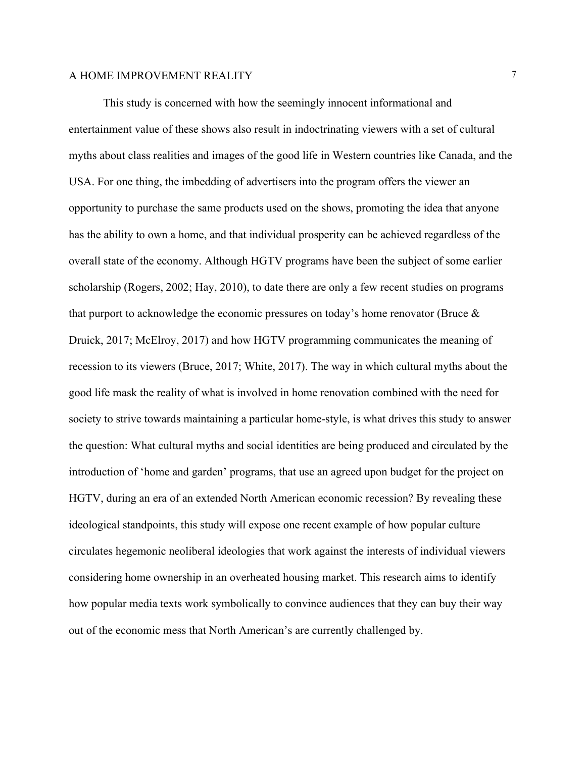This study is concerned with how the seemingly innocent informational and entertainment value of these shows also result in indoctrinating viewers with a set of cultural myths about class realities and images of the good life in Western countries like Canada, and the USA. For one thing, the imbedding of advertisers into the program offers the viewer an opportunity to purchase the same products used on the shows, promoting the idea that anyone has the ability to own a home, and that individual prosperity can be achieved regardless of the overall state of the economy. Although HGTV programs have been the subject of some earlier scholarship (Rogers, 2002; Hay, 2010), to date there are only a few recent studies on programs that purport to acknowledge the economic pressures on today's home renovator (Bruce & Druick, 2017; McElroy, 2017) and how HGTV programming communicates the meaning of recession to its viewers (Bruce, 2017; White, 2017). The way in which cultural myths about the good life mask the reality of what is involved in home renovation combined with the need for society to strive towards maintaining a particular home-style, is what drives this study to answer the question: What cultural myths and social identities are being produced and circulated by the introduction of 'home and garden' programs, that use an agreed upon budget for the project on HGTV, during an era of an extended North American economic recession? By revealing these ideological standpoints, this study will expose one recent example of how popular culture circulates hegemonic neoliberal ideologies that work against the interests of individual viewers considering home ownership in an overheated housing market. This research aims to identify how popular media texts work symbolically to convince audiences that they can buy their way out of the economic mess that North American's are currently challenged by.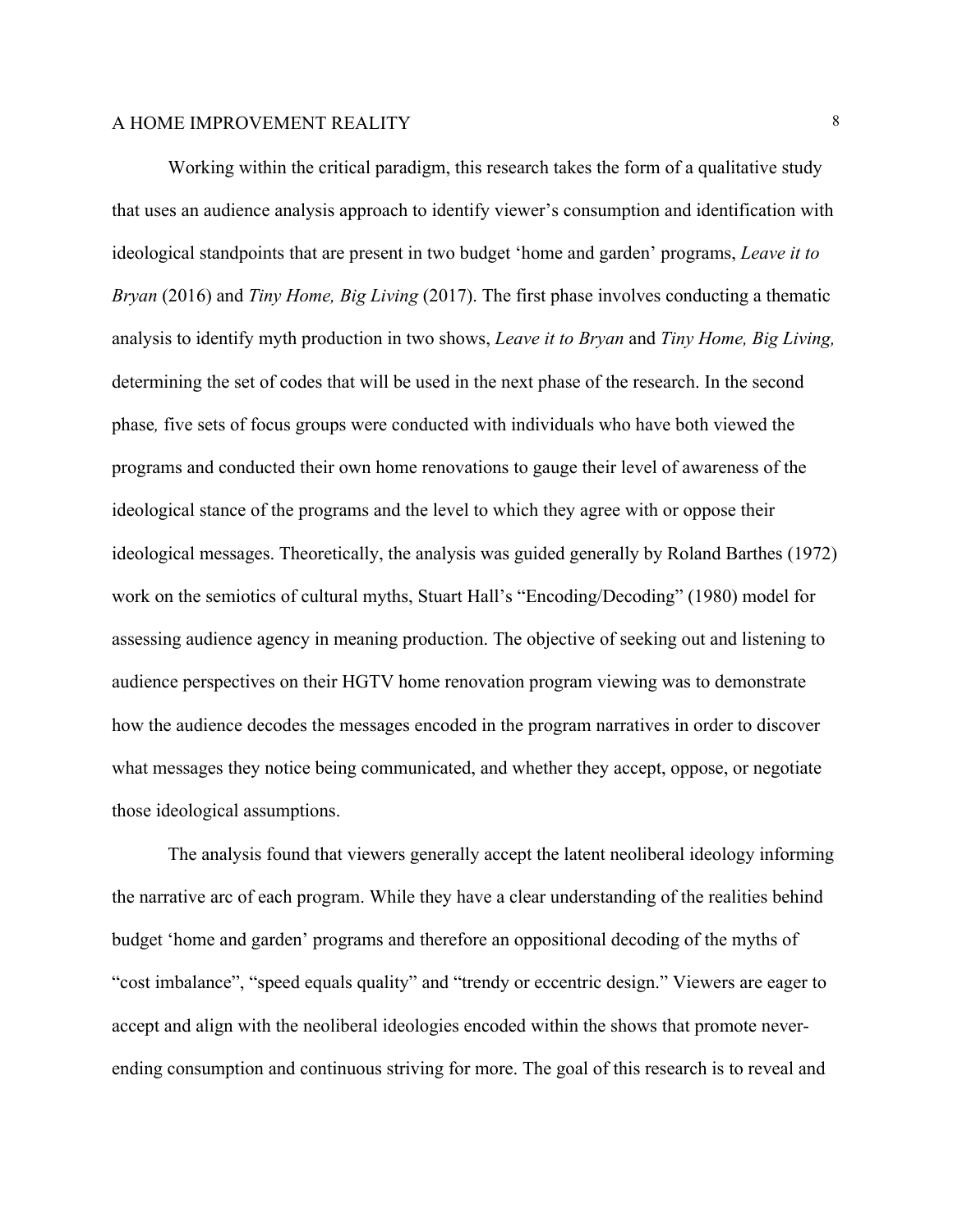Working within the critical paradigm, this research takes the form of a qualitative study that uses an audience analysis approach to identify viewer's consumption and identification with ideological standpoints that are present in two budget 'home and garden' programs, *Leave it to Bryan* (2016) and *Tiny Home, Big Living* (2017). The first phase involves conducting a thematic analysis to identify myth production in two shows, *Leave it to Bryan* and *Tiny Home, Big Living,* determining the set of codes that will be used in the next phase of the research. In the second phase*,* five sets of focus groups were conducted with individuals who have both viewed the programs and conducted their own home renovations to gauge their level of awareness of the ideological stance of the programs and the level to which they agree with or oppose their ideological messages. Theoretically, the analysis was guided generally by Roland Barthes (1972) work on the semiotics of cultural myths, Stuart Hall's "Encoding/Decoding" (1980) model for assessing audience agency in meaning production. The objective of seeking out and listening to audience perspectives on their HGTV home renovation program viewing was to demonstrate how the audience decodes the messages encoded in the program narratives in order to discover what messages they notice being communicated, and whether they accept, oppose, or negotiate those ideological assumptions.

The analysis found that viewers generally accept the latent neoliberal ideology informing the narrative arc of each program. While they have a clear understanding of the realities behind budget 'home and garden' programs and therefore an oppositional decoding of the myths of "cost imbalance", "speed equals quality" and "trendy or eccentric design." Viewers are eager to accept and align with the neoliberal ideologies encoded within the shows that promote never-ending consumption and continuous striving for more. The goal of this research is to reveal and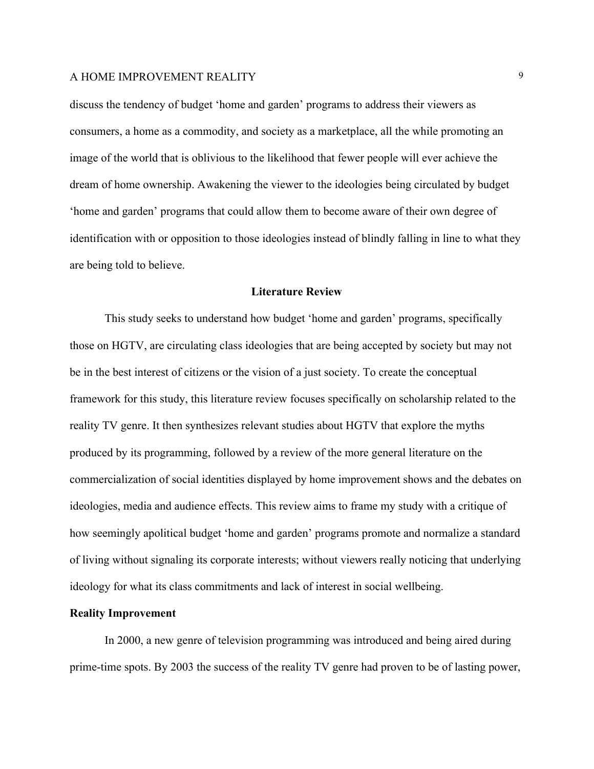discuss the tendency of budget 'home and garden' programs to address their viewers as consumers, a home as a commodity, and society as a marketplace, all the while promoting an image of the world that is oblivious to the likelihood that fewer people will ever achieve the dream of home ownership. Awakening the viewer to the ideologies being circulated by budget 'home and garden' programs that could allow them to become aware of their own degree of identification with or opposition to those ideologies instead of blindly falling in line to what they are being told to believe.

## Literature Review

This study seeks to understand how budget 'home and garden' programs, specifically those on HGTV, are circulating class ideologies that are being accepted by society but may not be in the best interest of citizens or the vision of a just society. To create the conceptual framework for this study, this literature review focuses specifically on scholarship related to the reality TV genre. It then synthesizes relevant studies about HGTV that explore the myths produced by its programming, followed by a review of the more general literature on the commercialization of social identities displayed by home improvement shows and the debates on ideologies, media and audience effects. This review aims to frame my study with a critique of how seemingly apolitical budget 'home and garden' programs promote and normalize a standard of living without signaling its corporate interests; without viewers really noticing that underlying ideology for what its class commitments and lack of interest in social wellbeing.

### Reality Improvement

In 2000, a new genre of television programming was introduced and being aired during prime-time spots. By 2003 the success of the reality TV genre had proven to be of lasting power,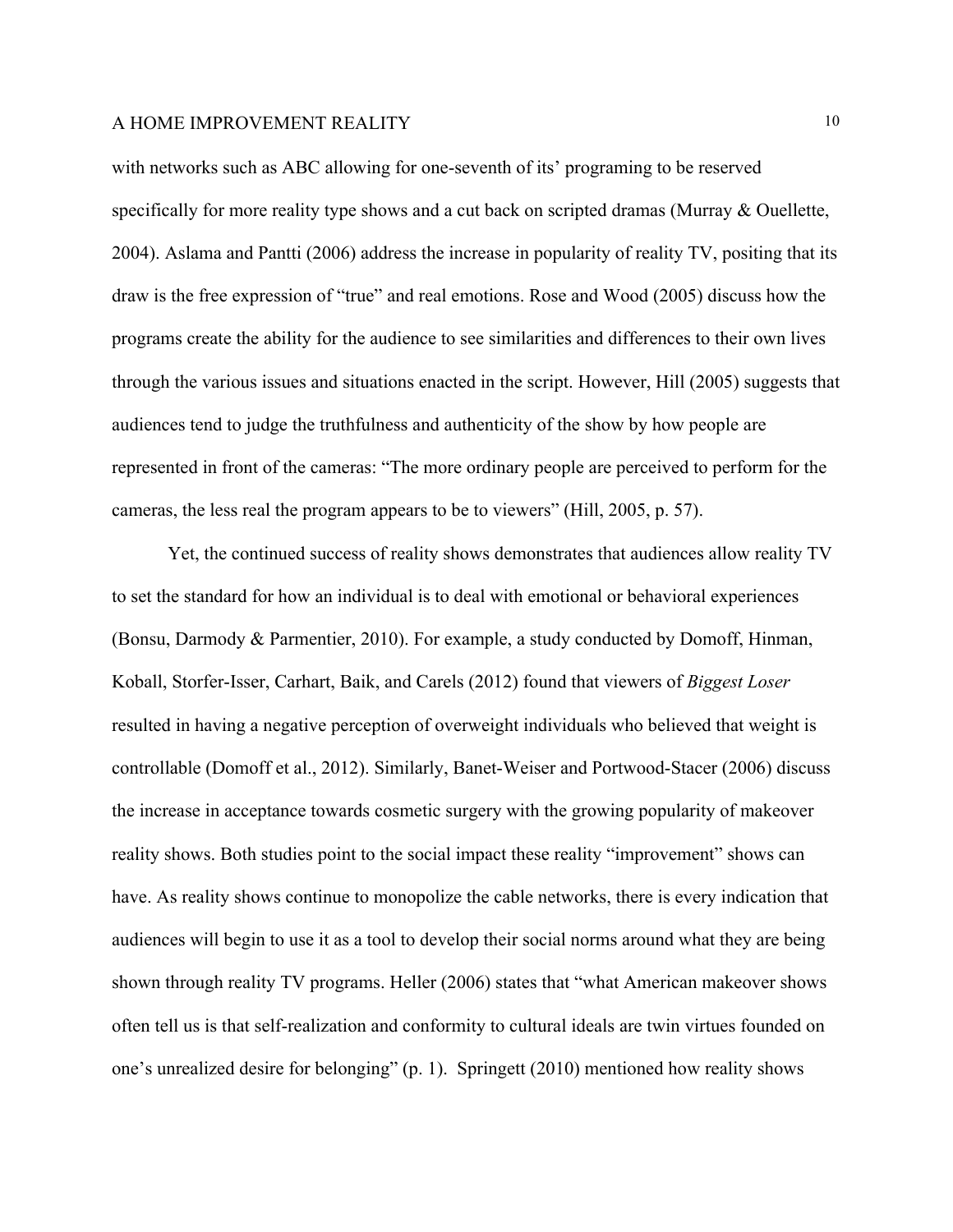with networks such as ABC allowing for one-seventh of its' programing to be reserved specifically for more reality type shows and a cut back on scripted dramas (Murray & Ouellette, 2004). Aslama and Pantti (2006) address the increase in popularity of reality TV, positing that its draw is the free expression of "true" and real emotions. Rose and Wood (2005) discuss how the programs create the ability for the audience to see similarities and differences to their own lives through the various issues and situations enacted in the script. However, Hill (2005) suggests that audiences tend to judge the truthfulness and authenticity of the show by how people are represented in front of the cameras: "The more ordinary people are perceived to perform for the cameras, the less real the program appears to be to viewers" (Hill, 2005, p. 57).

Yet, the continued success of reality shows demonstrates that audiences allow reality TV to set the standard for how an individual is to deal with emotional or behavioral experiences (Bonsu, Darmody & Parmentier, 2010). For example, a study conducted by Domoff, Hinman, Koball, Storfer-Isser, Carhart, Baik, and Carels (2012) found that viewers of *Biggest Loser* resulted in having a negative perception of overweight individuals who believed that weight is controllable (Domoff et al., 2012). Similarly, Banet-Weiser and Portwood-Stacer (2006) discuss the increase in acceptance towards cosmetic surgery with the growing popularity of makeover reality shows. Both studies point to the social impact these reality "improvement" shows can have. As reality shows continue to monopolize the cable networks, there is every indication that audiences will begin to use it as a tool to develop their social norms around what they are being shown through reality TV programs. Heller (2006) states that "what American makeover shows often tell us is that self-realization and conformity to cultural ideals are twin virtues founded on one's unrealized desire for belonging" (p. 1). Springett (2010) mentioned how reality shows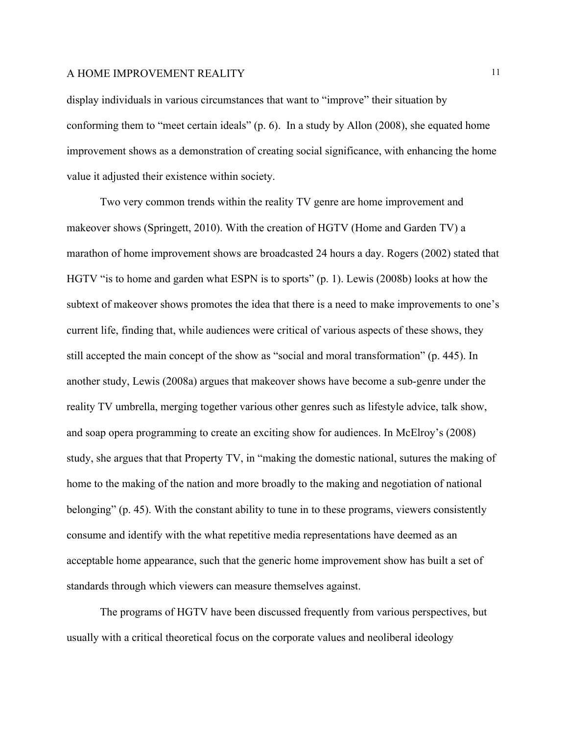display individuals in various circumstances that want to “improve” their situation by conforming them to “meet certain ideals” (p. 6). In a study by Allon (2008), she equated home improvement shows as a demonstration of creating social significance, with enhancing the home value it adjusted their existence within society.

Two very common trends within the reality TV genre are home improvement and makeover shows (Springett, 2010). With the creation of HGTV (Home and Garden TV) a marathon of home improvement shows are broadcasted 24 hours a day. Rogers (2002) stated that HGTV “is to home and garden what ESPN is to sports” (p. 1). Lewis (2008b) looks at how the subtext of makeover shows promotes the idea that there is a need to make improvements to one’s current life, finding that, while audiences were critical of various aspects of these shows, they still accepted the main concept of the show as “social and moral transformation” (p. 445). In another study, Lewis (2008a) argues that makeover shows have become a sub-genre under the reality TV umbrella, merging together various other genres such as lifestyle advice, talk show, and soap opera programming to create an exciting show for audiences. In McElroy’s (2008) study, she argues that that Property TV, in “making the domestic national, sutures the making of home to the making of the nation and more broadly to the making and negotiation of national belonging” (p. 45). With the constant ability to tune in to these programs, viewers consistently consume and identify with the what repetitive media representations have deemed as an acceptable home appearance, such that the generic home improvement show has built a set of standards through which viewers can measure themselves against.

The programs of HGTV have been discussed frequently from various perspectives, but usually with a critical theoretical focus on the corporate values and neoliberal ideology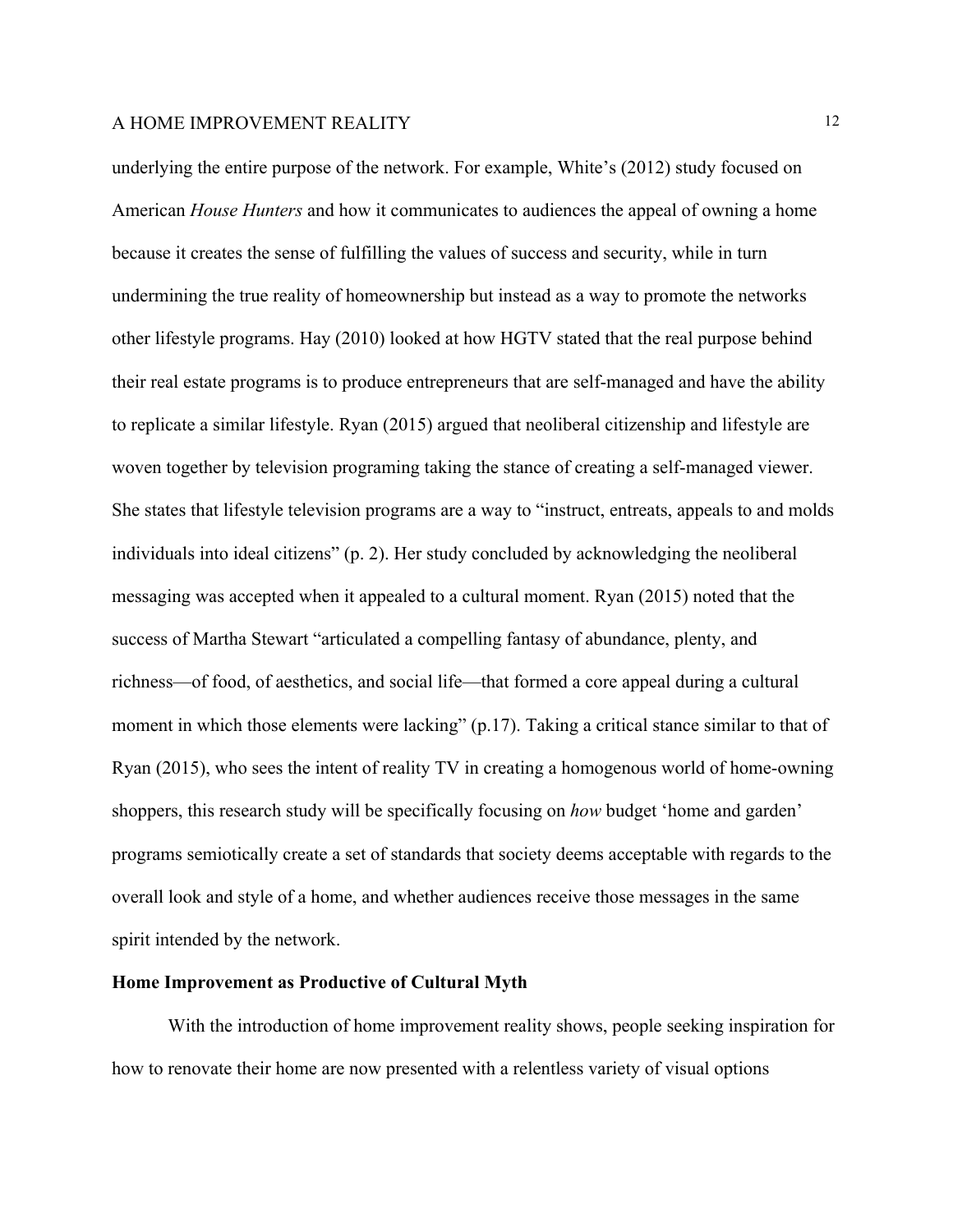underlying the entire purpose of the network. For example, White's (2012) study focused on American *House Hunters* and how it communicates to audiences the appeal of owning a home because it creates the sense of fulfilling the values of success and security, while in turn undermining the true reality of homeownership but instead as a way to promote the networks other lifestyle programs. Hay (2010) looked at how HGTV stated that the real purpose behind their real estate programs is to produce entrepreneurs that are self-managed and have the ability to replicate a similar lifestyle. Ryan (2015) argued that neoliberal citizenship and lifestyle are woven together by television programing taking the stance of creating a self-managed viewer. She states that lifestyle television programs are a way to "instruct, entreats, appeals to and molds individuals into ideal citizens" (p. 2). Her study concluded by acknowledging the neoliberal messaging was accepted when it appealed to a cultural moment. Ryan (2015) noted that the success of Martha Stewart "articulated a compelling fantasy of abundance, plenty, and richness—of food, of aesthetics, and social life—that formed a core appeal during a cultural moment in which those elements were lacking" (p.17). Taking a critical stance similar to that of Ryan (2015), who sees the intent of reality TV in creating a homogenous world of home-owning shoppers, this research study will be specifically focusing on *how* budget 'home and garden' programs semiotically create a set of standards that society deems acceptable with regards to the overall look and style of a home, and whether audiences receive those messages in the same spirit intended by the network.

**Home Improvement as Productive of Cultural Myth**

With the introduction of home improvement reality shows, people seeking inspiration for how to renovate their home are now presented with a relentless variety of visual options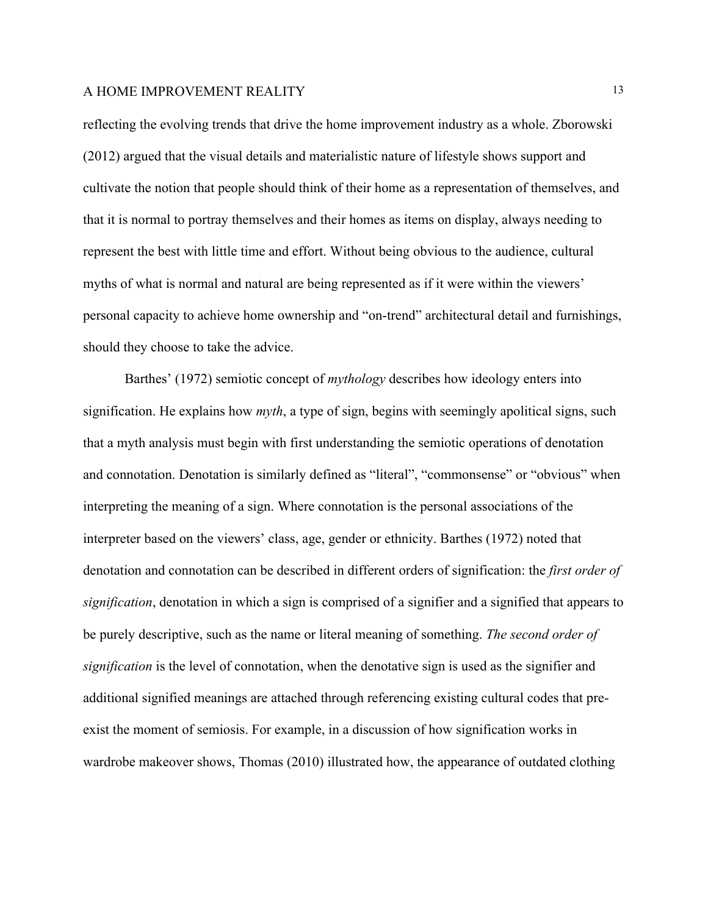reflecting the evolving trends that drive the home improvement industry as a whole. Zborowski (2012) argued that the visual details and materialistic nature of lifestyle shows support and cultivate the notion that people should think of their home as a representation of themselves, and that it is normal to portray themselves and their homes as items on display, always needing to represent the best with little time and effort. Without being obvious to the audience, cultural myths of what is normal and natural are being represented as if it were within the viewers' personal capacity to achieve home ownership and "on-trend" architectural detail and furnishings, should they choose to take the advice.

Barthes' (1972) semiotic concept of *mythology* describes how ideology enters into signification. He explains how *myth*, a type of sign, begins with seemingly apolitical signs, such that a myth analysis must begin with first understanding the semiotic operations of denotation and connotation. Denotation is similarly defined as "literal", "commonsense" or "obvious" when interpreting the meaning of a sign. Where connotation is the personal associations of the interpreter based on the viewers' class, age, gender or ethnicity. Barthes (1972) noted that denotation and connotation can be described in different orders of signification: the *first order of signification*, denotation in which a sign is comprised of a signifier and a signified that appears to be purely descriptive, such as the name or literal meaning of something. *The second order of signification* is the level of connotation, when the denotative sign is used as the signifier and additional signified meanings are attached through referencing existing cultural codes that pre-exist the moment of semiosis. For example, in a discussion of how signification works in wardrobe makeover shows, Thomas (2010) illustrated how, the appearance of outdated clothing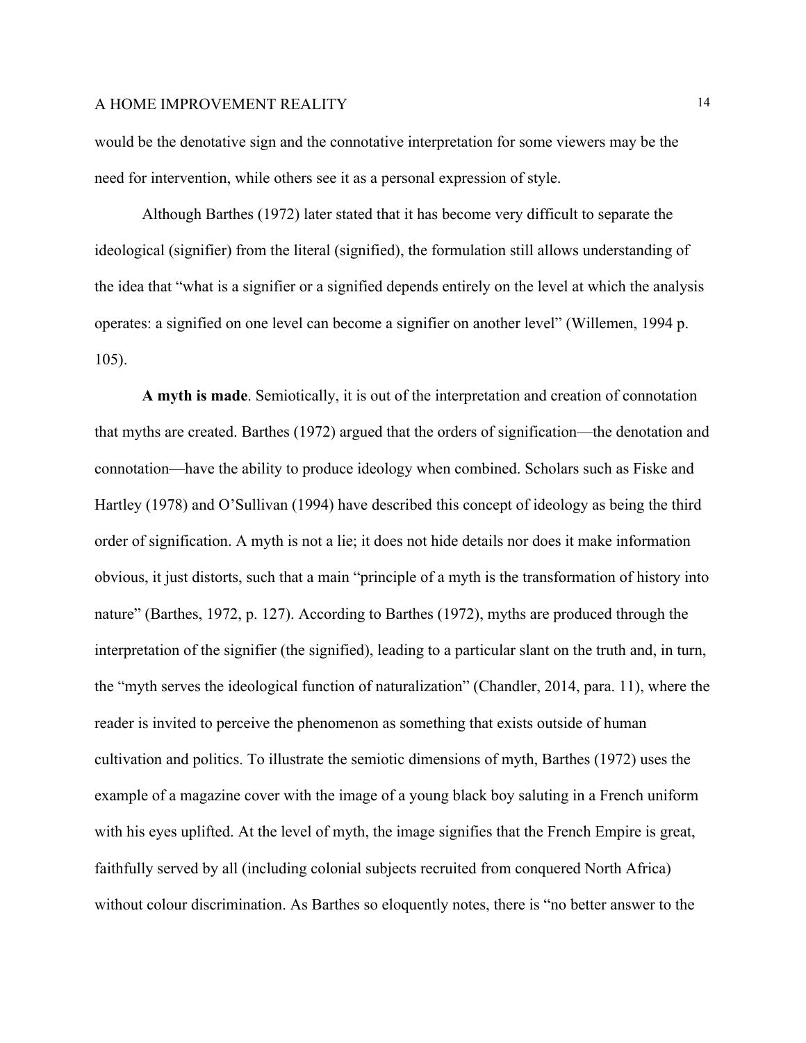would be the denotative sign and the connotative interpretation for some viewers may be the need for intervention, while others see it as a personal expression of style.

Although Barthes (1972) later stated that it has become very difficult to separate the ideological (signifier) from the literal (signified), the formulation still allows understanding of the idea that "what is a signifier or a signified depends entirely on the level at which the analysis operates: a signified on one level can become a signifier on another level" (Willemen, 1994 p. 105).

**A myth is made**. Semiotically, it is out of the interpretation and creation of connotation that myths are created. Barthes (1972) argued that the orders of signification—the denotation and connotation—have the ability to produce ideology when combined. Scholars such as Fiske and Hartley (1978) and O'Sullivan (1994) have described this concept of ideology as being the third order of signification. A myth is not a lie; it does not hide details nor does it make information obvious, it just distorts, such that a main "principle of a myth is the transformation of history into nature" (Barthes, 1972, p. 127). According to Barthes (1972), myths are produced through the interpretation of the signifier (the signified), leading to a particular slant on the truth and, in turn, the "myth serves the ideological function of naturalization" (Chandler, 2014, para. 11), where the reader is invited to perceive the phenomenon as something that exists outside of human cultivation and politics. To illustrate the semiotic dimensions of myth, Barthes (1972) uses the example of a magazine cover with the image of a young black boy saluting in a French uniform with his eyes uplifted. At the level of myth, the image signifies that the French Empire is great, faithfully served by all (including colonial subjects recruited from conquered North Africa) without colour discrimination. As Barthes so eloquently notes, there is "no better answer to the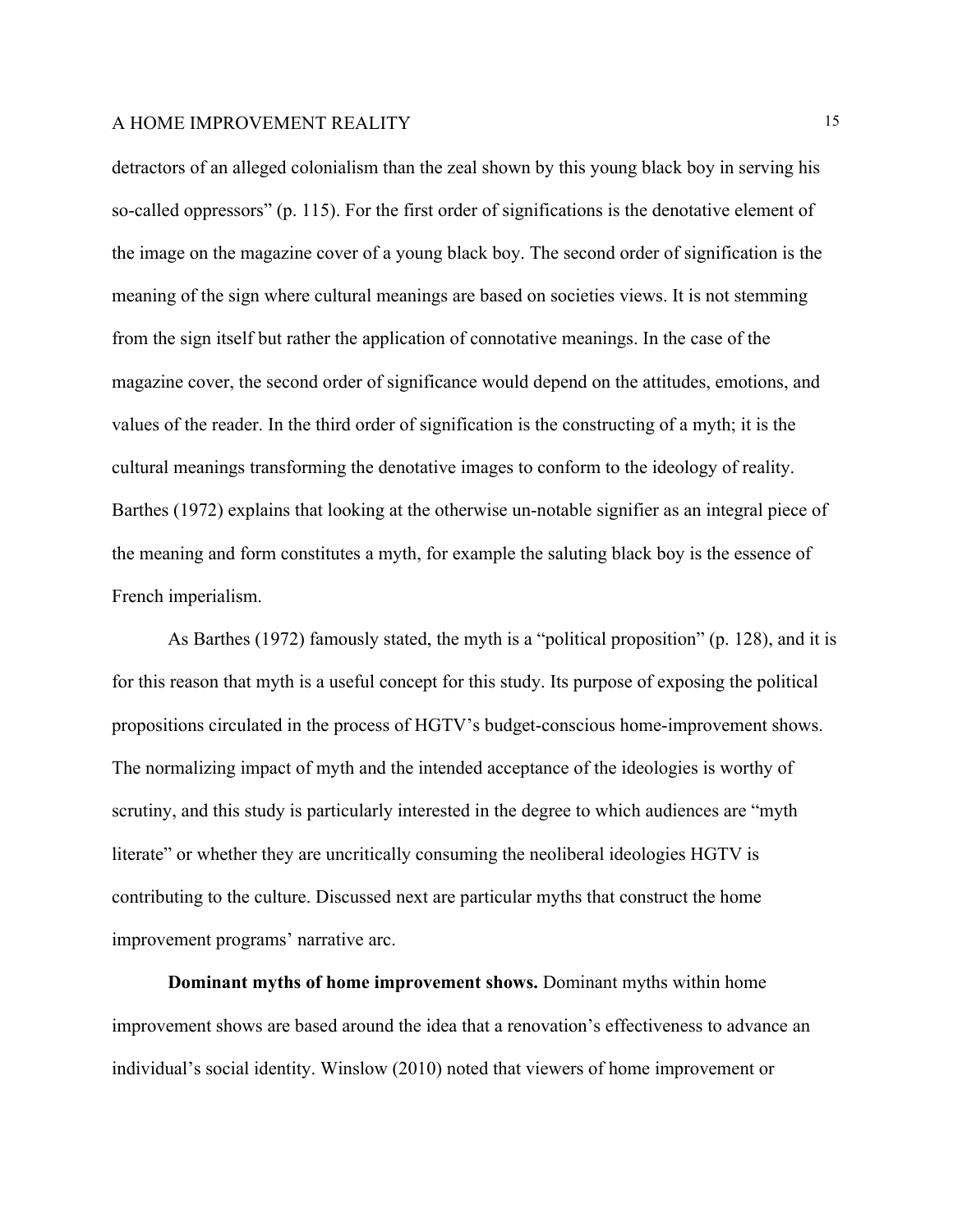detractors of an alleged colonialism than the zeal shown by this young black boy in serving his so-called oppressors" (p. 115). For the first order of significations is the denotative element of the image on the magazine cover of a young black boy. The second order of signification is the meaning of the sign where cultural meanings are based on societies views. It is not stemming from the sign itself but rather the application of connotative meanings. In the case of the magazine cover, the second order of significance would depend on the attitudes, emotions, and values of the reader. In the third order of signification is the constructing of a myth; it is the cultural meanings transforming the denotative images to conform to the ideology of reality. Barthes (1972) explains that looking at the otherwise un-notable signifier as an integral piece of the meaning and form constitutes a myth, for example the saluting black boy is the essence of French imperialism.

As Barthes (1972) famously stated, the myth is a "political proposition" (p. 128), and it is for this reason that myth is a useful concept for this study. Its purpose of exposing the political propositions circulated in the process of HGTV's budget-conscious home-improvement shows. The normalizing impact of myth and the intended acceptance of the ideologies is worthy of scrutiny, and this study is particularly interested in the degree to which audiences are "myth literate" or whether they are uncritically consuming the neoliberal ideologies HGTV is contributing to the culture. Discussed next are particular myths that construct the home improvement programs' narrative arc.

**Dominant myths of home improvement shows.** Dominant myths within home improvement shows are based around the idea that a renovation's effectiveness to advance an individual's social identity. Winslow (2010) noted that viewers of home improvement or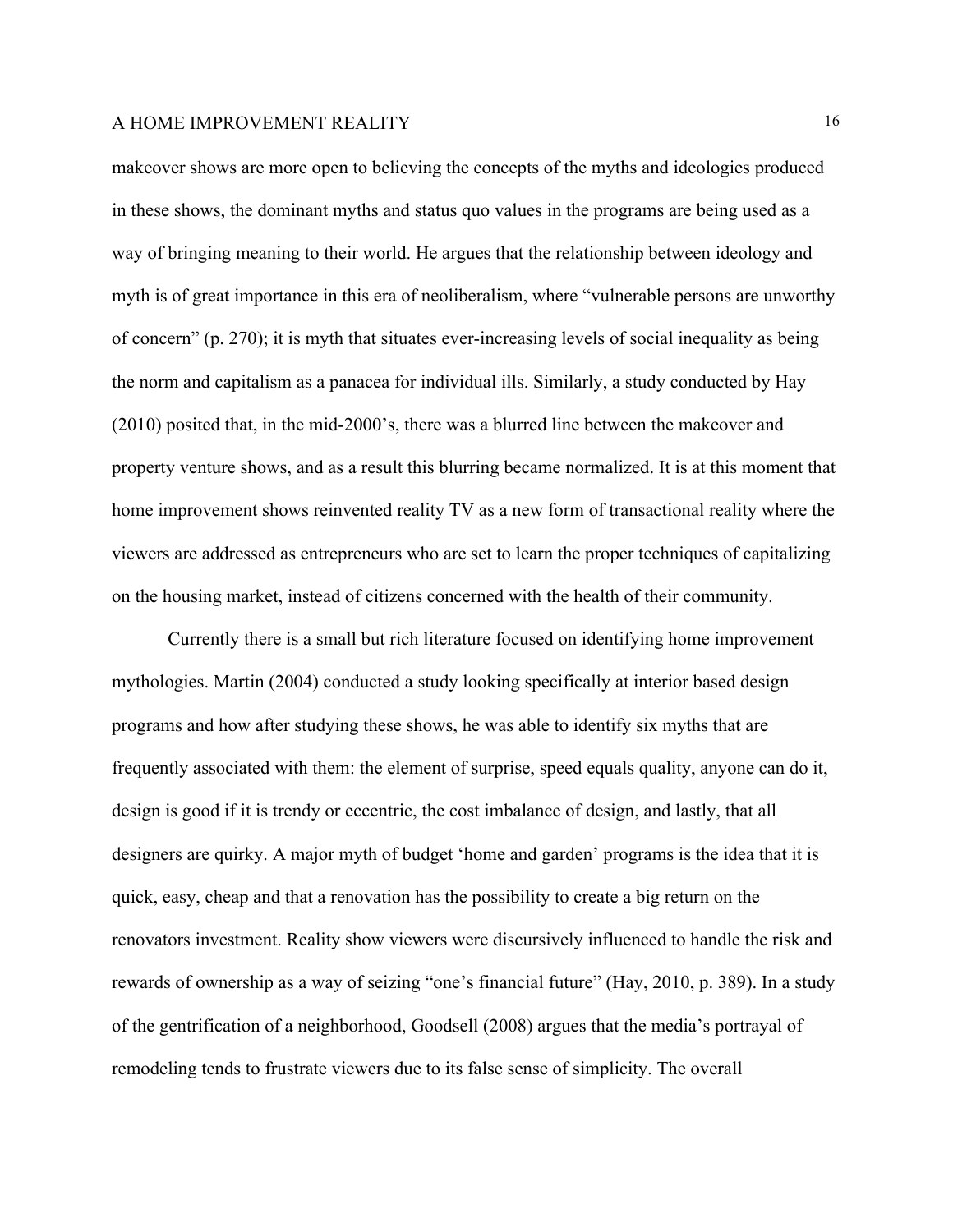makeover shows are more open to believing the concepts of the myths and ideologies produced in these shows, the dominant myths and status quo values in the programs are being used as a way of bringing meaning to their world. He argues that the relationship between ideology and myth is of great importance in this era of neoliberalism, where "vulnerable persons are unworthy of concern" (p. 270); it is myth that situates ever-increasing levels of social inequality as being the norm and capitalism as a panacea for individual ills. Similarly, a study conducted by Hay (2010) posited that, in the mid-2000's, there was a blurred line between the makeover and property venture shows, and as a result this blurring became normalized. It is at this moment that home improvement shows reinvented reality TV as a new form of transactional reality where the viewers are addressed as entrepreneurs who are set to learn the proper techniques of capitalizing on the housing market, instead of citizens concerned with the health of their community.

Currently there is a small but rich literature focused on identifying home improvement mythologies. Martin (2004) conducted a study looking specifically at interior based design programs and how after studying these shows, he was able to identify six myths that are frequently associated with them: the element of surprise, speed equals quality, anyone can do it, design is good if it is trendy or eccentric, the cost imbalance of design, and lastly, that all designers are quirky. A major myth of budget 'home and garden' programs is the idea that it is quick, easy, cheap and that a renovation has the possibility to create a big return on the renovators investment. Reality show viewers were discursively influenced to handle the risk and rewards of ownership as a way of seizing "one's financial future" (Hay, 2010, p. 389). In a study of the gentrification of a neighborhood, Goodsell (2008) argues that the media's portrayal of remodeling tends to frustrate viewers due to its false sense of simplicity. The overall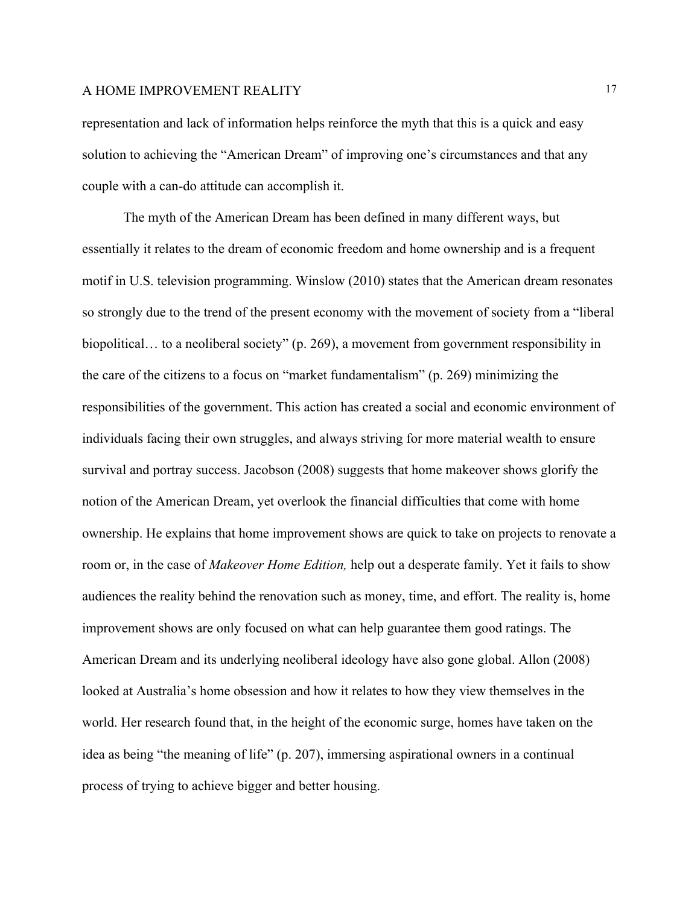representation and lack of information helps reinforce the myth that this is a quick and easy solution to achieving the "American Dream" of improving one's circumstances and that any couple with a can-do attitude can accomplish it.

The myth of the American Dream has been defined in many different ways, but essentially it relates to the dream of economic freedom and home ownership and is a frequent motif in U.S. television programming. Winslow (2010) states that the American dream resonates so strongly due to the trend of the present economy with the movement of society from a "liberal biopolitical… to a neoliberal society" (p. 269), a movement from government responsibility in the care of the citizens to a focus on "market fundamentalism" (p. 269) minimizing the responsibilities of the government. This action has created a social and economic environment of individuals facing their own struggles, and always striving for more material wealth to ensure survival and portray success. Jacobson (2008) suggests that home makeover shows glorify the notion of the American Dream, yet overlook the financial difficulties that come with home ownership. He explains that home improvement shows are quick to take on projects to renovate a room or, in the case of *Makeover Home Edition,* help out a desperate family. Yet it fails to show audiences the reality behind the renovation such as money, time, and effort. The reality is, home improvement shows are only focused on what can help guarantee them good ratings. The American Dream and its underlying neoliberal ideology have also gone global. Allon (2008) looked at Australia's home obsession and how it relates to how they view themselves in the world. Her research found that, in the height of the economic surge, homes have taken on the idea as being "the meaning of life" (p. 207), immersing aspirational owners in a continual process of trying to achieve bigger and better housing.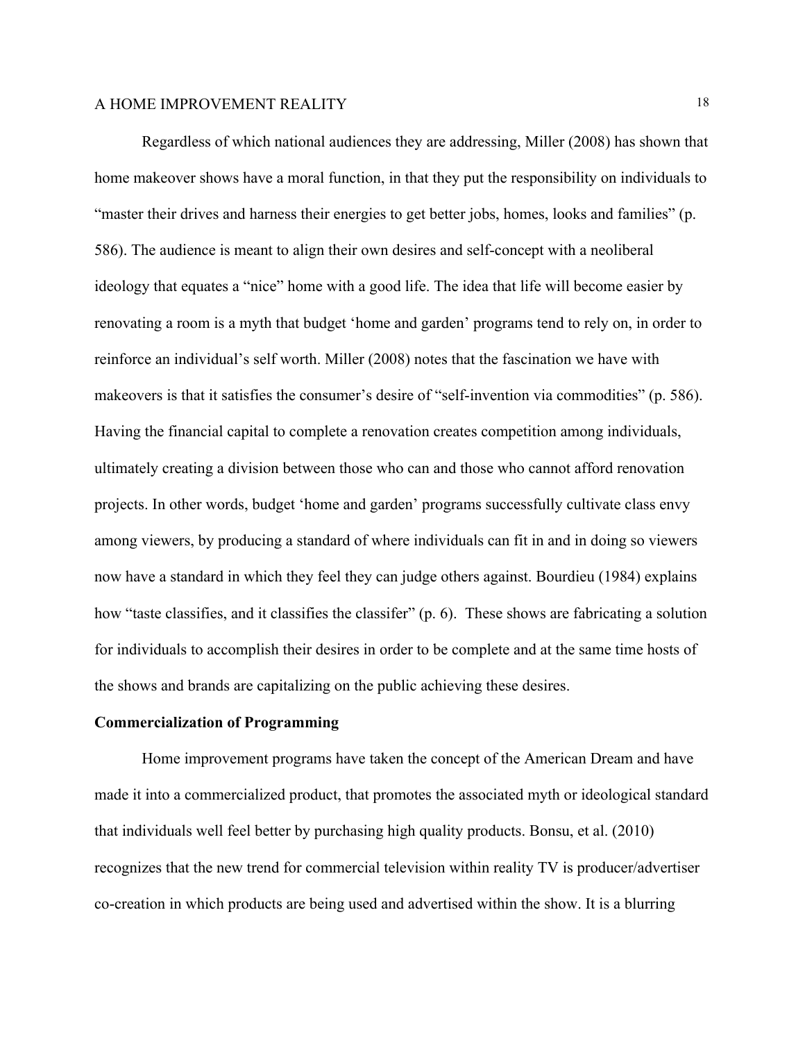Regardless of which national audiences they are addressing, Miller (2008) has shown that home makeover shows have a moral function, in that they put the responsibility on individuals to "master their drives and harness their energies to get better jobs, homes, looks and families" (p. 586). The audience is meant to align their own desires and self-concept with a neoliberal ideology that equates a "nice" home with a good life. The idea that life will become easier by renovating a room is a myth that budget 'home and garden' programs tend to rely on, in order to reinforce an individual's self worth. Miller (2008) notes that the fascination we have with makeovers is that it satisfies the consumer's desire of "self-invention via commodities" (p. 586). Having the financial capital to complete a renovation creates competition among individuals, ultimately creating a division between those who can and those who cannot afford renovation projects. In other words, budget 'home and garden' programs successfully cultivate class envy among viewers, by producing a standard of where individuals can fit in and in doing so viewers now have a standard in which they feel they can judge others against. Bourdieu (1984) explains how "taste classifies, and it classifies the classifer" (p. 6). These shows are fabricating a solution for individuals to accomplish their desires in order to be complete and at the same time hosts of the shows and brands are capitalizing on the public achieving these desires.

**Commercialization of Programming**

Home improvement programs have taken the concept of the American Dream and have made it into a commercialized product, that promotes the associated myth or ideological standard that individuals well feel better by purchasing high quality products. Bonsu, et al. (2010) recognizes that the new trend for commercial television within reality TV is producer/advertiser co-creation in which products are being used and advertised within the show. It is a blurring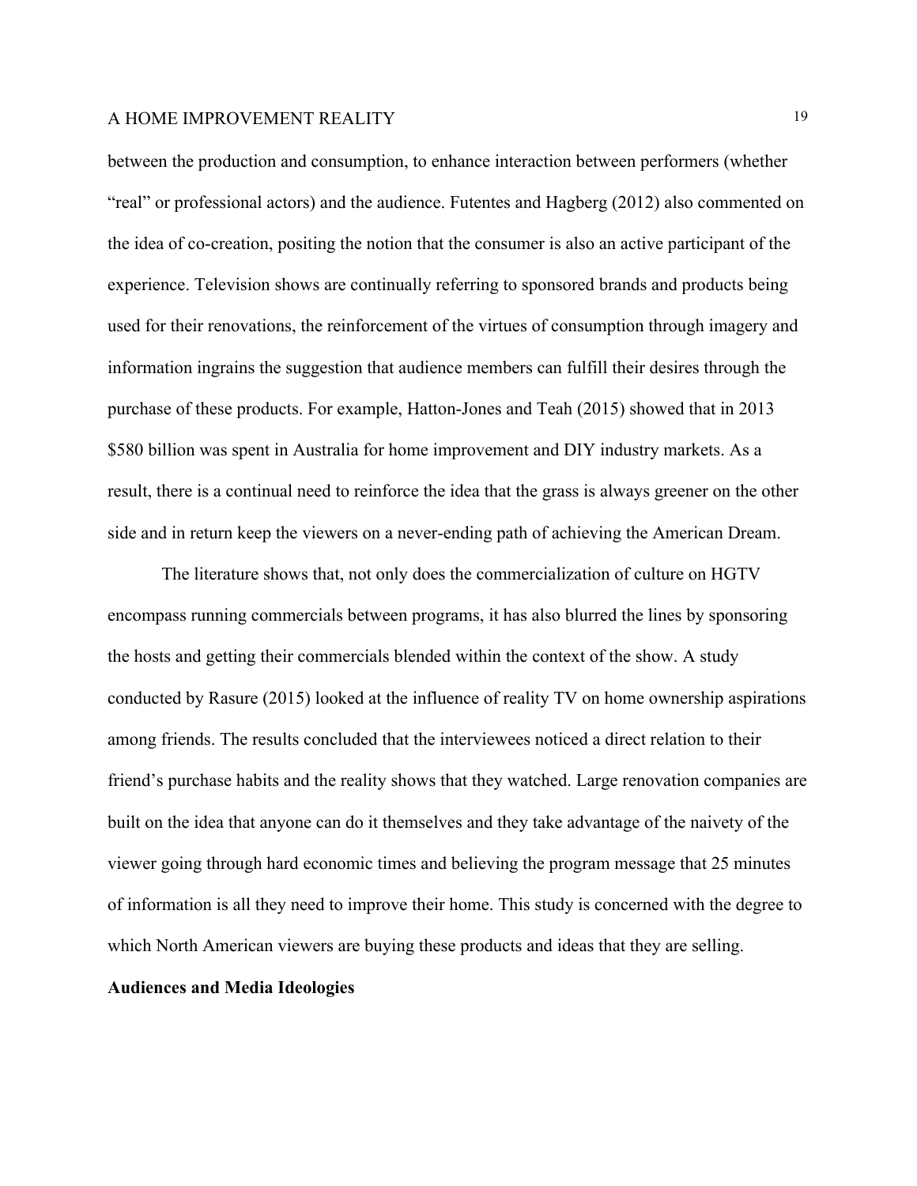between the production and consumption, to enhance interaction between performers (whether "real" or professional actors) and the audience. Futentes and Hagberg (2012) also commented on the idea of co-creation, positing the notion that the consumer is also an active participant of the experience. Television shows are continually referring to sponsored brands and products being used for their renovations, the reinforcement of the virtues of consumption through imagery and information ingrains the suggestion that audience members can fulfill their desires through the purchase of these products. For example, Hatton-Jones and Teah (2015) showed that in 2013 $580 billion was spent in Australia for home improvement and DIY industry markets. As a result, there is a continual need to reinforce the idea that the grass is always greener on the other side and in return keep the viewers on a never-ending path of achieving the American Dream.

The literature shows that, not only does the commercialization of culture on HGTV encompass running commercials between programs, it has also blurred the lines by sponsoring the hosts and getting their commercials blended within the context of the show. A study conducted by Rasure (2015) looked at the influence of reality TV on home ownership aspirations among friends. The results concluded that the interviewees noticed a direct relation to their friend's purchase habits and the reality shows that they watched. Large renovation companies are built on the idea that anyone can do it themselves and they take advantage of the naivety of the viewer going through hard economic times and believing the program message that 25 minutes of information is all they need to improve their home. This study is concerned with the degree to which North American viewers are buying these products and ideas that they are selling.

## Audiences and Media Ideologies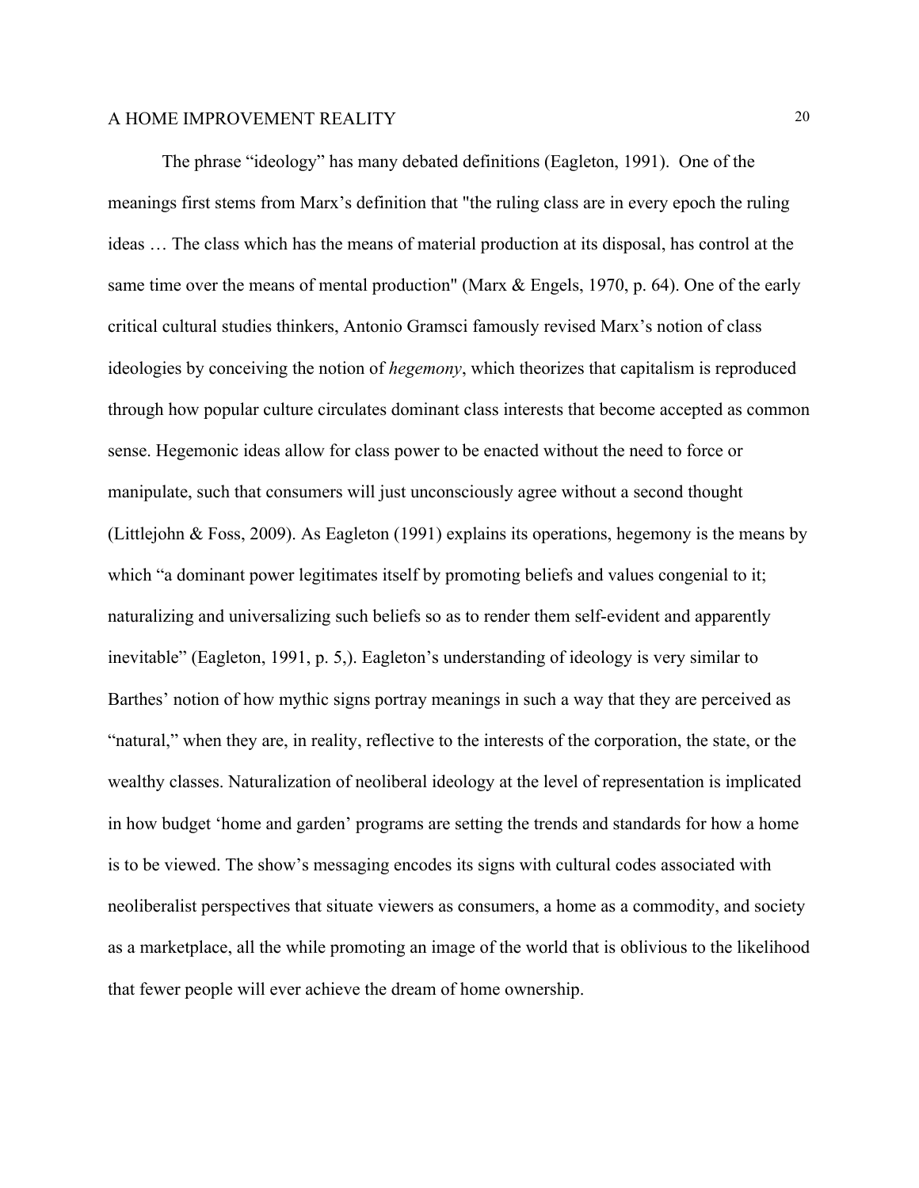The phrase “ideology” has many debated definitions (Eagleton, 1991). One of the meanings first stems from Marx’s definition that "the ruling class are in every epoch the ruling ideas … The class which has the means of material production at its disposal, has control at the same time over the means of mental production" (Marx & Engels, 1970, p. 64). One of the early critical cultural studies thinkers, Antonio Gramsci famously revised Marx’s notion of class ideologies by conceiving the notion of *hegemony*, which theorizes that capitalism is reproduced through how popular culture circulates dominant class interests that become accepted as common sense. Hegemonic ideas allow for class power to be enacted without the need to force or manipulate, such that consumers will just unconsciously agree without a second thought (Littlejohn & Foss, 2009). As Eagleton (1991) explains its operations, hegemony is the means by which “a dominant power legitimates itself by promoting beliefs and values congenial to it; naturalizing and universalizing such beliefs so as to render them self-evident and apparently inevitable” (Eagleton, 1991, p. 5,). Eagleton’s understanding of ideology is very similar to Barthes’ notion of how mythic signs portray meanings in such a way that they are perceived as “natural,” when they are, in reality, reflective to the interests of the corporation, the state, or the wealthy classes. Naturalization of neoliberal ideology at the level of representation is implicated in how budget ‘home and garden’ programs are setting the trends and standards for how a home is to be viewed. The show’s messaging encodes its signs with cultural codes associated with neoliberalist perspectives that situate viewers as consumers, a home as a commodity, and society as a marketplace, all the while promoting an image of the world that is oblivious to the likelihood that fewer people will ever achieve the dream of home ownership.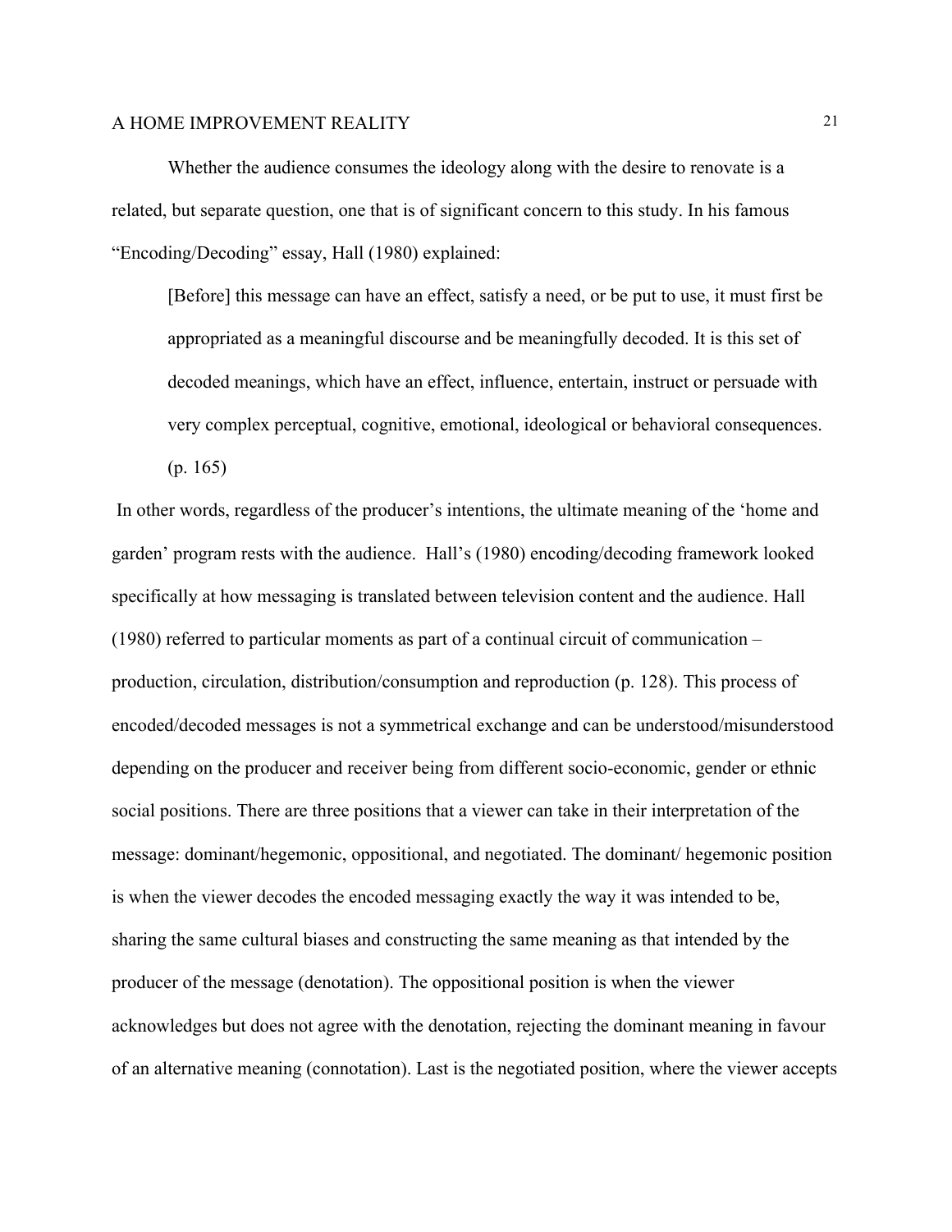Whether the audience consumes the ideology along with the desire to renovate is a related, but separate question, one that is of significant concern to this study. In his famous "Encoding/Decoding" essay, Hall (1980) explained:

> [Before] this message can have an effect, satisfy a need, or be put to use, it must first be appropriated as a meaningful discourse and be meaningfully decoded. It is this set of decoded meanings, which have an effect, influence, entertain, instruct or persuade with very complex perceptual, cognitive, emotional, ideological or behavioral consequences. (p. 165)

In other words, regardless of the producer's intentions, the ultimate meaning of the 'home and garden' program rests with the audience. Hall's (1980) encoding/decoding framework looked specifically at how messaging is translated between television content and the audience. Hall (1980) referred to particular moments as part of a continual circuit of communication – production, circulation, distribution/consumption and reproduction (p. 128). This process of encoded/decoded messages is not a symmetrical exchange and can be understood/misunderstood depending on the producer and receiver being from different socio-economic, gender or ethnic social positions. There are three positions that a viewer can take in their interpretation of the message: dominant/hegemonic, oppositional, and negotiated. The dominant/ hegemonic position is when the viewer decodes the encoded messaging exactly the way it was intended to be, sharing the same cultural biases and constructing the same meaning as that intended by the producer of the message (denotation). The oppositional position is when the viewer acknowledges but does not agree with the denotation, rejecting the dominant meaning in favour of an alternative meaning (connotation). Last is the negotiated position, where the viewer accepts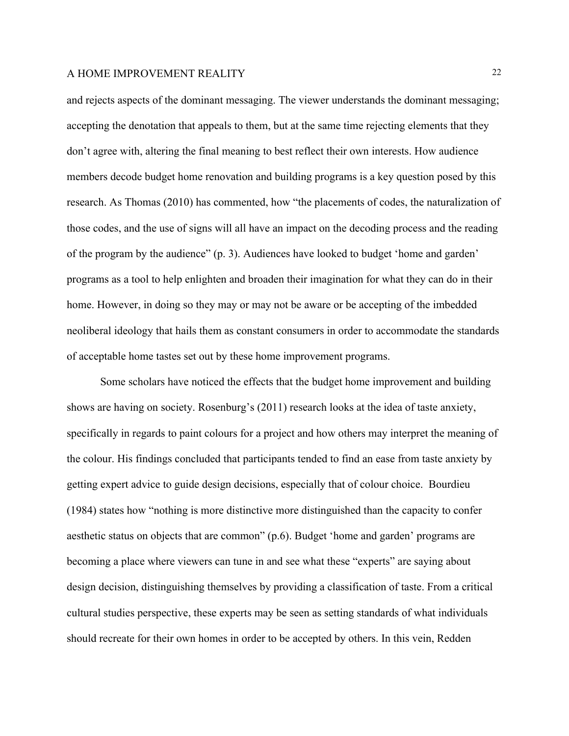and rejects aspects of the dominant messaging. The viewer understands the dominant messaging; accepting the denotation that appeals to them, but at the same time rejecting elements that they don't agree with, altering the final meaning to best reflect their own interests. How audience members decode budget home renovation and building programs is a key question posed by this research. As Thomas (2010) has commented, how "the placements of codes, the naturalization of those codes, and the use of signs will all have an impact on the decoding process and the reading of the program by the audience" (p. 3). Audiences have looked to budget 'home and garden' programs as a tool to help enlighten and broaden their imagination for what they can do in their home. However, in doing so they may or may not be aware or be accepting of the imbedded neoliberal ideology that hails them as constant consumers in order to accommodate the standards of acceptable home tastes set out by these home improvement programs.

Some scholars have noticed the effects that the budget home improvement and building shows are having on society. Rosenburg's (2011) research looks at the idea of taste anxiety, specifically in regards to paint colours for a project and how others may interpret the meaning of the colour. His findings concluded that participants tended to find an ease from taste anxiety by getting expert advice to guide design decisions, especially that of colour choice. Bourdieu (1984) states how "nothing is more distinctive more distinguished than the capacity to confer aesthetic status on objects that are common" (p.6). Budget 'home and garden' programs are becoming a place where viewers can tune in and see what these "experts" are saying about design decision, distinguishing themselves by providing a classification of taste. From a critical cultural studies perspective, these experts may be seen as setting standards of what individuals should recreate for their own homes in order to be accepted by others. In this vein, Redden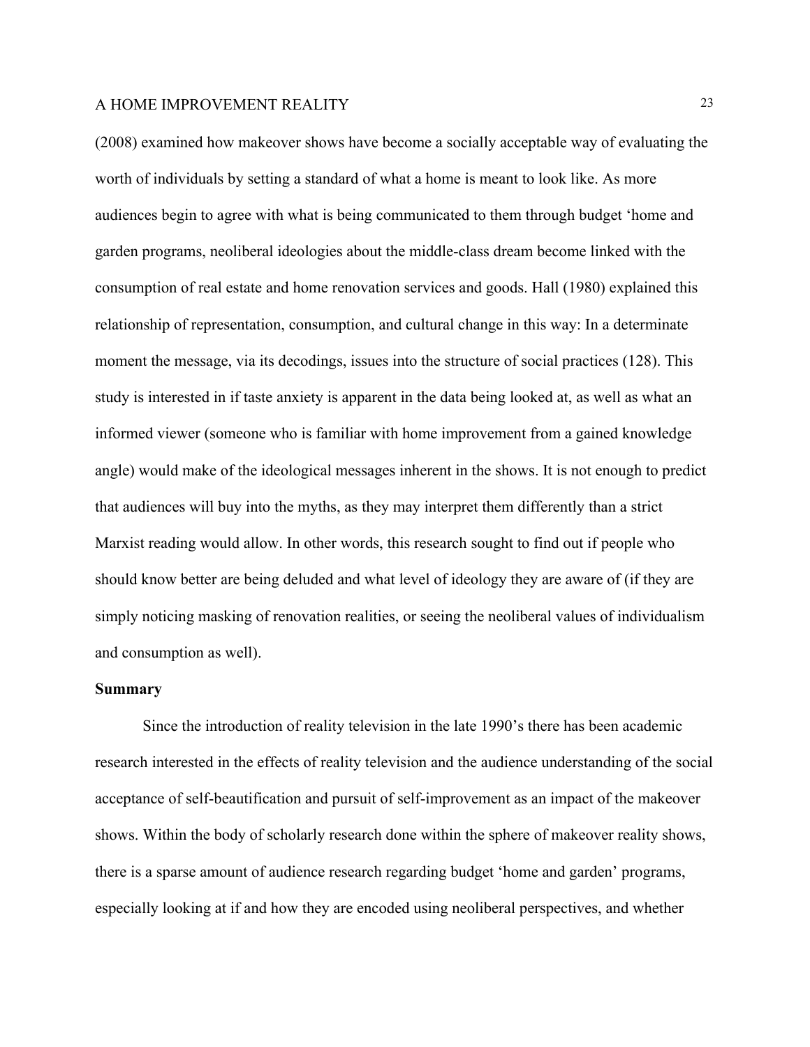(2008) examined how makeover shows have become a socially acceptable way of evaluating the worth of individuals by setting a standard of what a home is meant to look like. As more audiences begin to agree with what is being communicated to them through budget 'home and garden programs, neoliberal ideologies about the middle-class dream become linked with the consumption of real estate and home renovation services and goods. Hall (1980) explained this relationship of representation, consumption, and cultural change in this way: In a determinate moment the message, via its decodings, issues into the structure of social practices (128). This study is interested in if taste anxiety is apparent in the data being looked at, as well as what an informed viewer (someone who is familiar with home improvement from a gained knowledge angle) would make of the ideological messages inherent in the shows. It is not enough to predict that audiences will buy into the myths, as they may interpret them differently than a strict Marxist reading would allow. In other words, this research sought to find out if people who should know better are being deluded and what level of ideology they are aware of (if they are simply noticing masking of renovation realities, or seeing the neoliberal values of individualism and consumption as well).

**Summary**

Since the introduction of reality television in the late 1990's there has been academic research interested in the effects of reality television and the audience understanding of the social acceptance of self-beautification and pursuit of self-improvement as an impact of the makeover shows. Within the body of scholarly research done within the sphere of makeover reality shows, there is a sparse amount of audience research regarding budget 'home and garden' programs, especially looking at if and how they are encoded using neoliberal perspectives, and whether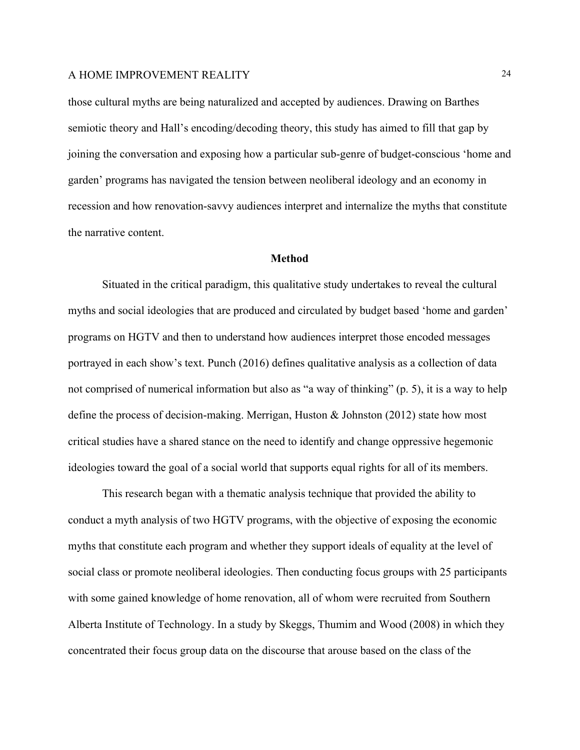those cultural myths are being naturalized and accepted by audiences. Drawing on Barthes semiotic theory and Hall's encoding/decoding theory, this study has aimed to fill that gap by joining the conversation and exposing how a particular sub-genre of budget-conscious 'home and garden' programs has navigated the tension between neoliberal ideology and an economy in recession and how renovation-savvy audiences interpret and internalize the myths that constitute the narrative content.

## Method

Situated in the critical paradigm, this qualitative study undertakes to reveal the cultural myths and social ideologies that are produced and circulated by budget based 'home and garden' programs on HGTV and then to understand how audiences interpret those encoded messages portrayed in each show's text. Punch (2016) defines qualitative analysis as a collection of data not comprised of numerical information but also as "a way of thinking" (p. 5), it is a way to help define the process of decision-making. Merrigan, Huston & Johnston (2012) state how most critical studies have a shared stance on the need to identify and change oppressive hegemonic ideologies toward the goal of a social world that supports equal rights for all of its members.

This research began with a thematic analysis technique that provided the ability to conduct a myth analysis of two HGTV programs, with the objective of exposing the economic myths that constitute each program and whether they support ideals of equality at the level of social class or promote neoliberal ideologies. Then conducting focus groups with 25 participants with some gained knowledge of home renovation, all of whom were recruited from Southern Alberta Institute of Technology. In a study by Skeggs, Thumim and Wood (2008) in which they concentrated their focus group data on the discourse that arouse based on the class of the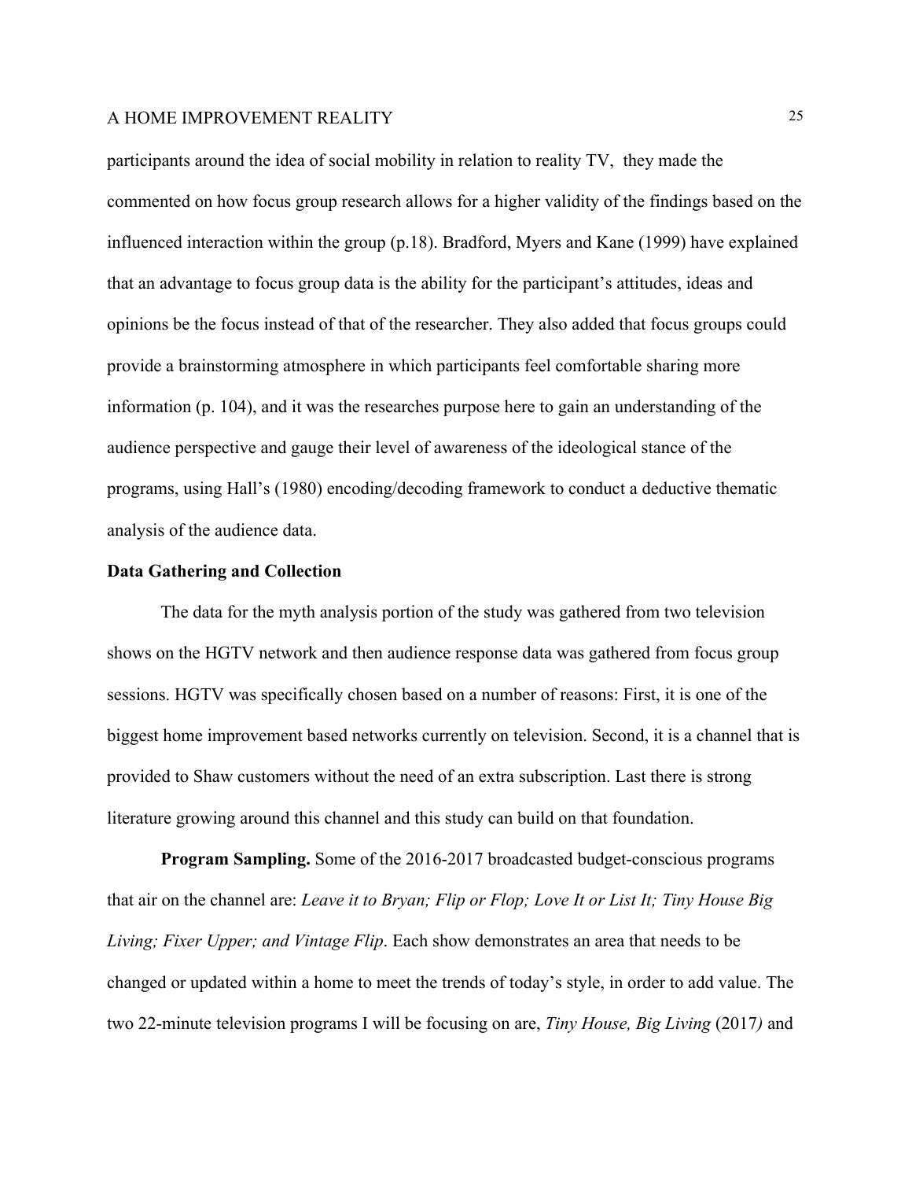participants around the idea of social mobility in relation to reality TV,  they made the commented on how focus group research allows for a higher validity of the findings based on the influenced interaction within the group (p.18). Bradford, Myers and Kane (1999) have explained that an advantage to focus group data is the ability for the participant's attitudes, ideas and opinions be the focus instead of that of the researcher. They also added that focus groups could provide a brainstorming atmosphere in which participants feel comfortable sharing more information (p. 104), and it was the researches purpose here to gain an understanding of the audience perspective and gauge their level of awareness of the ideological stance of the programs, using Hall's (1980) encoding/decoding framework to conduct a deductive thematic analysis of the audience data.

**Data Gathering and Collection**

The data for the myth analysis portion of the study was gathered from two television shows on the HGTV network and then audience response data was gathered from focus group sessions. HGTV was specifically chosen based on a number of reasons: First, it is one of the biggest home improvement based networks currently on television. Second, it is a channel that is provided to Shaw customers without the need of an extra subscription. Last there is strong literature growing around this channel and this study can build on that foundation.

**Program Sampling.** Some of the 2016-2017 broadcasted budget-conscious programs that air on the channel are: *Leave it to Bryan; Flip or Flop; Love It or List It; Tiny House Big Living; Fixer Upper; and Vintage Flip*. Each show demonstrates an area that needs to be changed or updated within a home to meet the trends of today's style, in order to add value. The two 22-minute television programs I will be focusing on are, *Tiny House, Big Living* (2017*)* and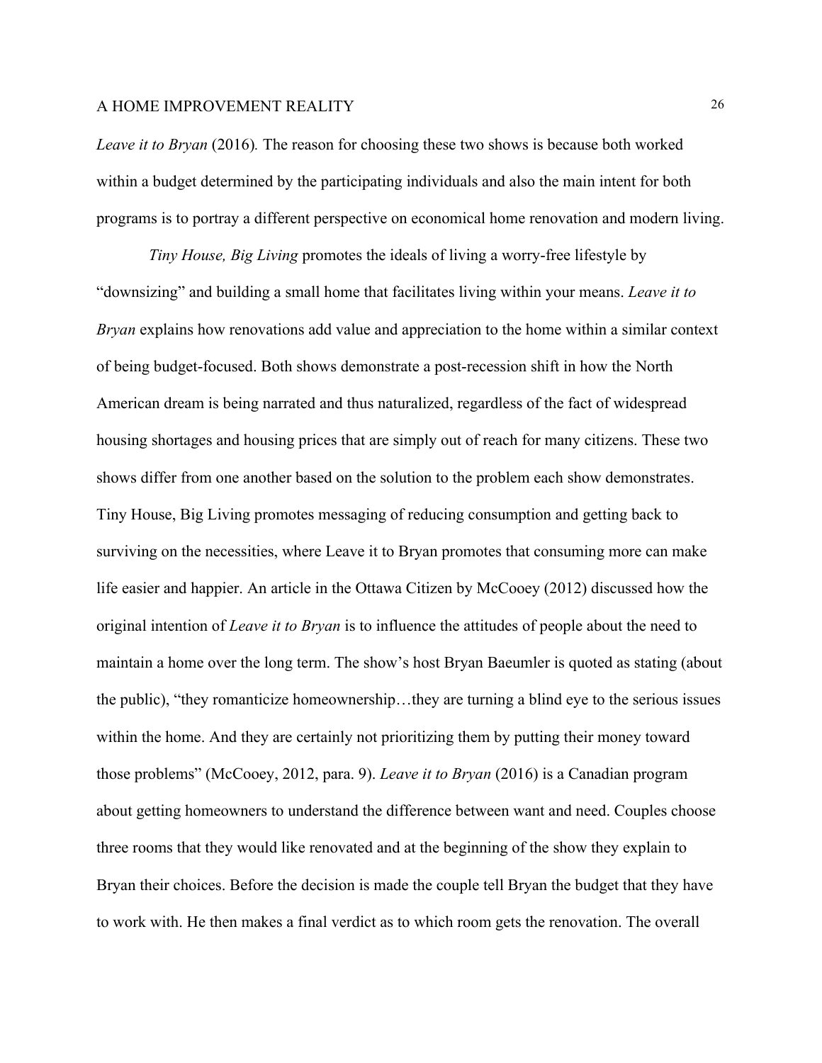*Leave it to Bryan* (2016)*.* The reason for choosing these two shows is because both worked within a budget determined by the participating individuals and also the main intent for both programs is to portray a different perspective on economical home renovation and modern living.

*Tiny House, Big Living* promotes the ideals of living a worry-free lifestyle by "downsizing" and building a small home that facilitates living within your means. *Leave it to Bryan* explains how renovations add value and appreciation to the home within a similar context of being budget-focused. Both shows demonstrate a post-recession shift in how the North American dream is being narrated and thus naturalized, regardless of the fact of widespread housing shortages and housing prices that are simply out of reach for many citizens. These two shows differ from one another based on the solution to the problem each show demonstrates. Tiny House, Big Living promotes messaging of reducing consumption and getting back to surviving on the necessities, where Leave it to Bryan promotes that consuming more can make life easier and happier. An article in the Ottawa Citizen by McCooey (2012) discussed how the original intention of *Leave it to Bryan* is to influence the attitudes of people about the need to maintain a home over the long term. The show's host Bryan Baeumler is quoted as stating (about the public), "they romanticize homeownership…they are turning a blind eye to the serious issues within the home. And they are certainly not prioritizing them by putting their money toward those problems" (McCooey, 2012, para. 9). *Leave it to Bryan* (2016) is a Canadian program about getting homeowners to understand the difference between want and need. Couples choose three rooms that they would like renovated and at the beginning of the show they explain to Bryan their choices. Before the decision is made the couple tell Bryan the budget that they have to work with. He then makes a final verdict as to which room gets the renovation. The overall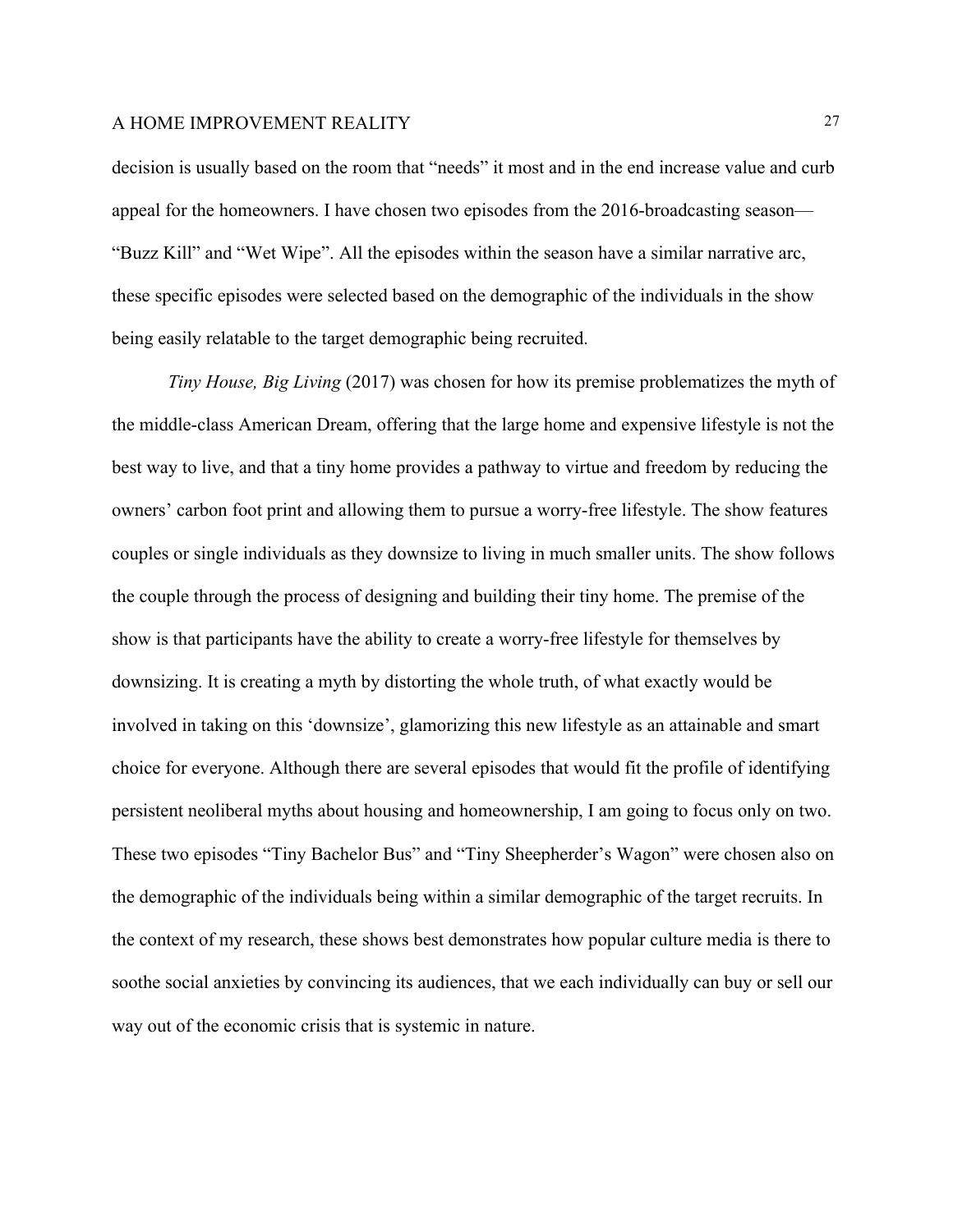decision is usually based on the room that "needs" it most and in the end increase value and curb appeal for the homeowners. I have chosen two episodes from the 2016-broadcasting season— "Buzz Kill" and "Wet Wipe". All the episodes within the season have a similar narrative arc, these specific episodes were selected based on the demographic of the individuals in the show being easily relatable to the target demographic being recruited.

*Tiny House, Big Living* (2017) was chosen for how its premise problematizes the myth of the middle-class American Dream, offering that the large home and expensive lifestyle is not the best way to live, and that a tiny home provides a pathway to virtue and freedom by reducing the owners' carbon foot print and allowing them to pursue a worry-free lifestyle. The show features couples or single individuals as they downsize to living in much smaller units. The show follows the couple through the process of designing and building their tiny home. The premise of the show is that participants have the ability to create a worry-free lifestyle for themselves by downsizing. It is creating a myth by distorting the whole truth, of what exactly would be involved in taking on this 'downsize', glamorizing this new lifestyle as an attainable and smart choice for everyone. Although there are several episodes that would fit the profile of identifying persistent neoliberal myths about housing and homeownership, I am going to focus only on two. These two episodes "Tiny Bachelor Bus" and "Tiny Sheepherder's Wagon" were chosen also on the demographic of the individuals being within a similar demographic of the target recruits. In the context of my research, these shows best demonstrates how popular culture media is there to soothe social anxieties by convincing its audiences, that we each individually can buy or sell our way out of the economic crisis that is systemic in nature.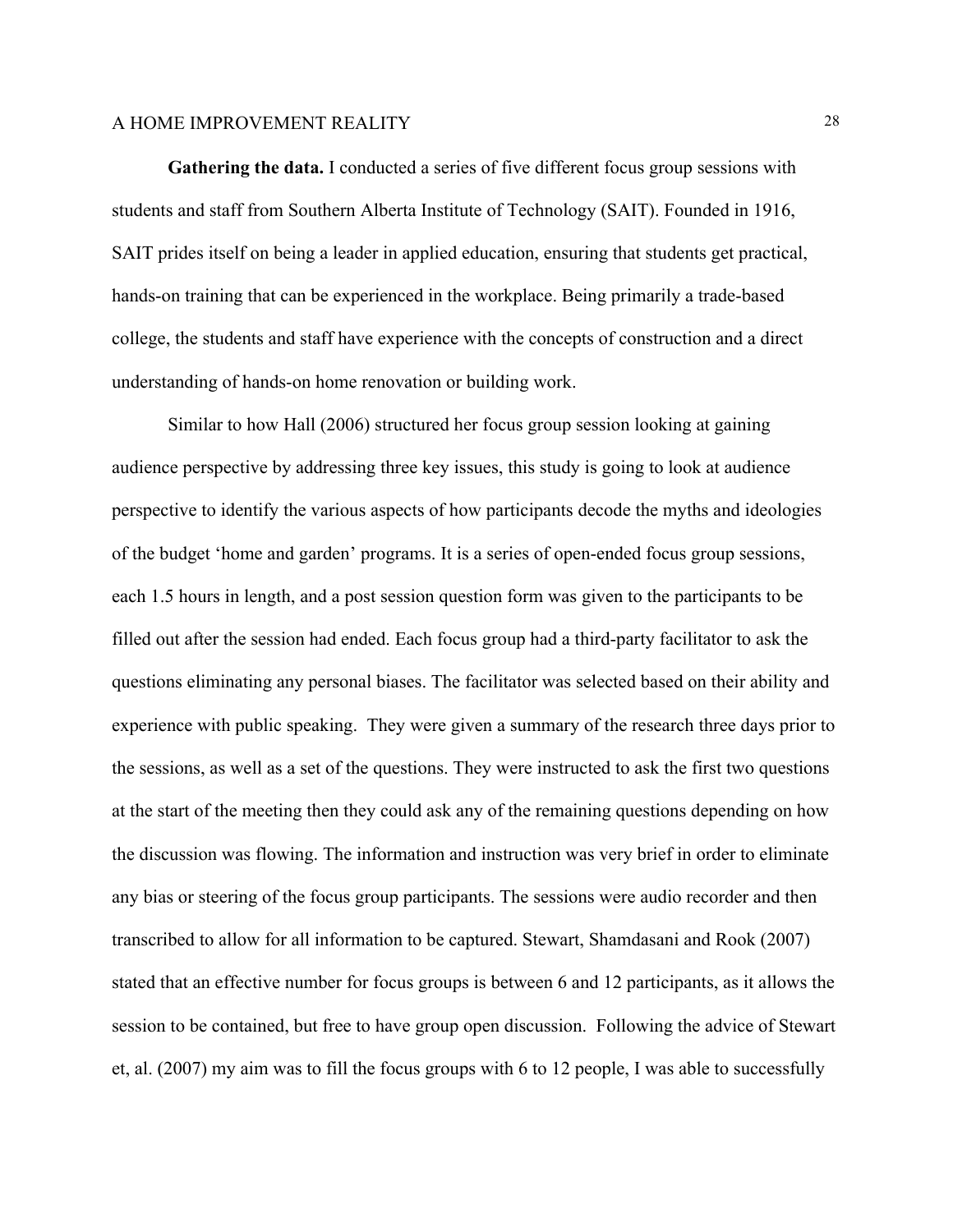**Gathering the data.** I conducted a series of five different focus group sessions with students and staff from Southern Alberta Institute of Technology (SAIT). Founded in 1916, SAIT prides itself on being a leader in applied education, ensuring that students get practical, hands-on training that can be experienced in the workplace. Being primarily a trade-based college, the students and staff have experience with the concepts of construction and a direct understanding of hands-on home renovation or building work.

Similar to how Hall (2006) structured her focus group session looking at gaining audience perspective by addressing three key issues, this study is going to look at audience perspective to identify the various aspects of how participants decode the myths and ideologies of the budget 'home and garden' programs. It is a series of open-ended focus group sessions, each 1.5 hours in length, and a post session question form was given to the participants to be filled out after the session had ended. Each focus group had a third-party facilitator to ask the questions eliminating any personal biases. The facilitator was selected based on their ability and experience with public speaking. They were given a summary of the research three days prior to the sessions, as well as a set of the questions. They were instructed to ask the first two questions at the start of the meeting then they could ask any of the remaining questions depending on how the discussion was flowing. The information and instruction was very brief in order to eliminate any bias or steering of the focus group participants. The sessions were audio recorder and then transcribed to allow for all information to be captured. Stewart, Shamdasani and Rook (2007) stated that an effective number for focus groups is between 6 and 12 participants, as it allows the session to be contained, but free to have group open discussion. Following the advice of Stewart et, al. (2007) my aim was to fill the focus groups with 6 to 12 people, I was able to successfully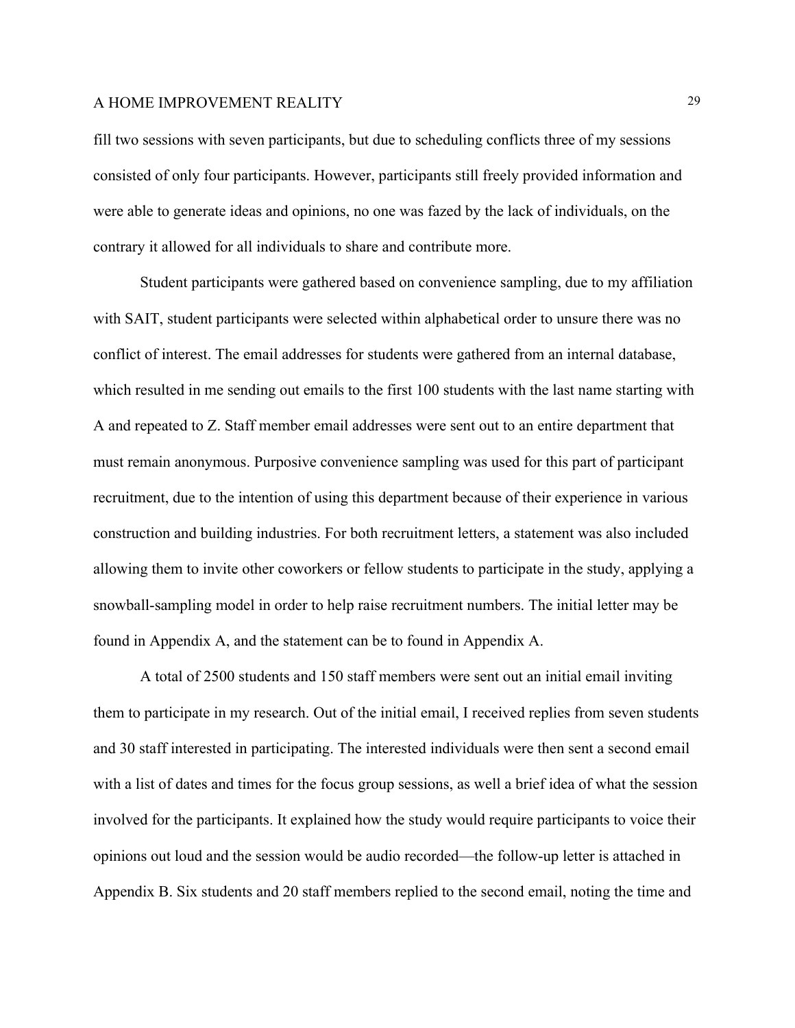fill two sessions with seven participants, but due to scheduling conflicts three of my sessions consisted of only four participants. However, participants still freely provided information and were able to generate ideas and opinions, no one was fazed by the lack of individuals, on the contrary it allowed for all individuals to share and contribute more.

Student participants were gathered based on convenience sampling, due to my affiliation with SAIT, student participants were selected within alphabetical order to unsure there was no conflict of interest. The email addresses for students were gathered from an internal database, which resulted in me sending out emails to the first 100 students with the last name starting with A and repeated to Z. Staff member email addresses were sent out to an entire department that must remain anonymous. Purposive convenience sampling was used for this part of participant recruitment, due to the intention of using this department because of their experience in various construction and building industries. For both recruitment letters, a statement was also included allowing them to invite other coworkers or fellow students to participate in the study, applying a snowball-sampling model in order to help raise recruitment numbers. The initial letter may be found in Appendix A, and the statement can be to found in Appendix A.

A total of 2500 students and 150 staff members were sent out an initial email inviting them to participate in my research. Out of the initial email, I received replies from seven students and 30 staff interested in participating. The interested individuals were then sent a second email with a list of dates and times for the focus group sessions, as well a brief idea of what the session involved for the participants. It explained how the study would require participants to voice their opinions out loud and the session would be audio recorded—the follow-up letter is attached in Appendix B. Six students and 20 staff members replied to the second email, noting the time and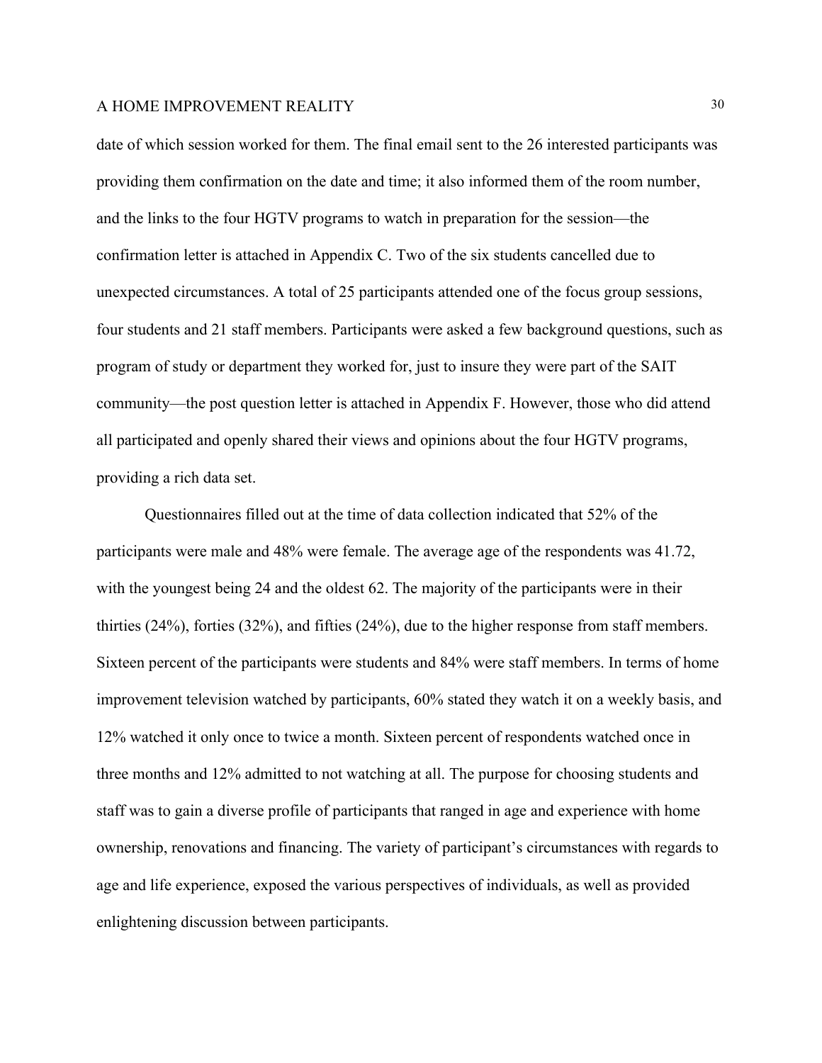date of which session worked for them. The final email sent to the 26 interested participants was providing them confirmation on the date and time; it also informed them of the room number, and the links to the four HGTV programs to watch in preparation for the session—the confirmation letter is attached in Appendix C. Two of the six students cancelled due to unexpected circumstances. A total of 25 participants attended one of the focus group sessions, four students and 21 staff members. Participants were asked a few background questions, such as program of study or department they worked for, just to insure they were part of the SAIT community—the post question letter is attached in Appendix F. However, those who did attend all participated and openly shared their views and opinions about the four HGTV programs, providing a rich data set.

Questionnaires filled out at the time of data collection indicated that 52% of the participants were male and 48% were female. The average age of the respondents was 41.72, with the youngest being 24 and the oldest 62. The majority of the participants were in their thirties (24%), forties (32%), and fifties (24%), due to the higher response from staff members. Sixteen percent of the participants were students and 84% were staff members. In terms of home improvement television watched by participants, 60% stated they watch it on a weekly basis, and 12% watched it only once to twice a month. Sixteen percent of respondents watched once in three months and 12% admitted to not watching at all. The purpose for choosing students and staff was to gain a diverse profile of participants that ranged in age and experience with home ownership, renovations and financing. The variety of participant's circumstances with regards to age and life experience, exposed the various perspectives of individuals, as well as provided enlightening discussion between participants.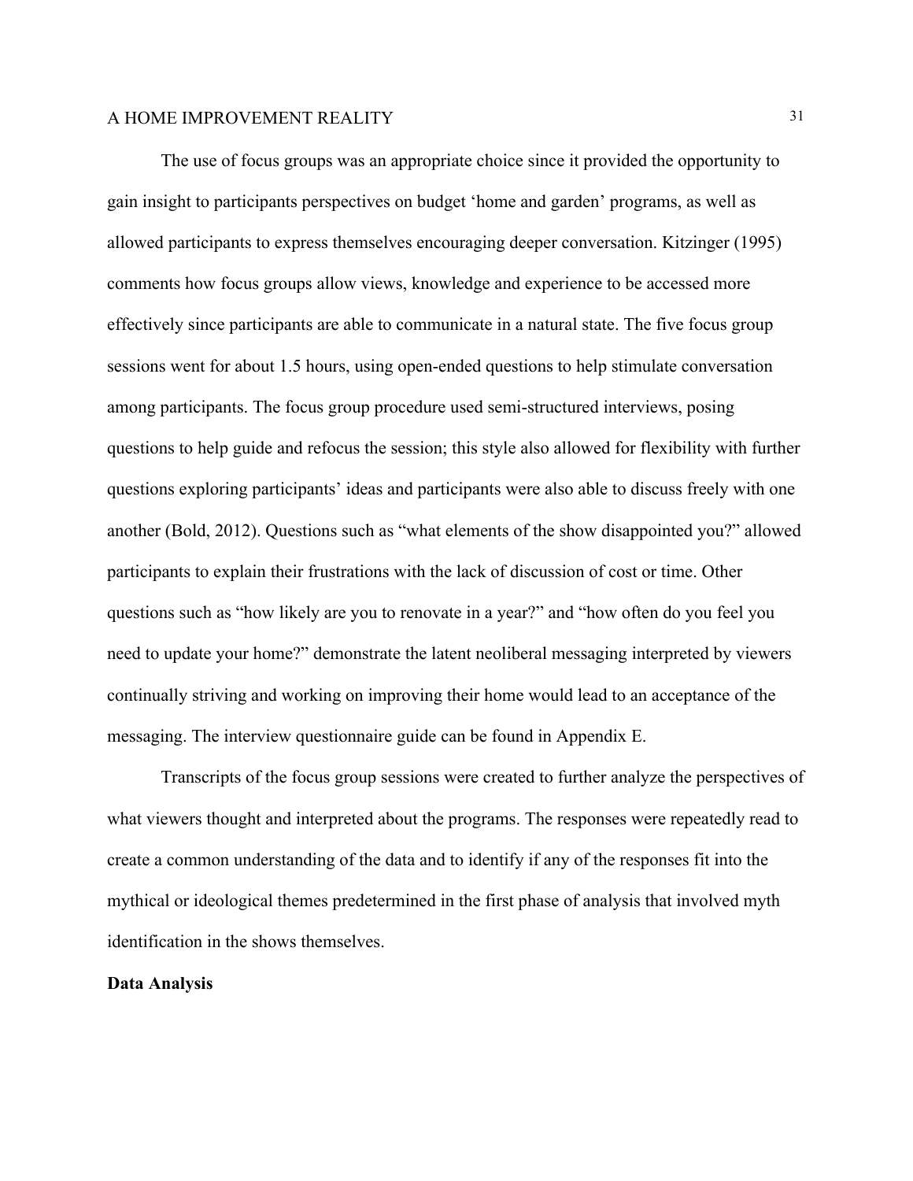The use of focus groups was an appropriate choice since it provided the opportunity to gain insight to participants perspectives on budget 'home and garden' programs, as well as allowed participants to express themselves encouraging deeper conversation. Kitzinger (1995) comments how focus groups allow views, knowledge and experience to be accessed more effectively since participants are able to communicate in a natural state. The five focus group sessions went for about 1.5 hours, using open-ended questions to help stimulate conversation among participants. The focus group procedure used semi-structured interviews, posing questions to help guide and refocus the session; this style also allowed for flexibility with further questions exploring participants' ideas and participants were also able to discuss freely with one another (Bold, 2012). Questions such as "what elements of the show disappointed you?" allowed participants to explain their frustrations with the lack of discussion of cost or time. Other questions such as "how likely are you to renovate in a year?" and "how often do you feel you need to update your home?" demonstrate the latent neoliberal messaging interpreted by viewers continually striving and working on improving their home would lead to an acceptance of the messaging. The interview questionnaire guide can be found in Appendix E.

Transcripts of the focus group sessions were created to further analyze the perspectives of what viewers thought and interpreted about the programs. The responses were repeatedly read to create a common understanding of the data and to identify if any of the responses fit into the mythical or ideological themes predetermined in the first phase of analysis that involved myth identification in the shows themselves.

**Data Analysis**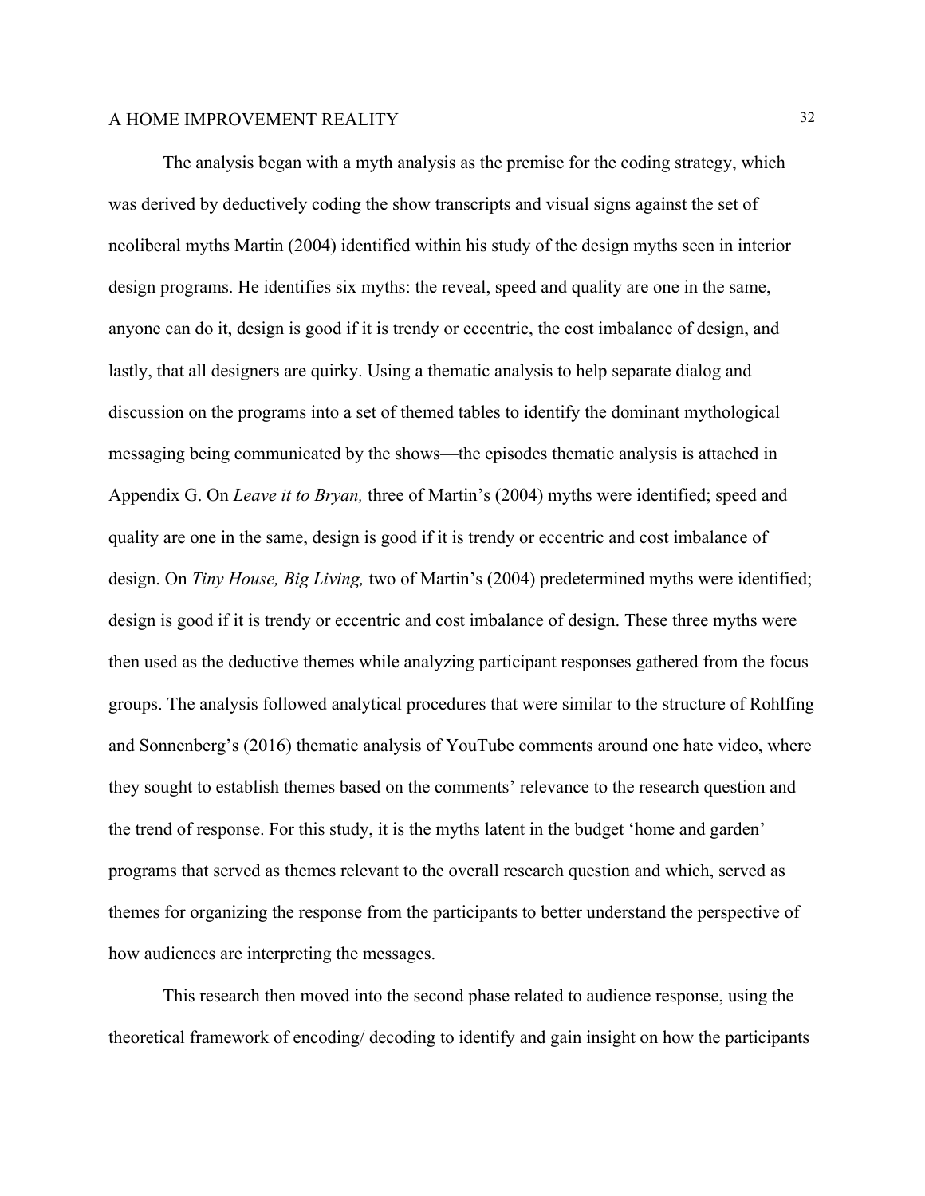The analysis began with a myth analysis as the premise for the coding strategy, which was derived by deductively coding the show transcripts and visual signs against the set of neoliberal myths Martin (2004) identified within his study of the design myths seen in interior design programs. He identifies six myths: the reveal, speed and quality are one in the same, anyone can do it, design is good if it is trendy or eccentric, the cost imbalance of design, and lastly, that all designers are quirky. Using a thematic analysis to help separate dialog and discussion on the programs into a set of themed tables to identify the dominant mythological messaging being communicated by the shows—the episodes thematic analysis is attached in Appendix G. On *Leave it to Bryan,* three of Martin's (2004) myths were identified; speed and quality are one in the same, design is good if it is trendy or eccentric and cost imbalance of design. On *Tiny House, Big Living,* two of Martin's (2004) predetermined myths were identified; design is good if it is trendy or eccentric and cost imbalance of design. These three myths were then used as the deductive themes while analyzing participant responses gathered from the focus groups. The analysis followed analytical procedures that were similar to the structure of Rohlfing and Sonnenberg's (2016) thematic analysis of YouTube comments around one hate video, where they sought to establish themes based on the comments' relevance to the research question and the trend of response. For this study, it is the myths latent in the budget 'home and garden' programs that served as themes relevant to the overall research question and which, served as themes for organizing the response from the participants to better understand the perspective of how audiences are interpreting the messages.

This research then moved into the second phase related to audience response, using the theoretical framework of encoding/ decoding to identify and gain insight on how the participants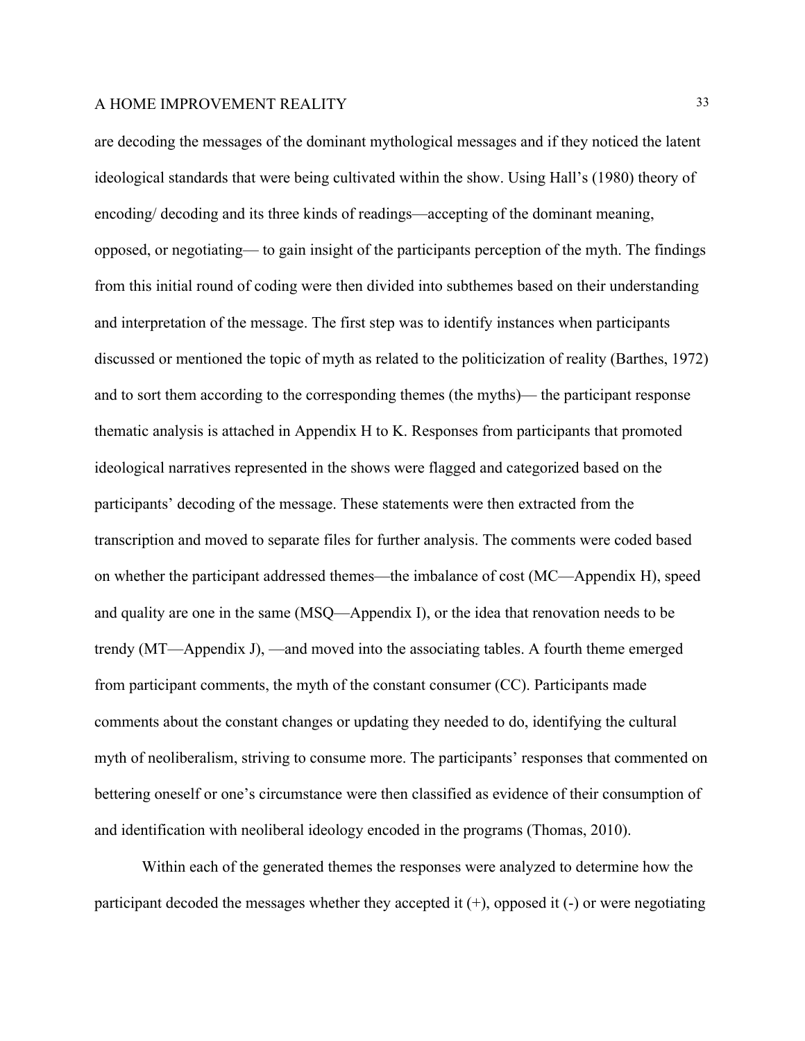are decoding the messages of the dominant mythological messages and if they noticed the latent ideological standards that were being cultivated within the show. Using Hall's (1980) theory of encoding/ decoding and its three kinds of readings—accepting of the dominant meaning, opposed, or negotiating— to gain insight of the participants perception of the myth. The findings from this initial round of coding were then divided into subthemes based on their understanding and interpretation of the message. The first step was to identify instances when participants discussed or mentioned the topic of myth as related to the politicization of reality (Barthes, 1972) and to sort them according to the corresponding themes (the myths)— the participant response thematic analysis is attached in Appendix H to K. Responses from participants that promoted ideological narratives represented in the shows were flagged and categorized based on the participants' decoding of the message. These statements were then extracted from the transcription and moved to separate files for further analysis. The comments were coded based on whether the participant addressed themes—the imbalance of cost (MC—Appendix H), speed and quality are one in the same (MSQ—Appendix I), or the idea that renovation needs to be trendy (MT—Appendix J), —and moved into the associating tables. A fourth theme emerged from participant comments, the myth of the constant consumer (CC). Participants made comments about the constant changes or updating they needed to do, identifying the cultural myth of neoliberalism, striving to consume more. The participants' responses that commented on bettering oneself or one's circumstance were then classified as evidence of their consumption of and identification with neoliberal ideology encoded in the programs (Thomas, 2010).

Within each of the generated themes the responses were analyzed to determine how the participant decoded the messages whether they accepted it (+), opposed it (-) or were negotiating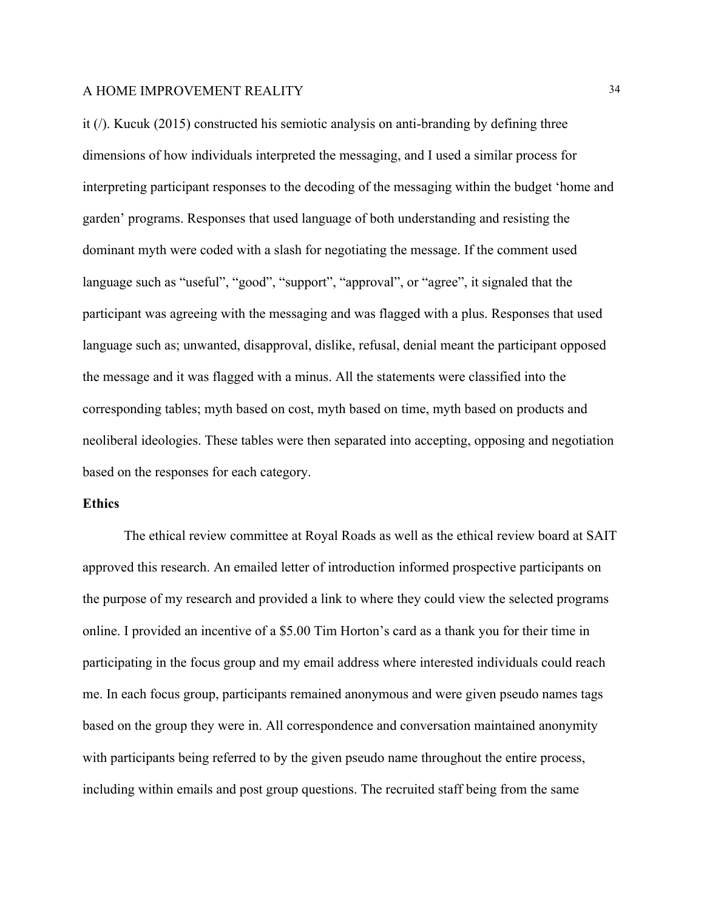it (/). Kucuk (2015) constructed his semiotic analysis on anti-branding by defining three dimensions of how individuals interpreted the messaging, and I used a similar process for interpreting participant responses to the decoding of the messaging within the budget 'home and garden' programs. Responses that used language of both understanding and resisting the dominant myth were coded with a slash for negotiating the message. If the comment used language such as "useful", "good", "support", "approval", or "agree", it signaled that the participant was agreeing with the messaging and was flagged with a plus. Responses that used language such as; unwanted, disapproval, dislike, refusal, denial meant the participant opposed the message and it was flagged with a minus. All the statements were classified into the corresponding tables; myth based on cost, myth based on time, myth based on products and neoliberal ideologies. These tables were then separated into accepting, opposing and negotiation based on the responses for each category.

**Ethics**

The ethical review committee at Royal Roads as well as the ethical review board at SAIT approved this research. An emailed letter of introduction informed prospective participants on the purpose of my research and provided a link to where they could view the selected programs online. I provided an incentive of a $5.00 Tim Horton's card as a thank you for their time in participating in the focus group and my email address where interested individuals could reach me. In each focus group, participants remained anonymous and were given pseudo names tags based on the group they were in. All correspondence and conversation maintained anonymity with participants being referred to by the given pseudo name throughout the entire process, including within emails and post group questions. The recruited staff being from the same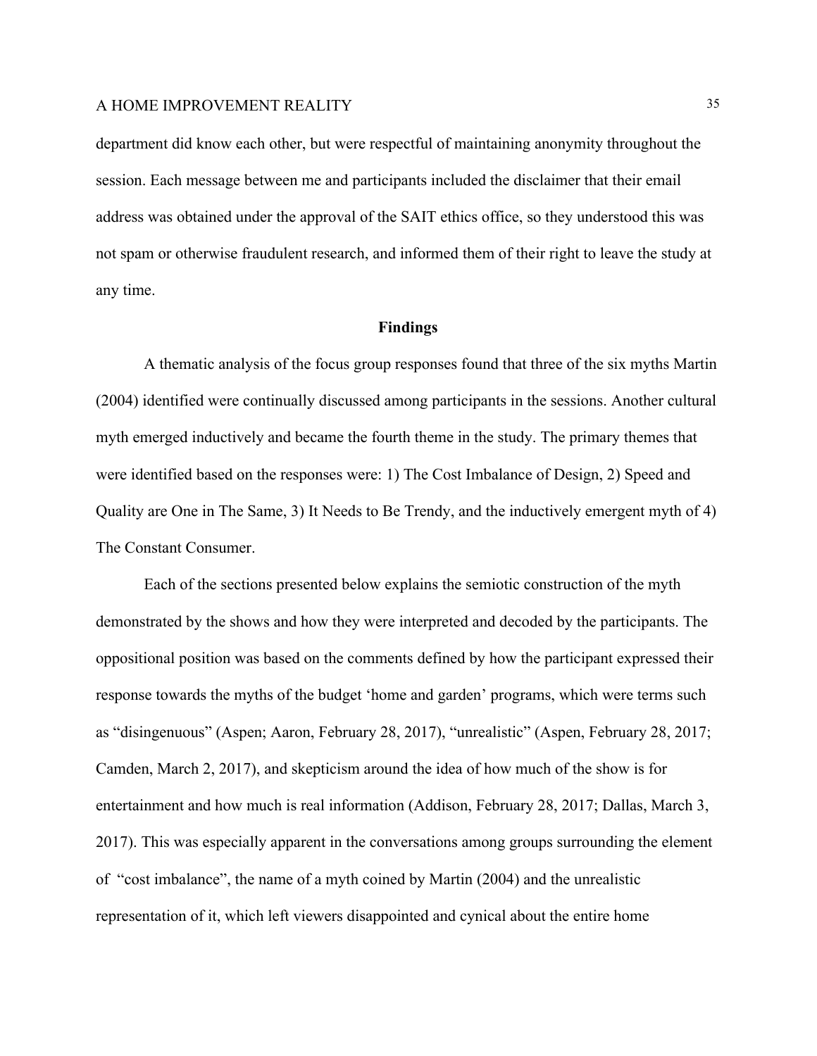department did know each other, but were respectful of maintaining anonymity throughout the session. Each message between me and participants included the disclaimer that their email address was obtained under the approval of the SAIT ethics office, so they understood this was not spam or otherwise fraudulent research, and informed them of their right to leave the study at any time.

## Findings

A thematic analysis of the focus group responses found that three of the six myths Martin (2004) identified were continually discussed among participants in the sessions. Another cultural myth emerged inductively and became the fourth theme in the study. The primary themes that were identified based on the responses were: 1) The Cost Imbalance of Design, 2) Speed and Quality are One in The Same, 3) It Needs to Be Trendy, and the inductively emergent myth of 4) The Constant Consumer.

Each of the sections presented below explains the semiotic construction of the myth demonstrated by the shows and how they were interpreted and decoded by the participants. The oppositional position was based on the comments defined by how the participant expressed their response towards the myths of the budget 'home and garden' programs, which were terms such as "disingenuous" (Aspen; Aaron, February 28, 2017), "unrealistic" (Aspen, February 28, 2017; Camden, March 2, 2017), and skepticism around the idea of how much of the show is for entertainment and how much is real information (Addison, February 28, 2017; Dallas, March 3, 2017). This was especially apparent in the conversations among groups surrounding the element of "cost imbalance", the name of a myth coined by Martin (2004) and the unrealistic representation of it, which left viewers disappointed and cynical about the entire home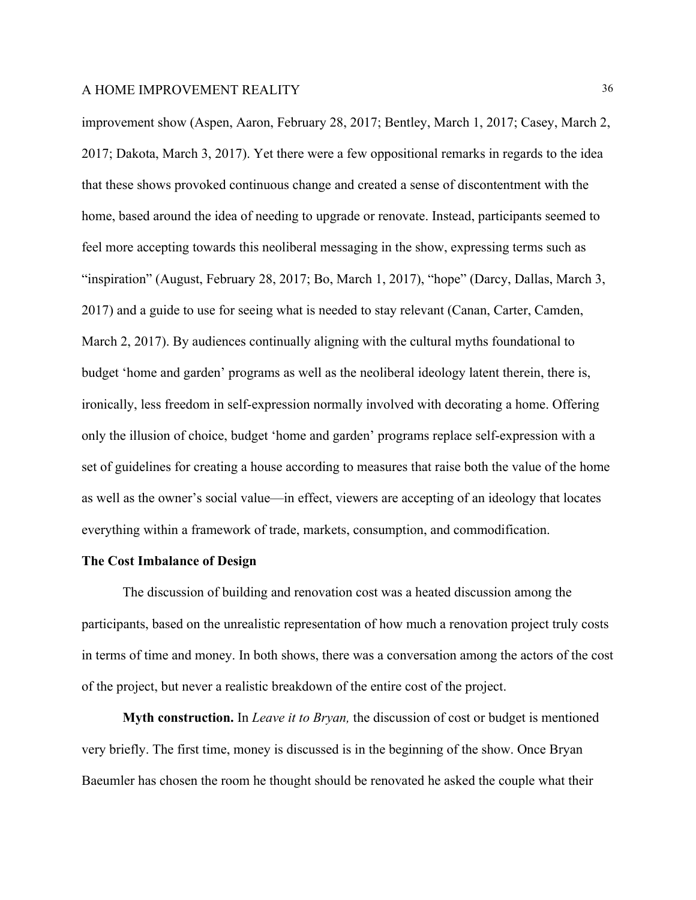improvement show (Aspen, Aaron, February 28, 2017; Bentley, March 1, 2017; Casey, March 2, 2017; Dakota, March 3, 2017). Yet there were a few oppositional remarks in regards to the idea that these shows provoked continuous change and created a sense of discontentment with the home, based around the idea of needing to upgrade or renovate. Instead, participants seemed to feel more accepting towards this neoliberal messaging in the show, expressing terms such as "inspiration" (August, February 28, 2017; Bo, March 1, 2017), "hope" (Darcy, Dallas, March 3, 2017) and a guide to use for seeing what is needed to stay relevant (Canan, Carter, Camden, March 2, 2017). By audiences continually aligning with the cultural myths foundational to budget 'home and garden' programs as well as the neoliberal ideology latent therein, there is, ironically, less freedom in self-expression normally involved with decorating a home. Offering only the illusion of choice, budget 'home and garden' programs replace self-expression with a set of guidelines for creating a house according to measures that raise both the value of the home as well as the owner's social value—in effect, viewers are accepting of an ideology that locates everything within a framework of trade, markets, consumption, and commodification.

**The Cost Imbalance of Design**

The discussion of building and renovation cost was a heated discussion among the participants, based on the unrealistic representation of how much a renovation project truly costs in terms of time and money. In both shows, there was a conversation among the actors of the cost of the project, but never a realistic breakdown of the entire cost of the project.

**Myth construction.** In *Leave it to Bryan,* the discussion of cost or budget is mentioned very briefly. The first time, money is discussed is in the beginning of the show. Once Bryan Baeumler has chosen the room he thought should be renovated he asked the couple what their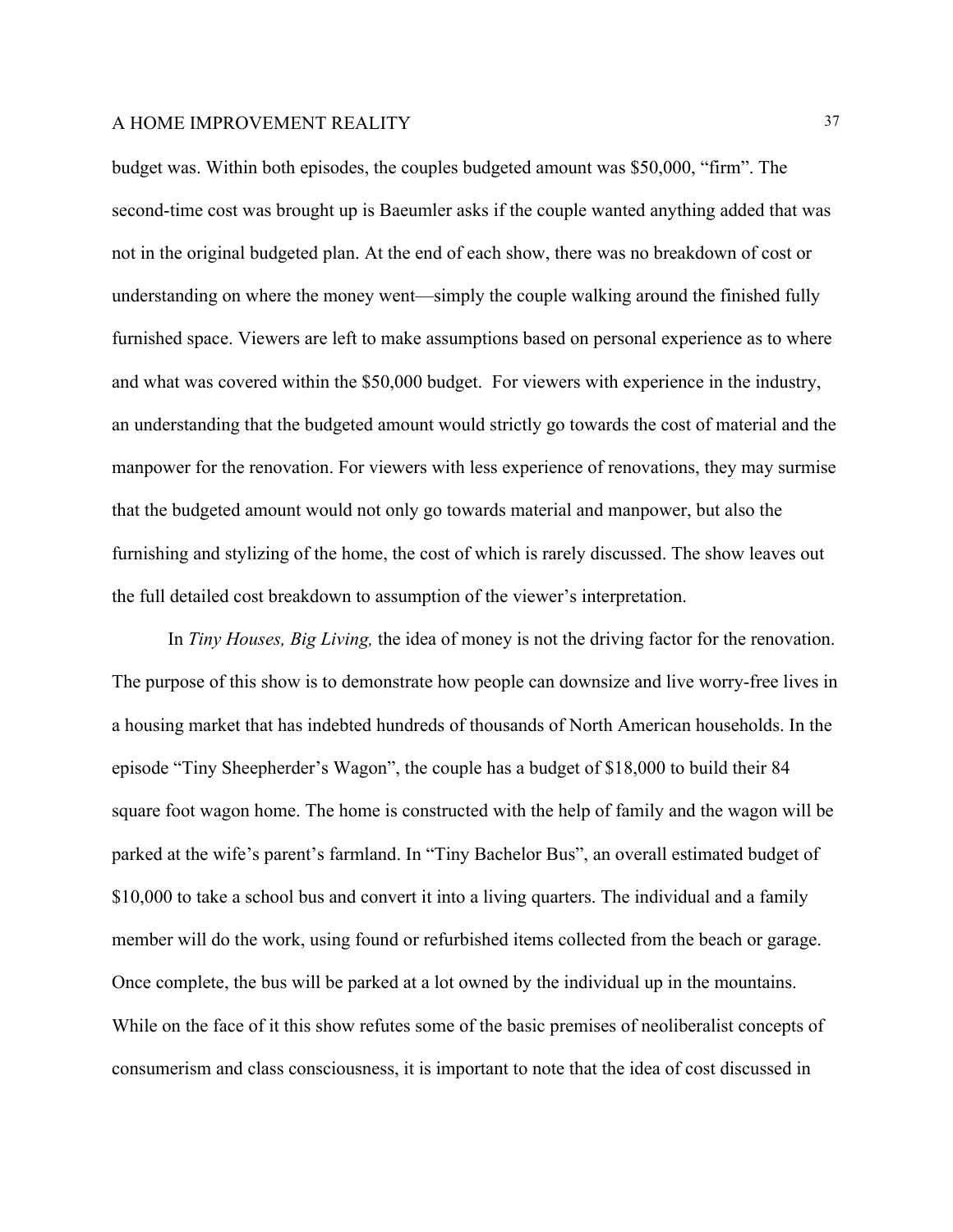budget was. Within both episodes, the couples budgeted amount was $50,000, “firm”. The second-time cost was brought up is Baeumler asks if the couple wanted anything added that was not in the original budgeted plan. At the end of each show, there was no breakdown of cost or understanding on where the money went—simply the couple walking around the finished fully furnished space. Viewers are left to make assumptions based on personal experience as to where and what was covered within the $50,000 budget.  For viewers with experience in the industry, an understanding that the budgeted amount would strictly go towards the cost of material and the manpower for the renovation. For viewers with less experience of renovations, they may surmise that the budgeted amount would not only go towards material and manpower, but also the furnishing and stylizing of the home, the cost of which is rarely discussed. The show leaves out the full detailed cost breakdown to assumption of the viewer’s interpretation.

In *Tiny Houses, Big Living,* the idea of money is not the driving factor for the renovation. The purpose of this show is to demonstrate how people can downsize and live worry-free lives in a housing market that has indebted hundreds of thousands of North American households. In the episode “Tiny Sheepherder’s Wagon”, the couple has a budget of $18,000 to build their 84 square foot wagon home. The home is constructed with the help of family and the wagon will be parked at the wife’s parent’s farmland. In “Tiny Bachelor Bus”, an overall estimated budget of $10,000 to take a school bus and convert it into a living quarters. The individual and a family member will do the work, using found or refurbished items collected from the beach or garage. Once complete, the bus will be parked at a lot owned by the individual up in the mountains. While on the face of it this show refutes some of the basic premises of neoliberalist concepts of consumerism and class consciousness, it is important to note that the idea of cost discussed in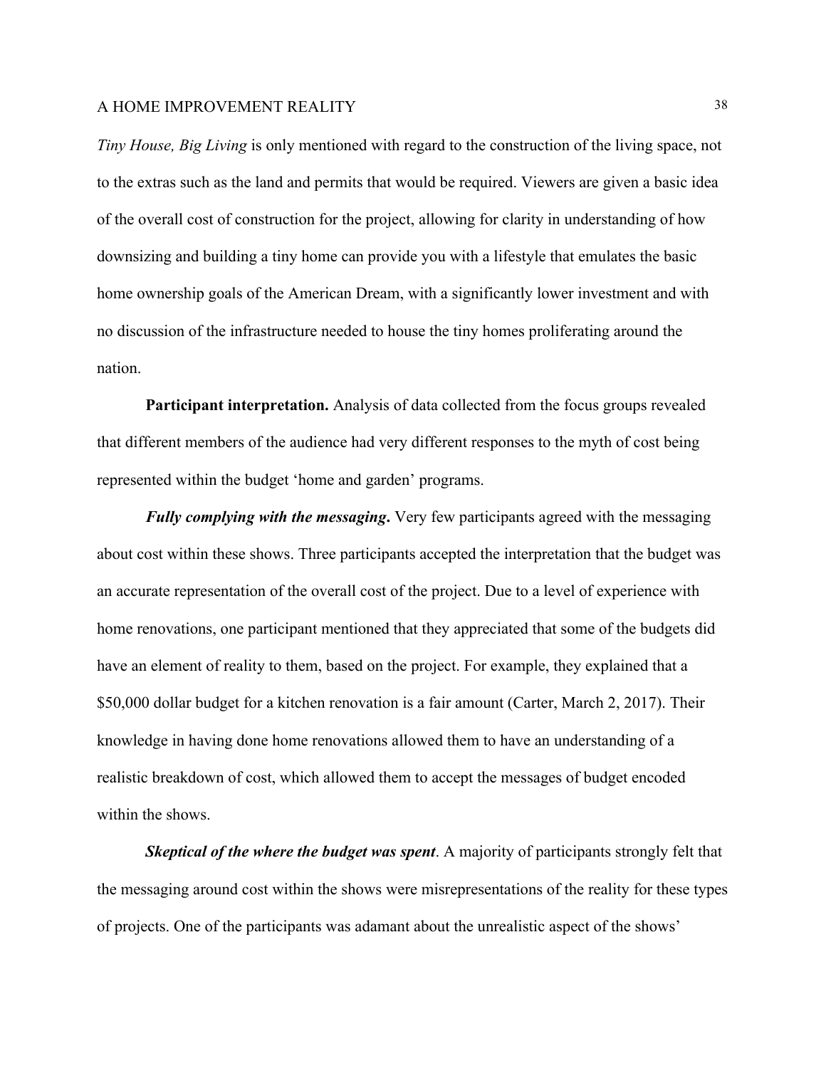*Tiny House, Big Living* is only mentioned with regard to the construction of the living space, not to the extras such as the land and permits that would be required. Viewers are given a basic idea of the overall cost of construction for the project, allowing for clarity in understanding of how downsizing and building a tiny home can provide you with a lifestyle that emulates the basic home ownership goals of the American Dream, with a significantly lower investment and with no discussion of the infrastructure needed to house the tiny homes proliferating around the nation.

**Participant interpretation.** Analysis of data collected from the focus groups revealed that different members of the audience had very different responses to the myth of cost being represented within the budget 'home and garden' programs.

***Fully complying with the messaging.*** Very few participants agreed with the messaging about cost within these shows. Three participants accepted the interpretation that the budget was an accurate representation of the overall cost of the project. Due to a level of experience with home renovations, one participant mentioned that they appreciated that some of the budgets did have an element of reality to them, based on the project. For example, they explained that a $50,000 dollar budget for a kitchen renovation is a fair amount (Carter, March 2, 2017). Their knowledge in having done home renovations allowed them to have an understanding of a realistic breakdown of cost, which allowed them to accept the messages of budget encoded within the shows.

***Skeptical of the where the budget was spent.*** A majority of participants strongly felt that the messaging around cost within the shows were misrepresentations of the reality for these types of projects. One of the participants was adamant about the unrealistic aspect of the shows'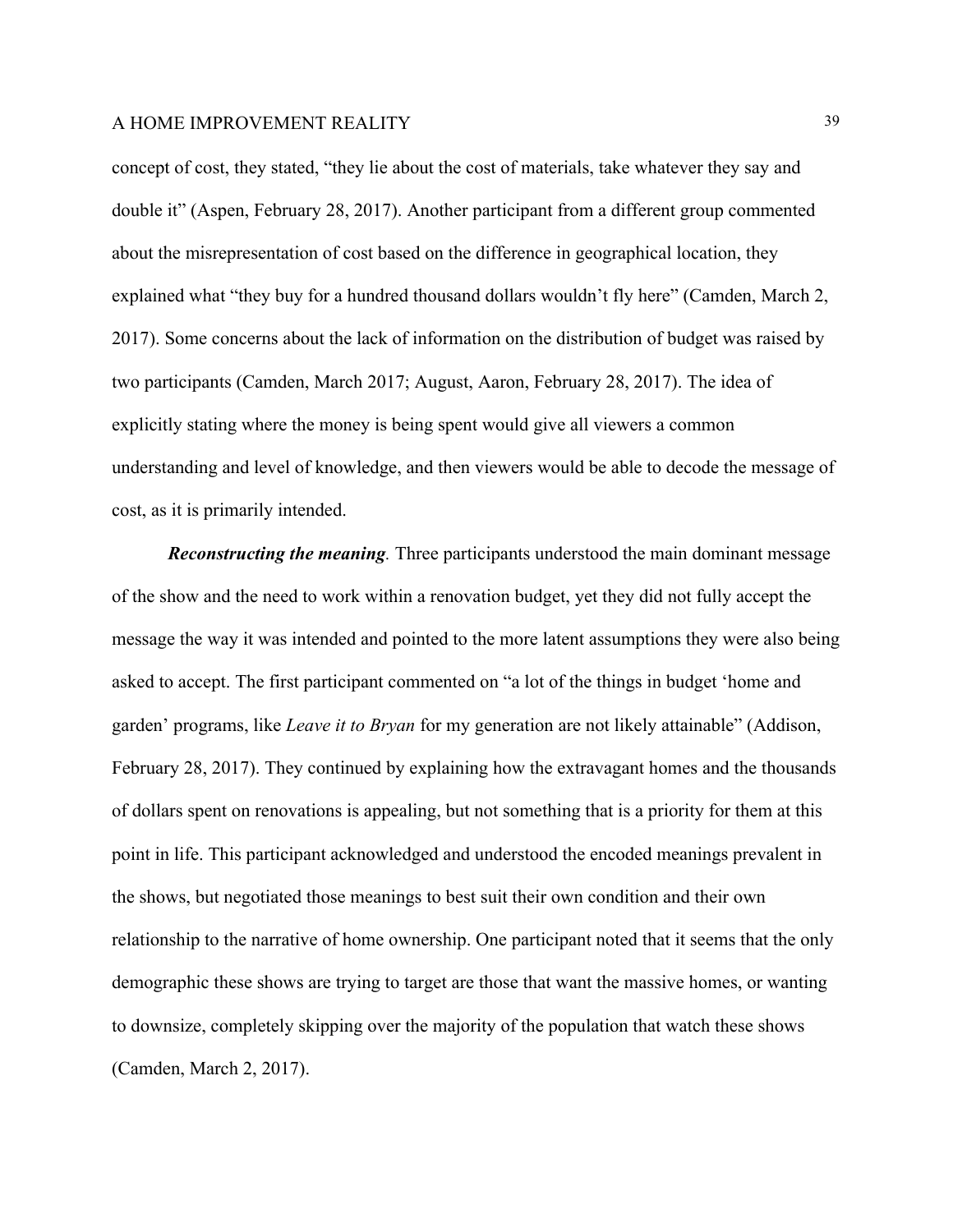concept of cost, they stated, "they lie about the cost of materials, take whatever they say and double it" (Aspen, February 28, 2017). Another participant from a different group commented about the misrepresentation of cost based on the difference in geographical location, they explained what "they buy for a hundred thousand dollars wouldn't fly here" (Camden, March 2, 2017). Some concerns about the lack of information on the distribution of budget was raised by two participants (Camden, March 2017; August, Aaron, February 28, 2017). The idea of explicitly stating where the money is being spent would give all viewers a common understanding and level of knowledge, and then viewers would be able to decode the message of cost, as it is primarily intended.

***Reconstructing the meaning***. Three participants understood the main dominant message of the show and the need to work within a renovation budget, yet they did not fully accept the message the way it was intended and pointed to the more latent assumptions they were also being asked to accept. The first participant commented on "a lot of the things in budget 'home and garden' programs, like *Leave it to Bryan* for my generation are not likely attainable" (Addison, February 28, 2017). They continued by explaining how the extravagant homes and the thousands of dollars spent on renovations is appealing, but not something that is a priority for them at this point in life. This participant acknowledged and understood the encoded meanings prevalent in the shows, but negotiated those meanings to best suit their own condition and their own relationship to the narrative of home ownership. One participant noted that it seems that the only demographic these shows are trying to target are those that want the massive homes, or wanting to downsize, completely skipping over the majority of the population that watch these shows (Camden, March 2, 2017).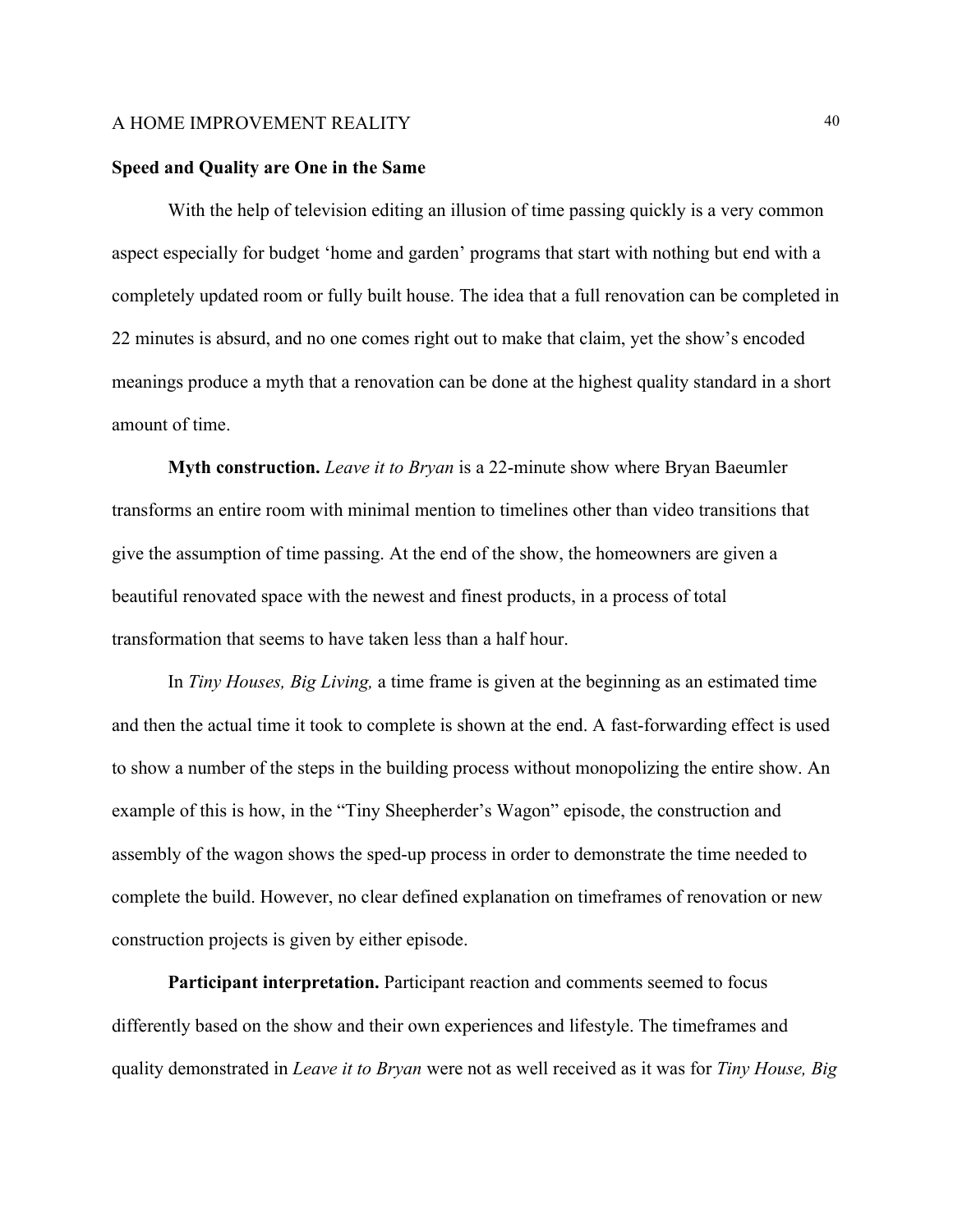## Speed and Quality are One in the Same

With the help of television editing an illusion of time passing quickly is a very common aspect especially for budget 'home and garden' programs that start with nothing but end with a completely updated room or fully built house. The idea that a full renovation can be completed in 22 minutes is absurd, and no one comes right out to make that claim, yet the show's encoded meanings produce a myth that a renovation can be done at the highest quality standard in a short amount of time.

**Myth construction.** *Leave it to Bryan* is a 22-minute show where Bryan Baeumler transforms an entire room with minimal mention to timelines other than video transitions that give the assumption of time passing. At the end of the show, the homeowners are given a beautiful renovated space with the newest and finest products, in a process of total transformation that seems to have taken less than a half hour.

In *Tiny Houses, Big Living,* a time frame is given at the beginning as an estimated time and then the actual time it took to complete is shown at the end. A fast-forwarding effect is used to show a number of the steps in the building process without monopolizing the entire show. An example of this is how, in the "Tiny Sheepherder's Wagon" episode, the construction and assembly of the wagon shows the sped-up process in order to demonstrate the time needed to complete the build. However, no clear defined explanation on timeframes of renovation or new construction projects is given by either episode.

**Participant interpretation.** Participant reaction and comments seemed to focus differently based on the show and their own experiences and lifestyle. The timeframes and quality demonstrated in *Leave it to Bryan* were not as well received as it was for *Tiny House, Big*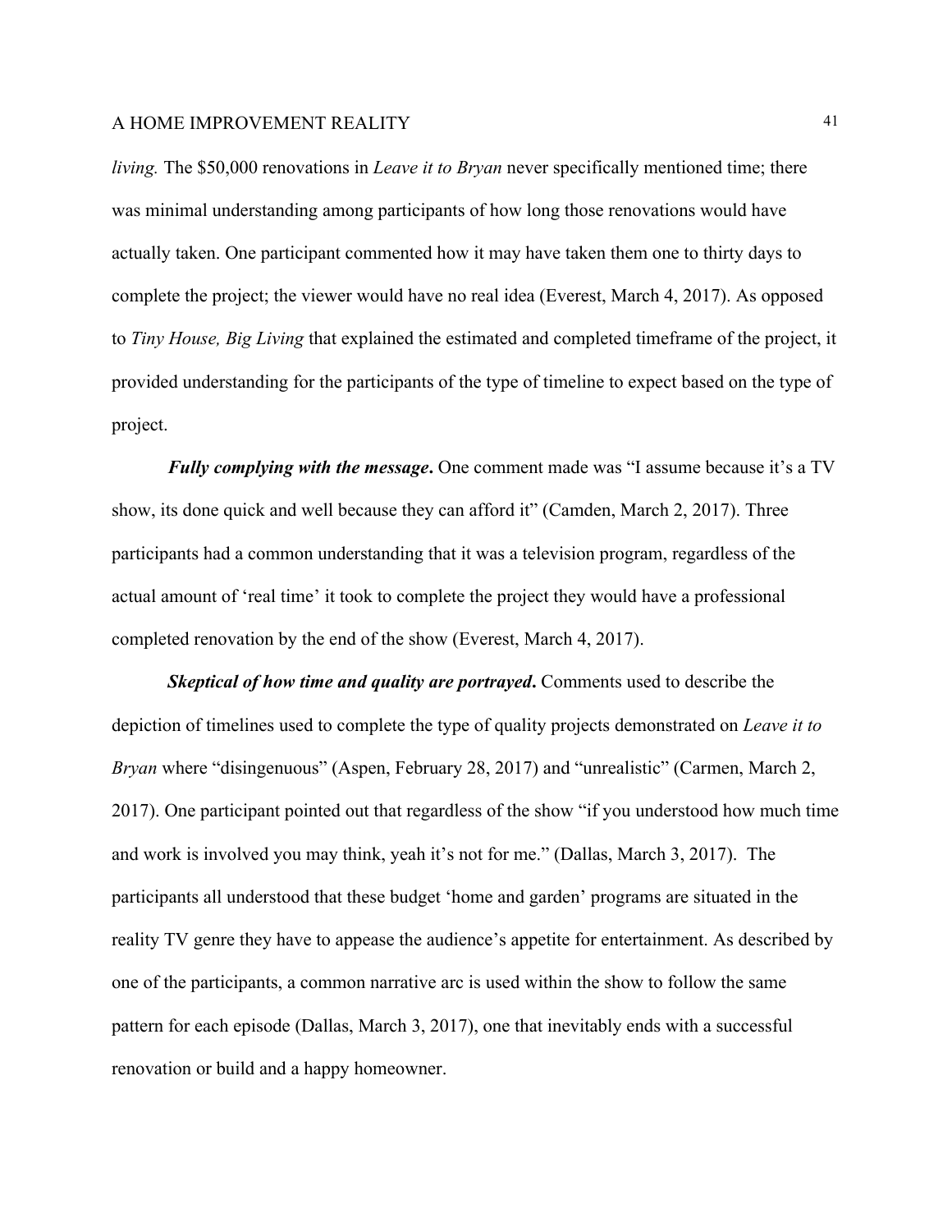*living.* The $50,000 renovations in *Leave it to Bryan* never specifically mentioned time; there was minimal understanding among participants of how long those renovations would have actually taken. One participant commented how it may have taken them one to thirty days to complete the project; the viewer would have no real idea (Everest, March 4, 2017). As opposed to *Tiny House, Big Living* that explained the estimated and completed timeframe of the project, it provided understanding for the participants of the type of timeline to expect based on the type of project.

***Fully complying with the message*.** One comment made was "I assume because it's a TV show, its done quick and well because they can afford it" (Camden, March 2, 2017). Three participants had a common understanding that it was a television program, regardless of the actual amount of 'real time' it took to complete the project they would have a professional completed renovation by the end of the show (Everest, March 4, 2017).

***Skeptical of how time and quality are portrayed*.** Comments used to describe the depiction of timelines used to complete the type of quality projects demonstrated on *Leave it to Bryan* where "disingenuous" (Aspen, February 28, 2017) and "unrealistic" (Carmen, March 2, 2017). One participant pointed out that regardless of the show "if you understood how much time and work is involved you may think, yeah it's not for me." (Dallas, March 3, 2017). The participants all understood that these budget 'home and garden' programs are situated in the reality TV genre they have to appease the audience's appetite for entertainment. As described by one of the participants, a common narrative arc is used within the show to follow the same pattern for each episode (Dallas, March 3, 2017), one that inevitably ends with a successful renovation or build and a happy homeowner.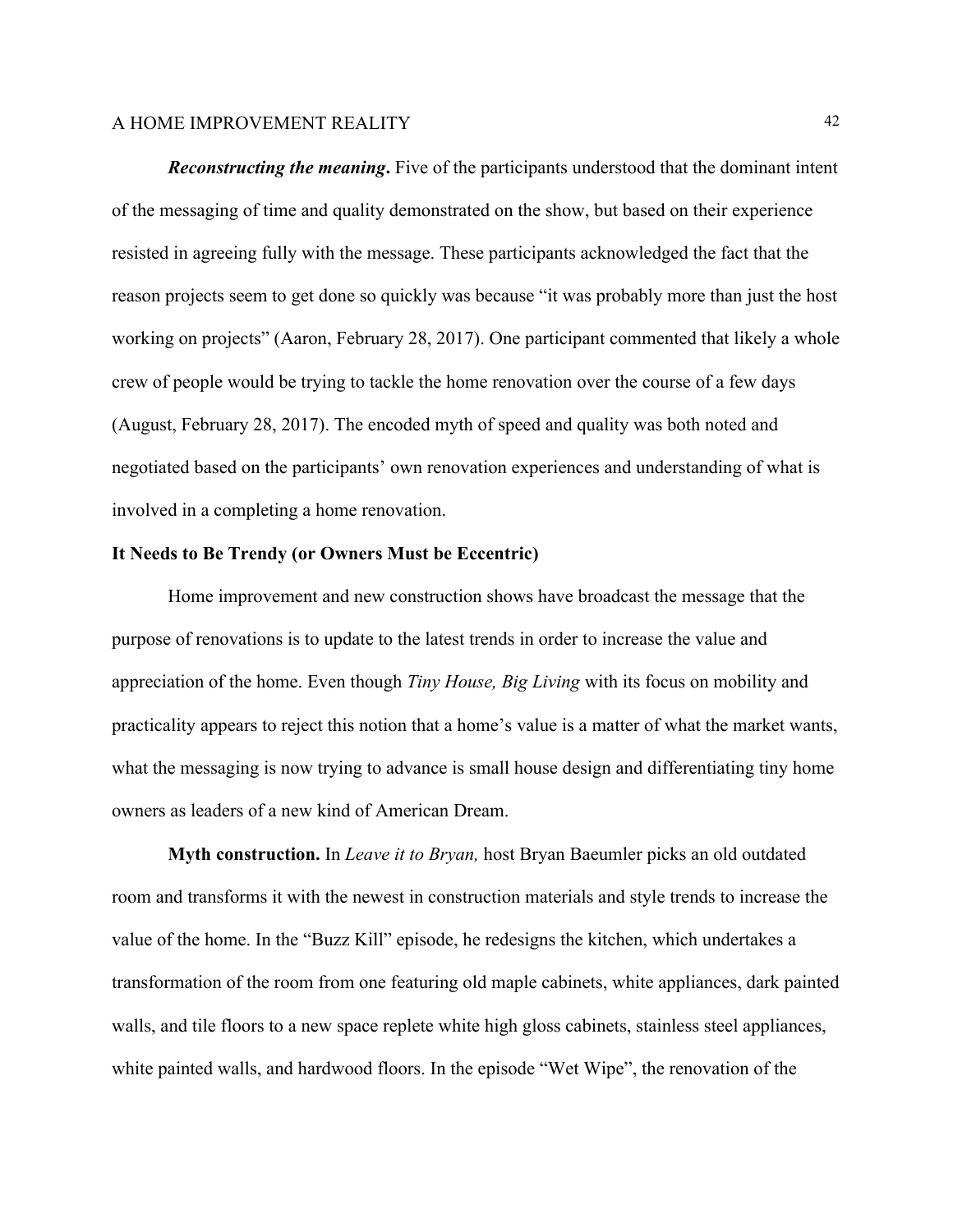***Reconstructing the meaning*.** Five of the participants understood that the dominant intent of the messaging of time and quality demonstrated on the show, but based on their experience resisted in agreeing fully with the message. These participants acknowledged the fact that the reason projects seem to get done so quickly was because "it was probably more than just the host working on projects" (Aaron, February 28, 2017). One participant commented that likely a whole crew of people would be trying to tackle the home renovation over the course of a few days (August, February 28, 2017). The encoded myth of speed and quality was both noted and negotiated based on the participants' own renovation experiences and understanding of what is involved in a completing a home renovation.

**It Needs to Be Trendy (or Owners Must be Eccentric)**

Home improvement and new construction shows have broadcast the message that the purpose of renovations is to update to the latest trends in order to increase the value and appreciation of the home. Even though *Tiny House, Big Living* with its focus on mobility and practicality appears to reject this notion that a home's value is a matter of what the market wants, what the messaging is now trying to advance is small house design and differentiating tiny home owners as leaders of a new kind of American Dream.

**Myth construction.** In *Leave it to Bryan,* host Bryan Baeumler picks an old outdated room and transforms it with the newest in construction materials and style trends to increase the value of the home. In the "Buzz Kill" episode, he redesigns the kitchen, which undertakes a transformation of the room from one featuring old maple cabinets, white appliances, dark painted walls, and tile floors to a new space replete white high gloss cabinets, stainless steel appliances, white painted walls, and hardwood floors. In the episode "Wet Wipe", the renovation of the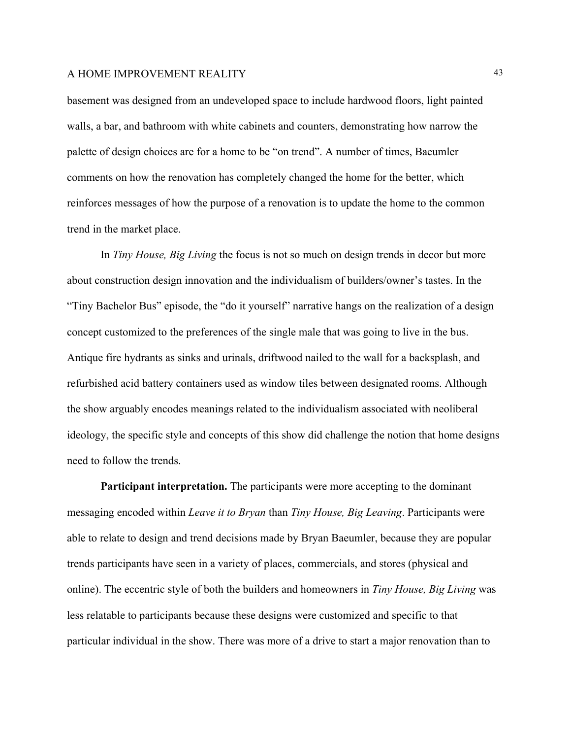basement was designed from an undeveloped space to include hardwood floors, light painted walls, a bar, and bathroom with white cabinets and counters, demonstrating how narrow the palette of design choices are for a home to be "on trend". A number of times, Baeumler comments on how the renovation has completely changed the home for the better, which reinforces messages of how the purpose of a renovation is to update the home to the common trend in the market place.

In *Tiny House, Big Living* the focus is not so much on design trends in decor but more about construction design innovation and the individualism of builders/owner's tastes. In the "Tiny Bachelor Bus" episode, the "do it yourself" narrative hangs on the realization of a design concept customized to the preferences of the single male that was going to live in the bus. Antique fire hydrants as sinks and urinals, driftwood nailed to the wall for a backsplash, and refurbished acid battery containers used as window tiles between designated rooms. Although the show arguably encodes meanings related to the individualism associated with neoliberal ideology, the specific style and concepts of this show did challenge the notion that home designs need to follow the trends.

**Participant interpretation.** The participants were more accepting to the dominant messaging encoded within *Leave it to Bryan* than *Tiny House, Big Leaving*. Participants were able to relate to design and trend decisions made by Bryan Baeumler, because they are popular trends participants have seen in a variety of places, commercials, and stores (physical and online). The eccentric style of both the builders and homeowners in *Tiny House, Big Living* was less relatable to participants because these designs were customized and specific to that particular individual in the show. There was more of a drive to start a major renovation than to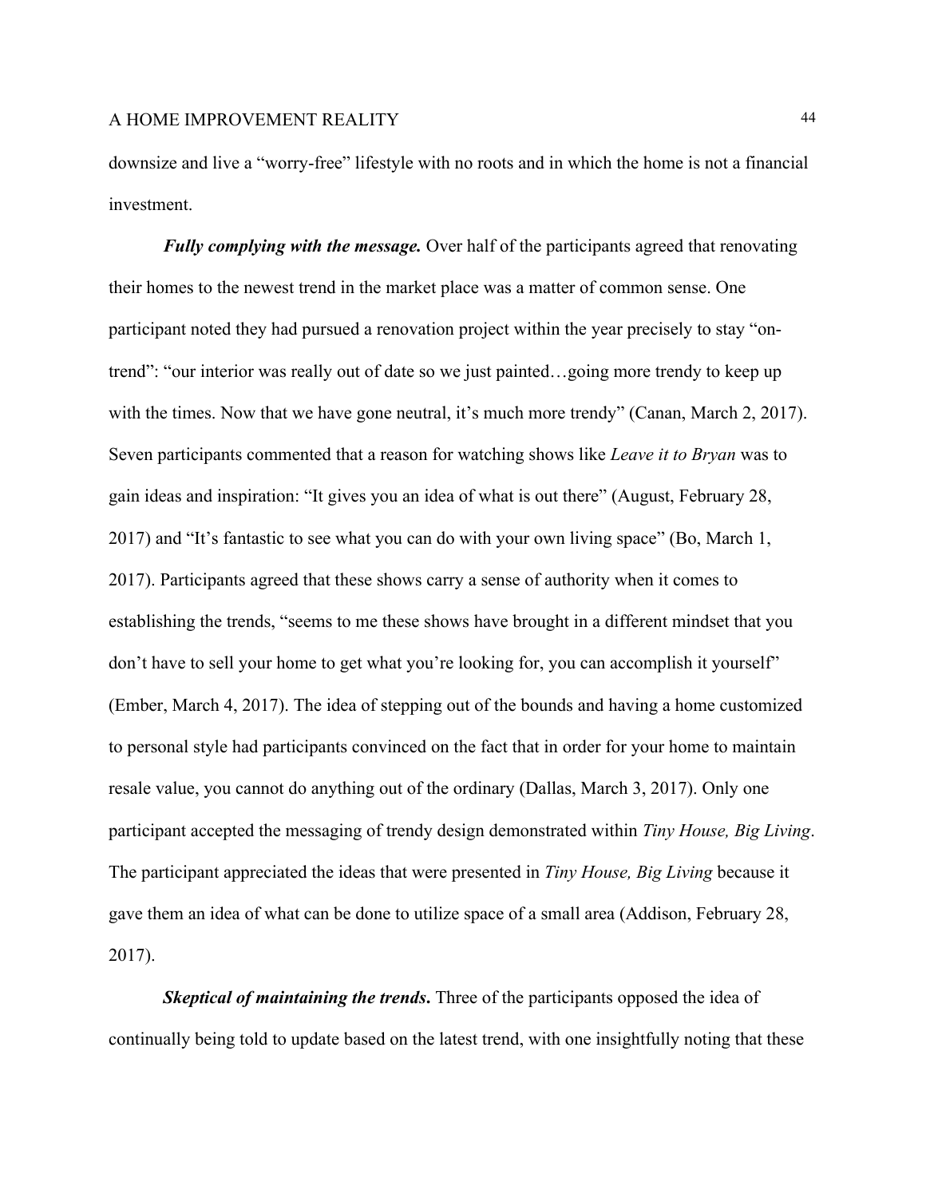downsize and live a "worry-free" lifestyle with no roots and in which the home is not a financial investment.

***Fully complying with the message.*** Over half of the participants agreed that renovating their homes to the newest trend in the market place was a matter of common sense. One participant noted they had pursued a renovation project within the year precisely to stay "on-trend": "our interior was really out of date so we just painted…going more trendy to keep up with the times. Now that we have gone neutral, it's much more trendy" (Canan, March 2, 2017). Seven participants commented that a reason for watching shows like *Leave it to Bryan* was to gain ideas and inspiration: "It gives you an idea of what is out there" (August, February 28, 2017) and "It's fantastic to see what you can do with your own living space" (Bo, March 1, 2017). Participants agreed that these shows carry a sense of authority when it comes to establishing the trends, "seems to me these shows have brought in a different mindset that you don't have to sell your home to get what you're looking for, you can accomplish it yourself" (Ember, March 4, 2017). The idea of stepping out of the bounds and having a home customized to personal style had participants convinced on the fact that in order for your home to maintain resale value, you cannot do anything out of the ordinary (Dallas, March 3, 2017). Only one participant accepted the messaging of trendy design demonstrated within *Tiny House, Big Living*. The participant appreciated the ideas that were presented in *Tiny House, Big Living* because it gave them an idea of what can be done to utilize space of a small area (Addison, February 28, 2017).

***Skeptical of maintaining the trends.*** Three of the participants opposed the idea of continually being told to update based on the latest trend, with one insightfully noting that these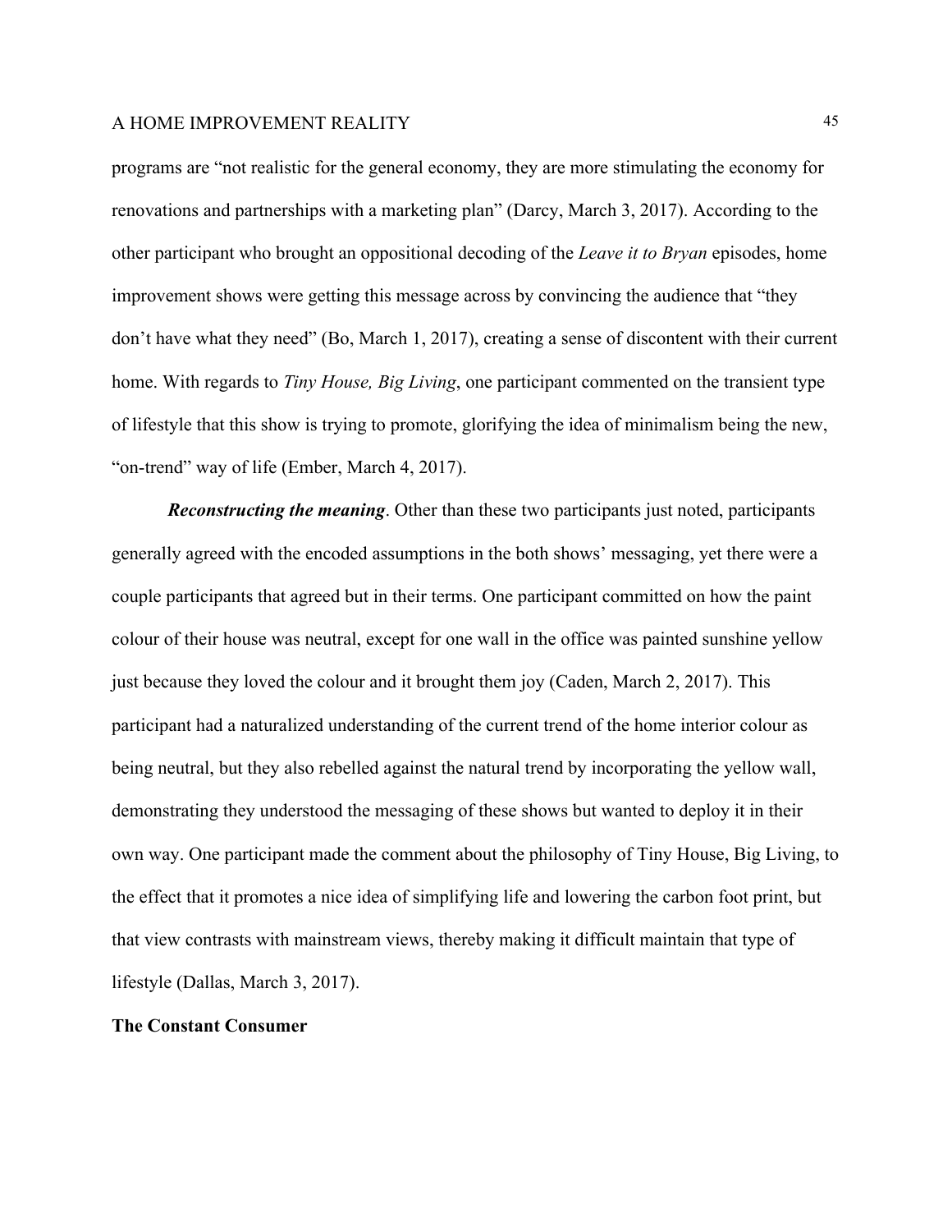programs are "not realistic for the general economy, they are more stimulating the economy for renovations and partnerships with a marketing plan" (Darcy, March 3, 2017). According to the other participant who brought an oppositional decoding of the *Leave it to Bryan* episodes, home improvement shows were getting this message across by convincing the audience that "they don't have what they need" (Bo, March 1, 2017), creating a sense of discontent with their current home. With regards to *Tiny House, Big Living*, one participant commented on the transient type of lifestyle that this show is trying to promote, glorifying the idea of minimalism being the new, "on-trend" way of life (Ember, March 4, 2017).

***Reconstructing the meaning***. Other than these two participants just noted, participants generally agreed with the encoded assumptions in the both shows' messaging, yet there were a couple participants that agreed but in their terms. One participant committed on how the paint colour of their house was neutral, except for one wall in the office was painted sunshine yellow just because they loved the colour and it brought them joy (Caden, March 2, 2017). This participant had a naturalized understanding of the current trend of the home interior colour as being neutral, but they also rebelled against the natural trend by incorporating the yellow wall, demonstrating they understood the messaging of these shows but wanted to deploy it in their own way. One participant made the comment about the philosophy of Tiny House, Big Living, to the effect that it promotes a nice idea of simplifying life and lowering the carbon foot print, but that view contrasts with mainstream views, thereby making it difficult maintain that type of lifestyle (Dallas, March 3, 2017).

**The Constant Consumer**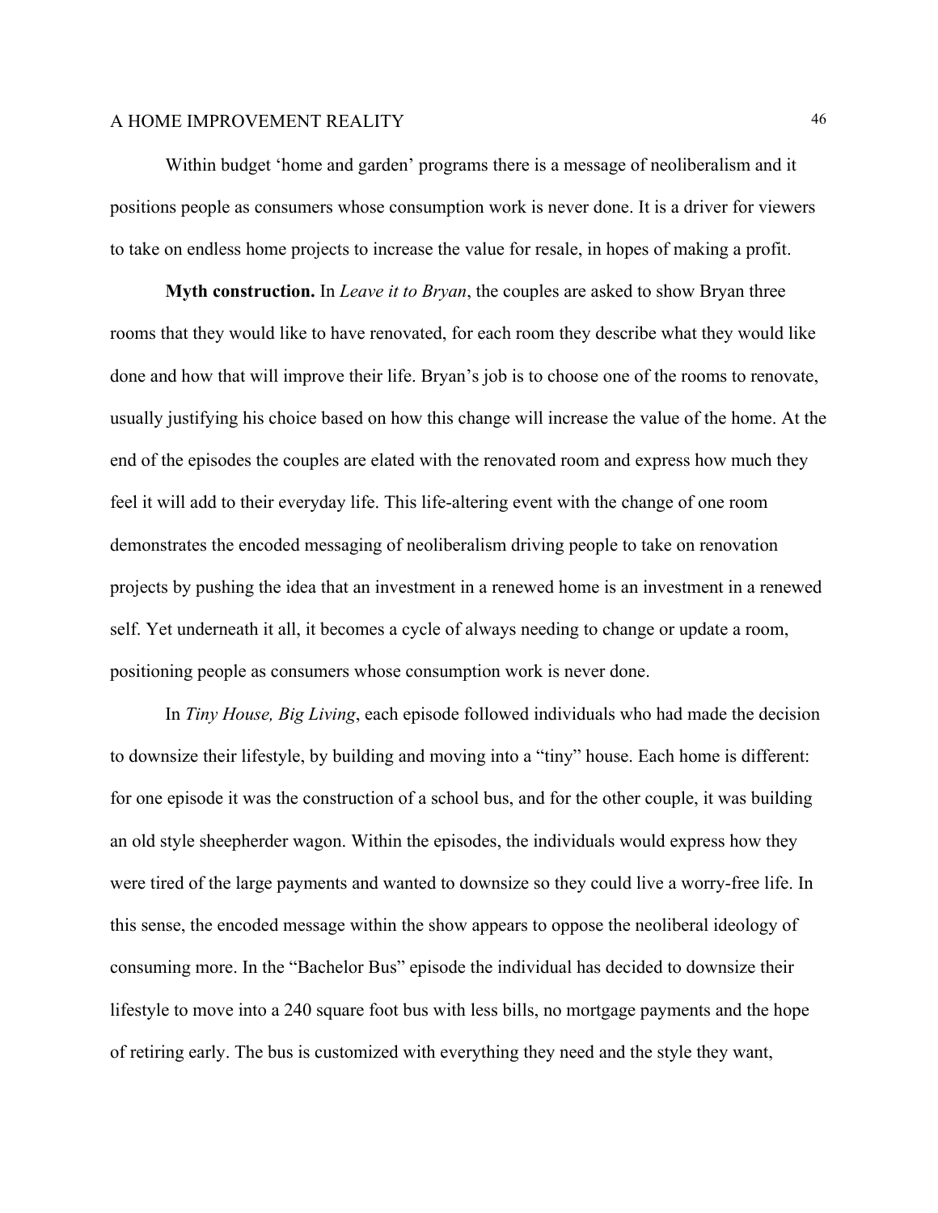Within budget 'home and garden' programs there is a message of neoliberalism and it positions people as consumers whose consumption work is never done. It is a driver for viewers to take on endless home projects to increase the value for resale, in hopes of making a profit.

**Myth construction.** In *Leave it to Bryan*, the couples are asked to show Bryan three rooms that they would like to have renovated, for each room they describe what they would like done and how that will improve their life. Bryan's job is to choose one of the rooms to renovate, usually justifying his choice based on how this change will increase the value of the home. At the end of the episodes the couples are elated with the renovated room and express how much they feel it will add to their everyday life. This life-altering event with the change of one room demonstrates the encoded messaging of neoliberalism driving people to take on renovation projects by pushing the idea that an investment in a renewed home is an investment in a renewed self. Yet underneath it all, it becomes a cycle of always needing to change or update a room, positioning people as consumers whose consumption work is never done.

In *Tiny House, Big Living*, each episode followed individuals who had made the decision to downsize their lifestyle, by building and moving into a "tiny" house. Each home is different: for one episode it was the construction of a school bus, and for the other couple, it was building an old style sheepherder wagon. Within the episodes, the individuals would express how they were tired of the large payments and wanted to downsize so they could live a worry-free life. In this sense, the encoded message within the show appears to oppose the neoliberal ideology of consuming more. In the "Bachelor Bus" episode the individual has decided to downsize their lifestyle to move into a 240 square foot bus with less bills, no mortgage payments and the hope of retiring early. The bus is customized with everything they need and the style they want,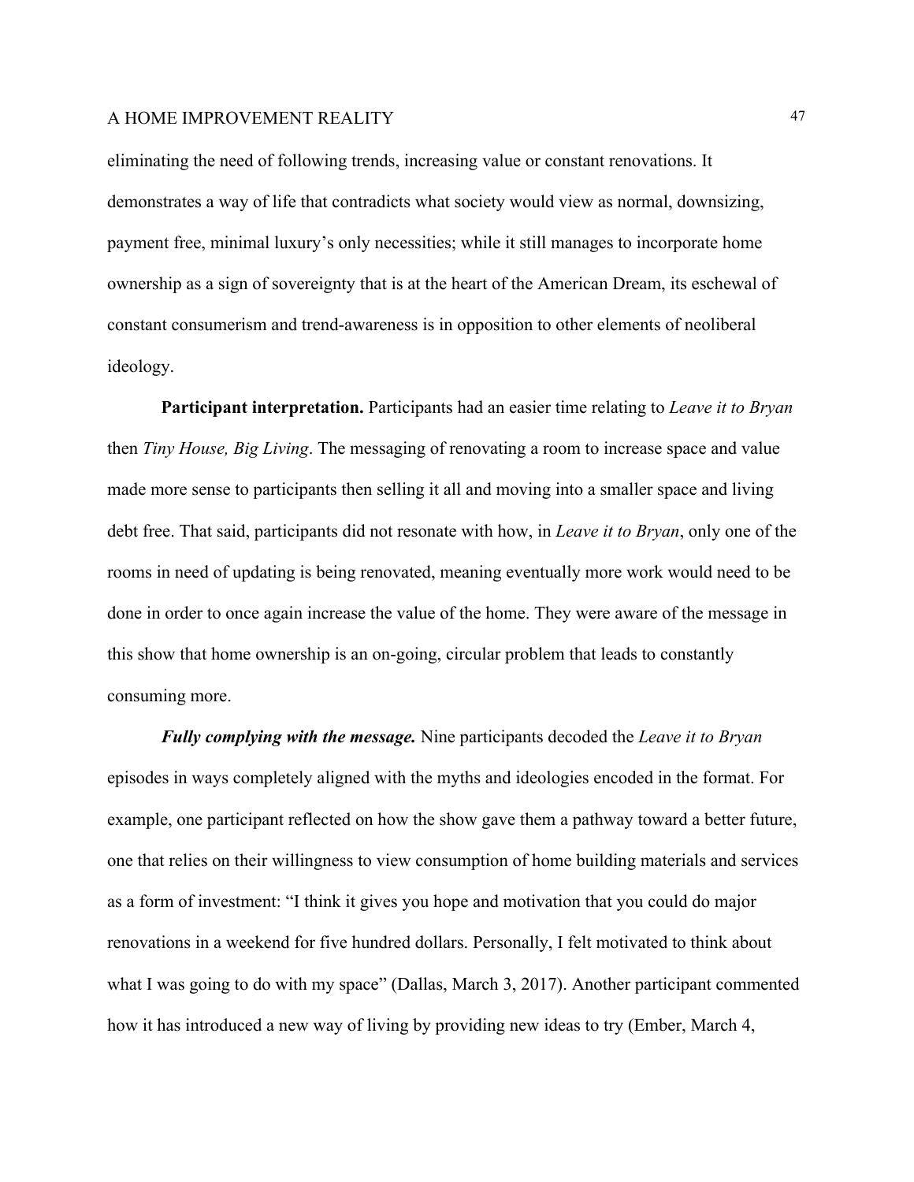eliminating the need of following trends, increasing value or constant renovations. It demonstrates a way of life that contradicts what society would view as normal, downsizing, payment free, minimal luxury's only necessities; while it still manages to incorporate home ownership as a sign of sovereignty that is at the heart of the American Dream, its eschewal of constant consumerism and trend-awareness is in opposition to other elements of neoliberal ideology.

**Participant interpretation.** Participants had an easier time relating to *Leave it to Bryan* then *Tiny House, Big Living*. The messaging of renovating a room to increase space and value made more sense to participants then selling it all and moving into a smaller space and living debt free. That said, participants did not resonate with how, in *Leave it to Bryan*, only one of the rooms in need of updating is being renovated, meaning eventually more work would need to be done in order to once again increase the value of the home. They were aware of the message in this show that home ownership is an on-going, circular problem that leads to constantly consuming more.

***Fully complying with the message.*** Nine participants decoded the *Leave it to Bryan* episodes in ways completely aligned with the myths and ideologies encoded in the format. For example, one participant reflected on how the show gave them a pathway toward a better future, one that relies on their willingness to view consumption of home building materials and services as a form of investment: "I think it gives you hope and motivation that you could do major renovations in a weekend for five hundred dollars. Personally, I felt motivated to think about what I was going to do with my space" (Dallas, March 3, 2017). Another participant commented how it has introduced a new way of living by providing new ideas to try (Ember, March 4,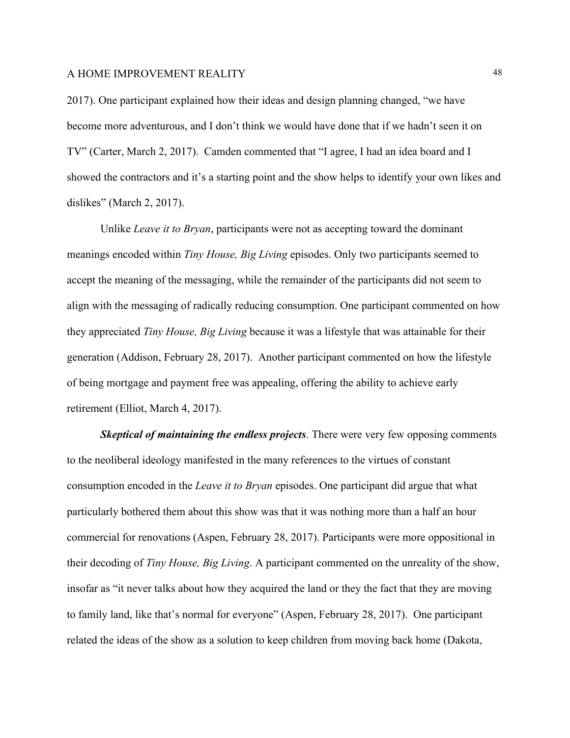2017). One participant explained how their ideas and design planning changed, "we have become more adventurous, and I don't think we would have done that if we hadn't seen it on TV" (Carter, March 2, 2017). Camden commented that "I agree, I had an idea board and I showed the contractors and it's a starting point and the show helps to identify your own likes and dislikes" (March 2, 2017).

Unlike *Leave it to Bryan*, participants were not as accepting toward the dominant meanings encoded within *Tiny House, Big Living* episodes. Only two participants seemed to accept the meaning of the messaging, while the remainder of the participants did not seem to align with the messaging of radically reducing consumption. One participant commented on how they appreciated *Tiny House, Big Living* because it was a lifestyle that was attainable for their generation (Addison, February 28, 2017). Another participant commented on how the lifestyle of being mortgage and payment free was appealing, offering the ability to achieve early retirement (Elliot, March 4, 2017).

***Skeptical of maintaining the endless projects***. There were very few opposing comments to the neoliberal ideology manifested in the many references to the virtues of constant consumption encoded in the *Leave it to Bryan* episodes. One participant did argue that what particularly bothered them about this show was that it was nothing more than a half an hour commercial for renovations (Aspen, February 28, 2017). Participants were more oppositional in their decoding of *Tiny House, Big Living*. A participant commented on the unreality of the show, insofar as "it never talks about how they acquired the land or they the fact that they are moving to family land, like that's normal for everyone" (Aspen, February 28, 2017). One participant related the ideas of the show as a solution to keep children from moving back home (Dakota,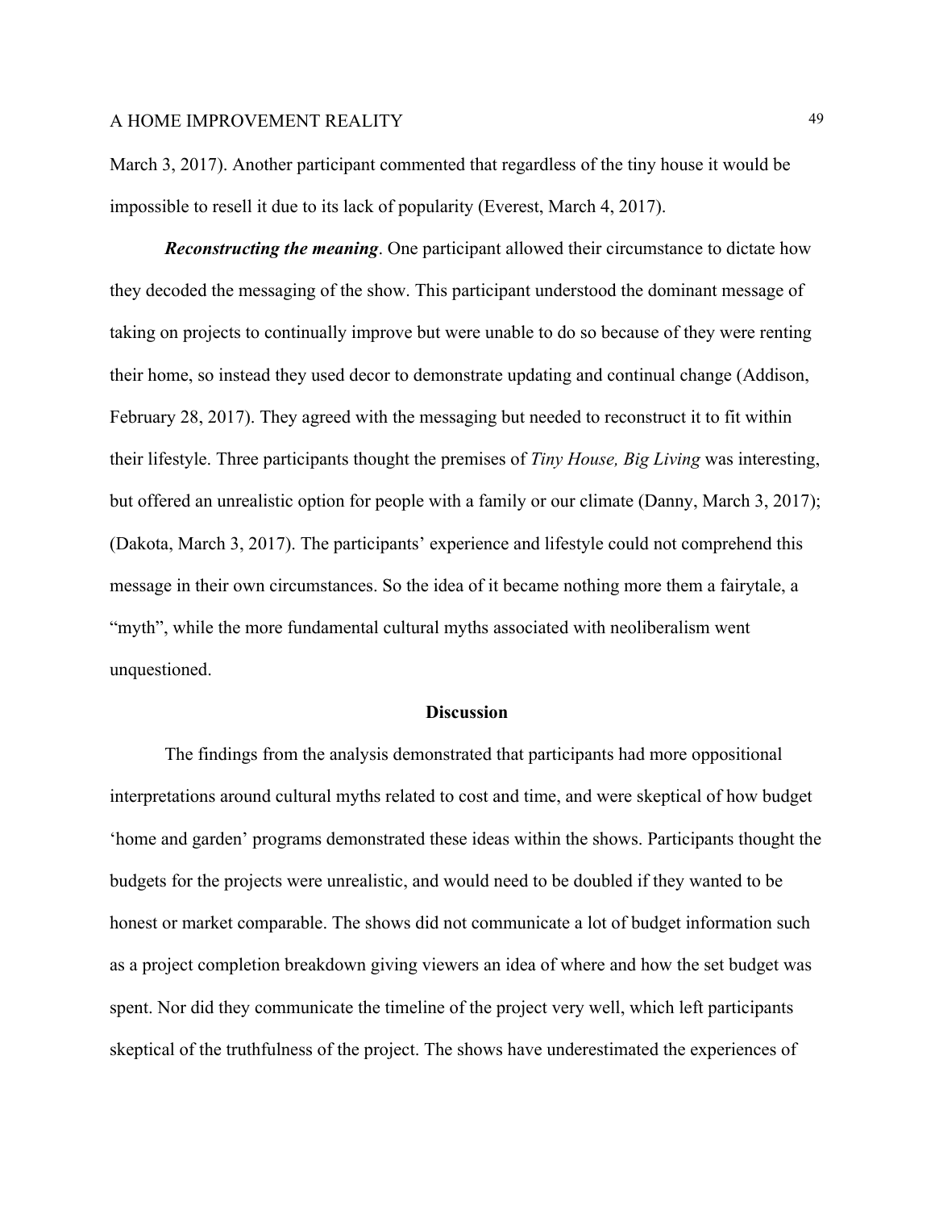March 3, 2017). Another participant commented that regardless of the tiny house it would be impossible to resell it due to its lack of popularity (Everest, March 4, 2017).

***Reconstructing the meaning***. One participant allowed their circumstance to dictate how they decoded the messaging of the show. This participant understood the dominant message of taking on projects to continually improve but were unable to do so because of they were renting their home, so instead they used decor to demonstrate updating and continual change (Addison, February 28, 2017). They agreed with the messaging but needed to reconstruct it to fit within their lifestyle. Three participants thought the premises of *Tiny House, Big Living* was interesting, but offered an unrealistic option for people with a family or our climate (Danny, March 3, 2017); (Dakota, March 3, 2017). The participants' experience and lifestyle could not comprehend this message in their own circumstances. So the idea of it became nothing more them a fairytale, a "myth", while the more fundamental cultural myths associated with neoliberalism went unquestioned.

## Discussion

The findings from the analysis demonstrated that participants had more oppositional interpretations around cultural myths related to cost and time, and were skeptical of how budget 'home and garden' programs demonstrated these ideas within the shows. Participants thought the budgets for the projects were unrealistic, and would need to be doubled if they wanted to be honest or market comparable. The shows did not communicate a lot of budget information such as a project completion breakdown giving viewers an idea of where and how the set budget was spent. Nor did they communicate the timeline of the project very well, which left participants skeptical of the truthfulness of the project. The shows have underestimated the experiences of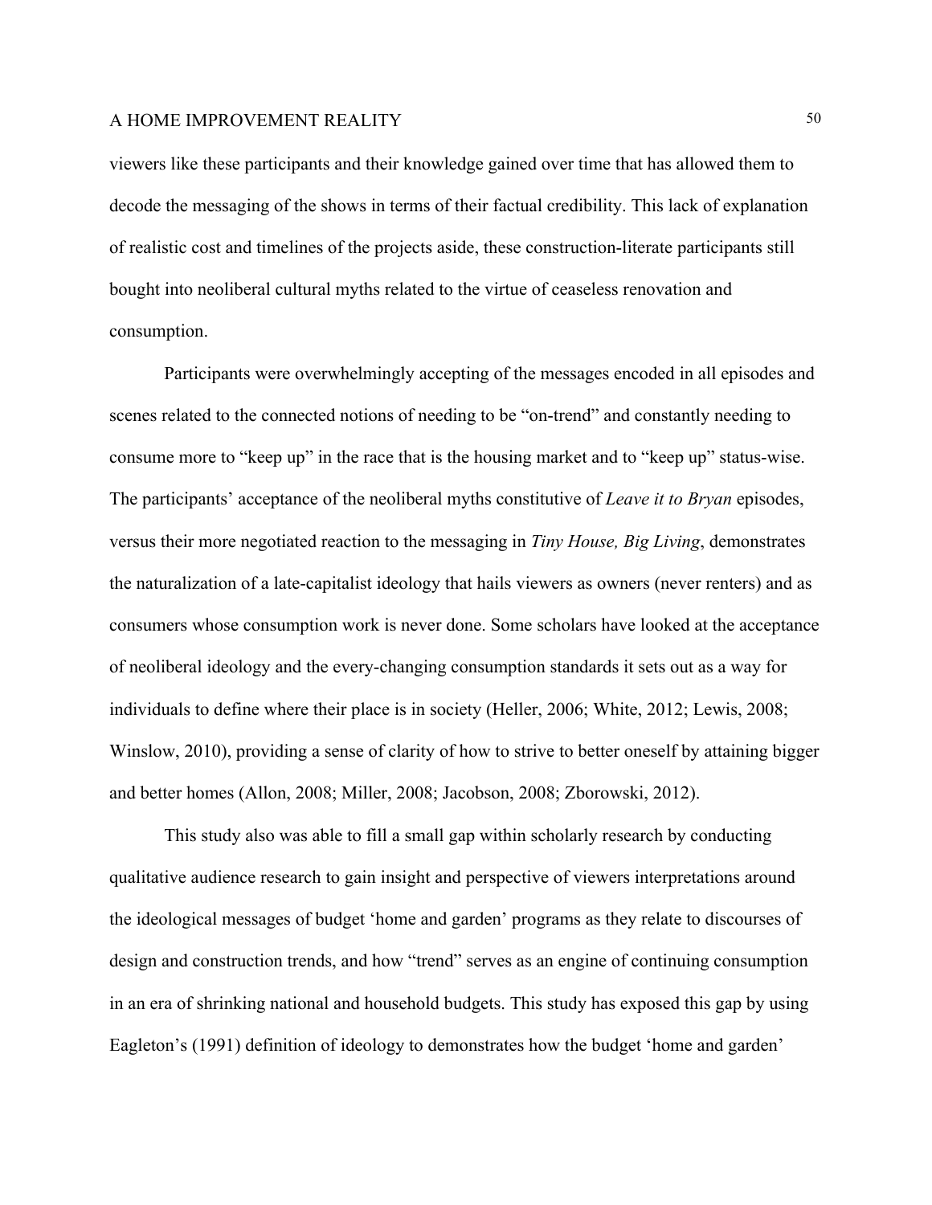viewers like these participants and their knowledge gained over time that has allowed them to decode the messaging of the shows in terms of their factual credibility. This lack of explanation of realistic cost and timelines of the projects aside, these construction-literate participants still bought into neoliberal cultural myths related to the virtue of ceaseless renovation and consumption.

Participants were overwhelmingly accepting of the messages encoded in all episodes and scenes related to the connected notions of needing to be "on-trend" and constantly needing to consume more to "keep up" in the race that is the housing market and to "keep up" status-wise. The participants' acceptance of the neoliberal myths constitutive of *Leave it to Bryan* episodes, versus their more negotiated reaction to the messaging in *Tiny House, Big Living*, demonstrates the naturalization of a late-capitalist ideology that hails viewers as owners (never renters) and as consumers whose consumption work is never done. Some scholars have looked at the acceptance of neoliberal ideology and the every-changing consumption standards it sets out as a way for individuals to define where their place is in society (Heller, 2006; White, 2012; Lewis, 2008; Winslow, 2010), providing a sense of clarity of how to strive to better oneself by attaining bigger and better homes (Allon, 2008; Miller, 2008; Jacobson, 2008; Zborowski, 2012).

This study also was able to fill a small gap within scholarly research by conducting qualitative audience research to gain insight and perspective of viewers interpretations around the ideological messages of budget 'home and garden' programs as they relate to discourses of design and construction trends, and how "trend" serves as an engine of continuing consumption in an era of shrinking national and household budgets. This study has exposed this gap by using Eagleton's (1991) definition of ideology to demonstrates how the budget 'home and garden'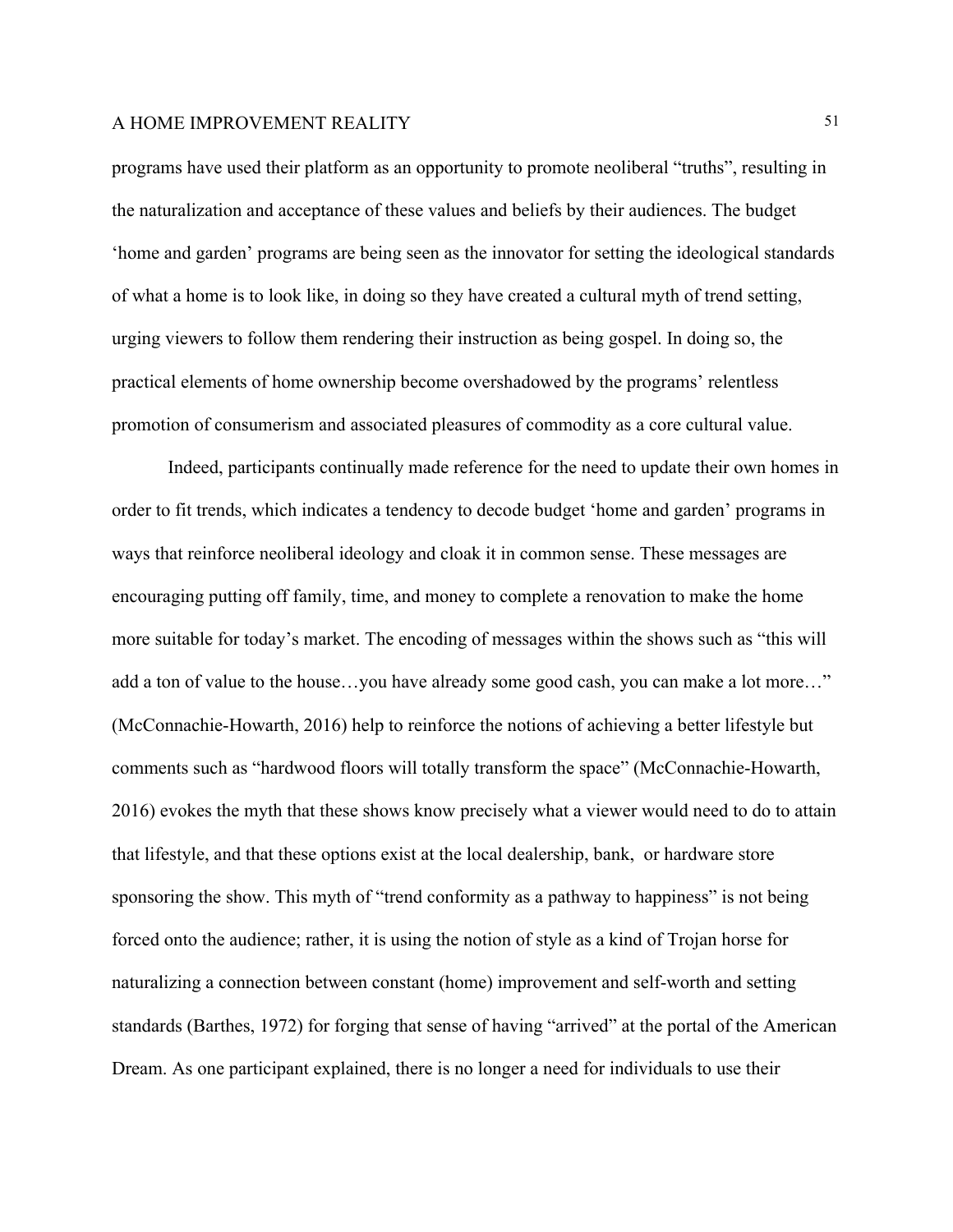programs have used their platform as an opportunity to promote neoliberal "truths", resulting in the naturalization and acceptance of these values and beliefs by their audiences. The budget 'home and garden' programs are being seen as the innovator for setting the ideological standards of what a home is to look like, in doing so they have created a cultural myth of trend setting, urging viewers to follow them rendering their instruction as being gospel. In doing so, the practical elements of home ownership become overshadowed by the programs' relentless promotion of consumerism and associated pleasures of commodity as a core cultural value.

Indeed, participants continually made reference for the need to update their own homes in order to fit trends, which indicates a tendency to decode budget 'home and garden' programs in ways that reinforce neoliberal ideology and cloak it in common sense. These messages are encouraging putting off family, time, and money to complete a renovation to make the home more suitable for today's market. The encoding of messages within the shows such as "this will add a ton of value to the house…you have already some good cash, you can make a lot more…" (McConnachie-Howarth, 2016) help to reinforce the notions of achieving a better lifestyle but comments such as "hardwood floors will totally transform the space" (McConnachie-Howarth, 2016) evokes the myth that these shows know precisely what a viewer would need to do to attain that lifestyle, and that these options exist at the local dealership, bank, or hardware store sponsoring the show. This myth of "trend conformity as a pathway to happiness" is not being forced onto the audience; rather, it is using the notion of style as a kind of Trojan horse for naturalizing a connection between constant (home) improvement and self-worth and setting standards (Barthes, 1972) for forging that sense of having "arrived" at the portal of the American Dream. As one participant explained, there is no longer a need for individuals to use their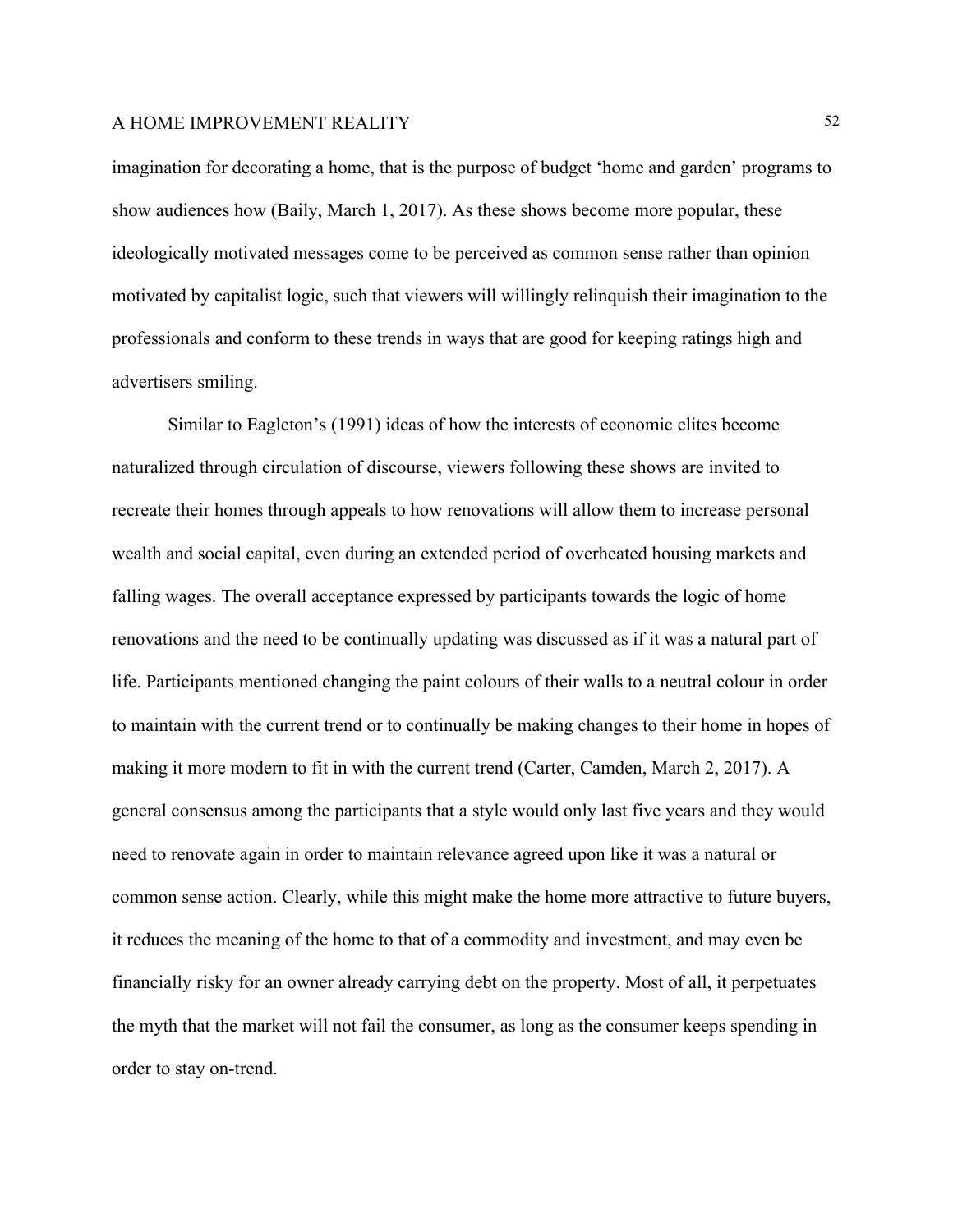imagination for decorating a home, that is the purpose of budget 'home and garden' programs to show audiences how (Baily, March 1, 2017). As these shows become more popular, these ideologically motivated messages come to be perceived as common sense rather than opinion motivated by capitalist logic, such that viewers will willingly relinquish their imagination to the professionals and conform to these trends in ways that are good for keeping ratings high and advertisers smiling.

Similar to Eagleton's (1991) ideas of how the interests of economic elites become naturalized through circulation of discourse, viewers following these shows are invited to recreate their homes through appeals to how renovations will allow them to increase personal wealth and social capital, even during an extended period of overheated housing markets and falling wages. The overall acceptance expressed by participants towards the logic of home renovations and the need to be continually updating was discussed as if it was a natural part of life. Participants mentioned changing the paint colours of their walls to a neutral colour in order to maintain with the current trend or to continually be making changes to their home in hopes of making it more modern to fit in with the current trend (Carter, Camden, March 2, 2017). A general consensus among the participants that a style would only last five years and they would need to renovate again in order to maintain relevance agreed upon like it was a natural or common sense action. Clearly, while this might make the home more attractive to future buyers, it reduces the meaning of the home to that of a commodity and investment, and may even be financially risky for an owner already carrying debt on the property. Most of all, it perpetuates the myth that the market will not fail the consumer, as long as the consumer keeps spending in order to stay on-trend.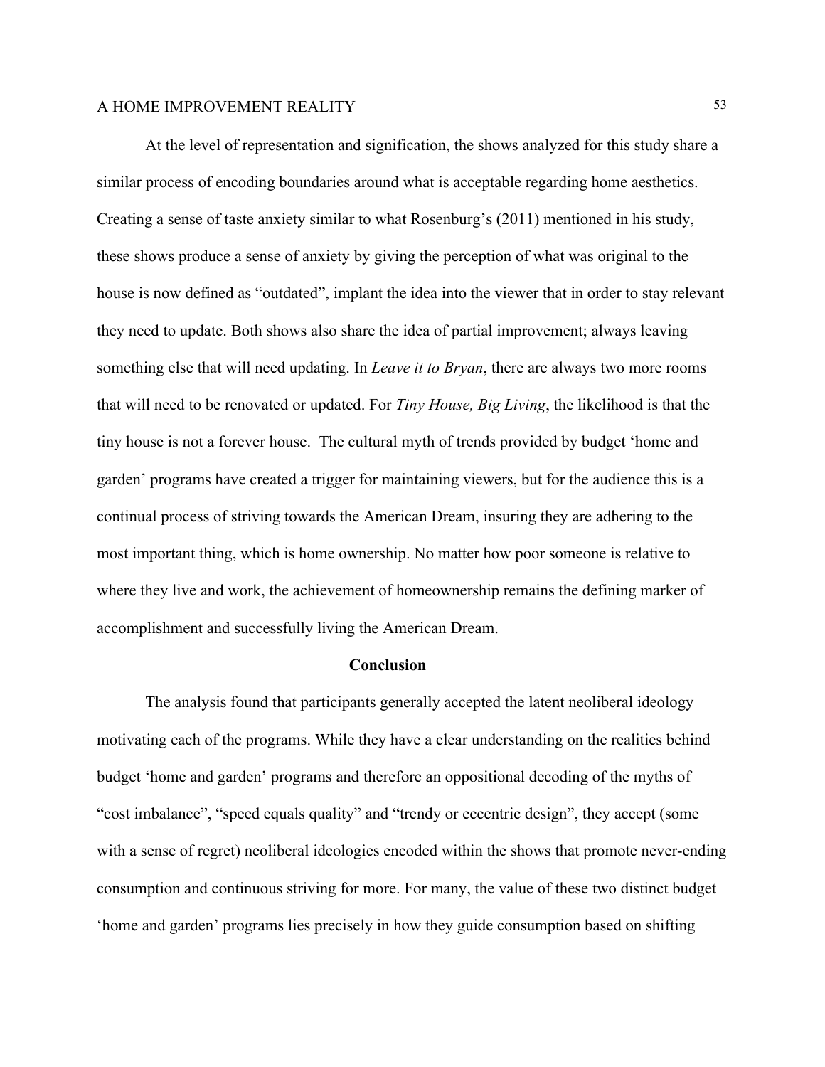At the level of representation and signification, the shows analyzed for this study share a similar process of encoding boundaries around what is acceptable regarding home aesthetics. Creating a sense of taste anxiety similar to what Rosenburg's (2011) mentioned in his study, these shows produce a sense of anxiety by giving the perception of what was original to the house is now defined as "outdated", implant the idea into the viewer that in order to stay relevant they need to update. Both shows also share the idea of partial improvement; always leaving something else that will need updating. In *Leave it to Bryan*, there are always two more rooms that will need to be renovated or updated. For *Tiny House, Big Living*, the likelihood is that the tiny house is not a forever house. The cultural myth of trends provided by budget 'home and garden' programs have created a trigger for maintaining viewers, but for the audience this is a continual process of striving towards the American Dream, insuring they are adhering to the most important thing, which is home ownership. No matter how poor someone is relative to where they live and work, the achievement of homeownership remains the defining marker of accomplishment and successfully living the American Dream.

## Conclusion

The analysis found that participants generally accepted the latent neoliberal ideology motivating each of the programs. While they have a clear understanding on the realities behind budget 'home and garden' programs and therefore an oppositional decoding of the myths of "cost imbalance", "speed equals quality" and "trendy or eccentric design", they accept (some with a sense of regret) neoliberal ideologies encoded within the shows that promote never-ending consumption and continuous striving for more. For many, the value of these two distinct budget 'home and garden' programs lies precisely in how they guide consumption based on shifting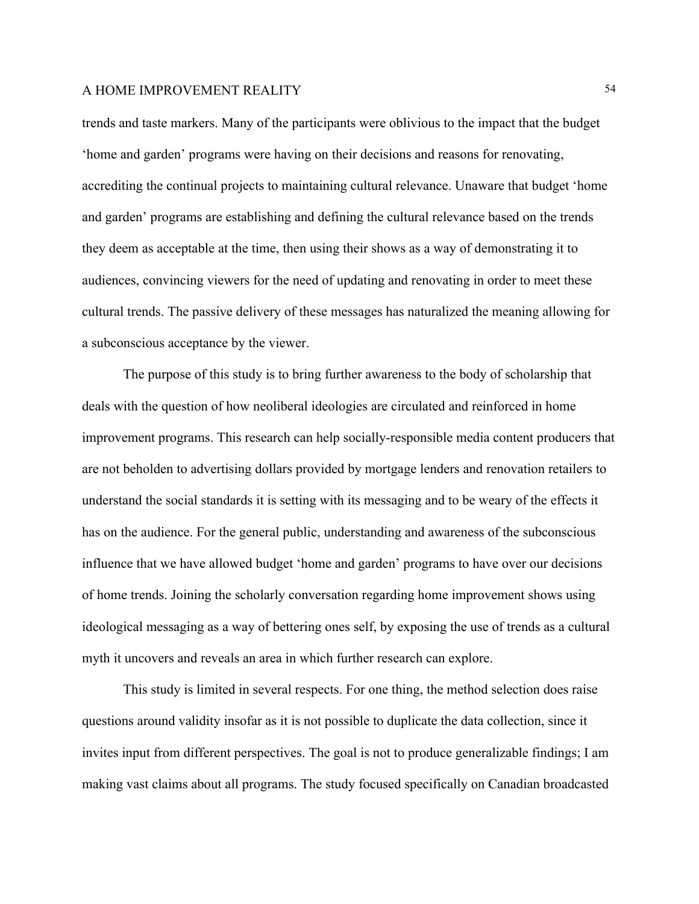trends and taste markers. Many of the participants were oblivious to the impact that the budget 'home and garden' programs were having on their decisions and reasons for renovating, accrediting the continual projects to maintaining cultural relevance. Unaware that budget 'home and garden' programs are establishing and defining the cultural relevance based on the trends they deem as acceptable at the time, then using their shows as a way of demonstrating it to audiences, convincing viewers for the need of updating and renovating in order to meet these cultural trends. The passive delivery of these messages has naturalized the meaning allowing for a subconscious acceptance by the viewer.

The purpose of this study is to bring further awareness to the body of scholarship that deals with the question of how neoliberal ideologies are circulated and reinforced in home improvement programs. This research can help socially-responsible media content producers that are not beholden to advertising dollars provided by mortgage lenders and renovation retailers to understand the social standards it is setting with its messaging and to be weary of the effects it has on the audience. For the general public, understanding and awareness of the subconscious influence that we have allowed budget 'home and garden' programs to have over our decisions of home trends. Joining the scholarly conversation regarding home improvement shows using ideological messaging as a way of bettering ones self, by exposing the use of trends as a cultural myth it uncovers and reveals an area in which further research can explore.

This study is limited in several respects. For one thing, the method selection does raise questions around validity insofar as it is not possible to duplicate the data collection, since it invites input from different perspectives. The goal is not to produce generalizable findings; I am making vast claims about all programs. The study focused specifically on Canadian broadcasted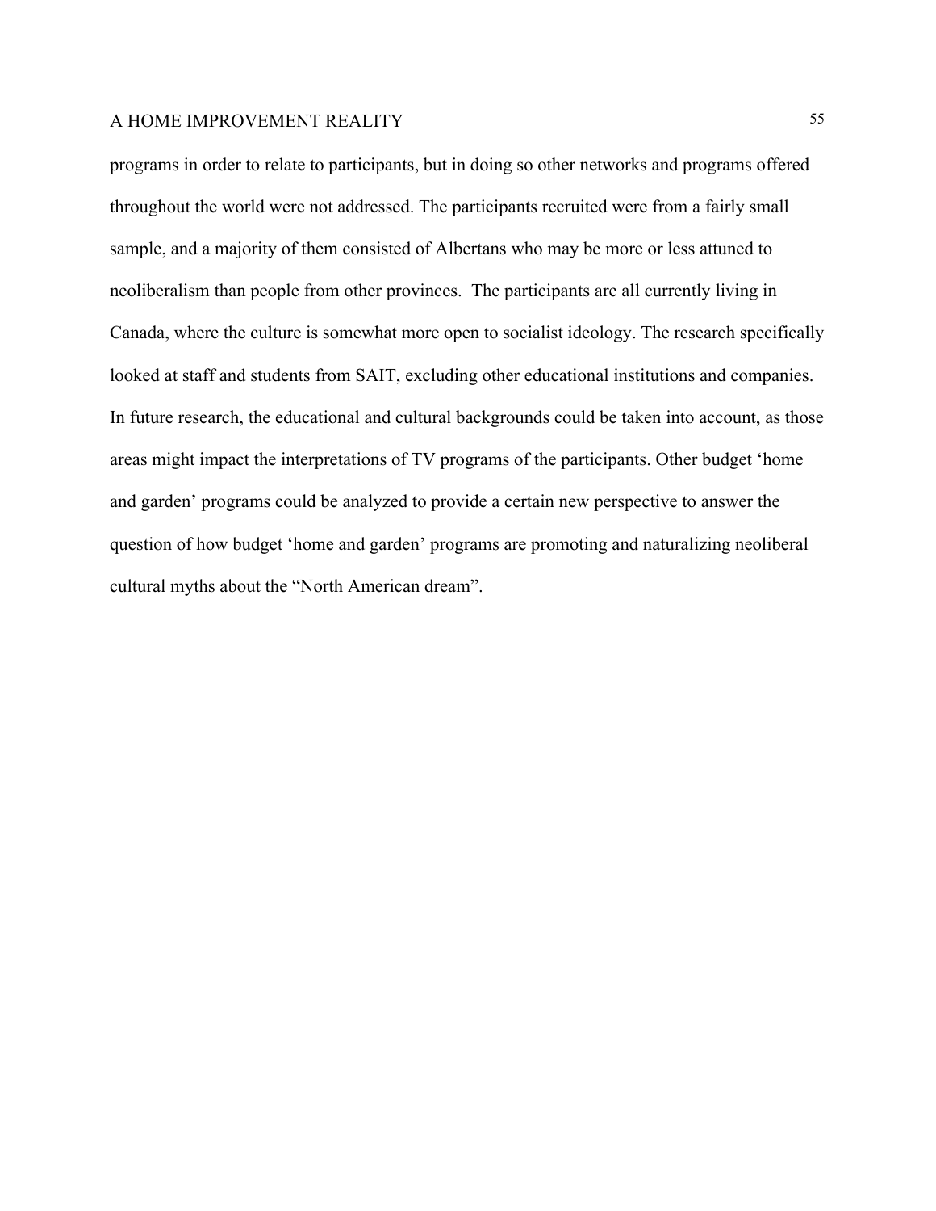programs in order to relate to participants, but in doing so other networks and programs offered throughout the world were not addressed. The participants recruited were from a fairly small sample, and a majority of them consisted of Albertans who may be more or less attuned to neoliberalism than people from other provinces.  The participants are all currently living in Canada, where the culture is somewhat more open to socialist ideology. The research specifically looked at staff and students from SAIT, excluding other educational institutions and companies. In future research, the educational and cultural backgrounds could be taken into account, as those areas might impact the interpretations of TV programs of the participants. Other budget 'home and garden' programs could be analyzed to provide a certain new perspective to answer the question of how budget 'home and garden' programs are promoting and naturalizing neoliberal cultural myths about the "North American dream".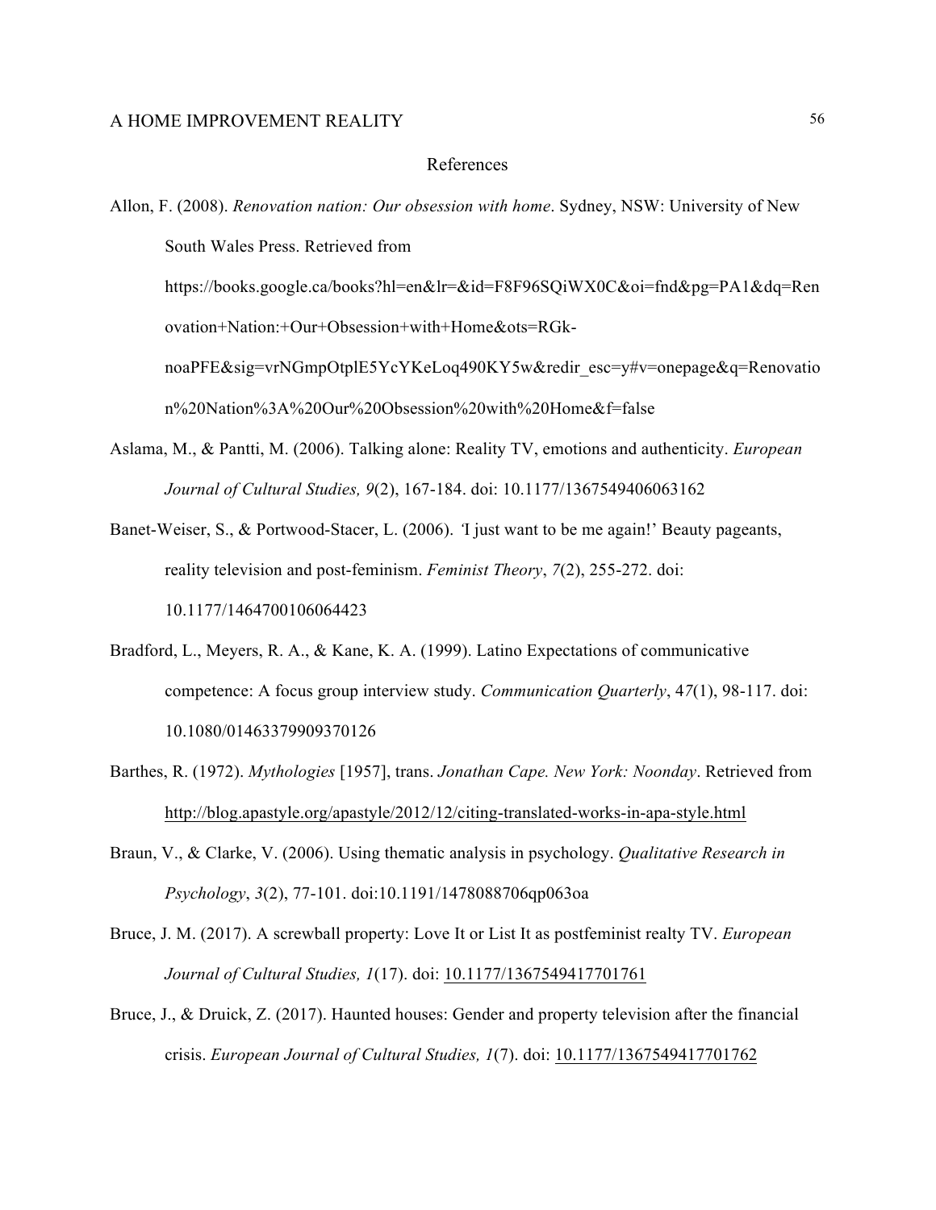# References

Allon, F. (2008). *Renovation nation: Our obsession with home*. Sydney, NSW: University of New South Wales Press. Retrieved from https://books.google.ca/books?hl=en&lr=&id=F8F96SQiWX0C&oi=fnd&pg=PA1&dq=Renovation+Nation:+Our+Obsession+with+Home&ots=RGk-noaPFE&sig=vrNGmpOtplE5YcYKeLoq490KY5w&redir_esc=y#v=onepage&q=Renovation%20Nation%3A%20Our%20Obsession%20with%20Home&f=false

Aslama, M., & Pantti, M. (2006). Talking alone: Reality TV, emotions and authenticity. *European Journal of Cultural Studies, 9*(2), 167-184. doi: 10.1177/1367549406063162

Banet-Weiser, S., & Portwood-Stacer, L. (2006). *'*I just want to be me again!' Beauty pageants, reality television and post-feminism. *Feminist Theory*, *7*(2), 255-272. doi: 10.1177/1464700106064423

Bradford, L., Meyers, R. A., & Kane, K. A. (1999). Latino Expectations of communicative competence: A focus group interview study. *Communication Quarterly*, 4*7*(1), 98-117. doi: 10.1080/01463379909370126

Barthes, R. (1972). *Mythologies* [1957], trans. *Jonathan Cape. New York: Noonday*. Retrieved from http://blog.apastyle.org/apastyle/2012/12/citing-translated-works-in-apa-style.html

Braun, V., & Clarke, V. (2006). Using thematic analysis in psychology. *Qualitative Research in Psychology*, *3*(2), 77-101. doi:10.1191/1478088706qp063oa

Bruce, J. M. (2017). A screwball property: Love It or List It as postfeminist realty TV. *European Journal of Cultural Studies, 1*(17). doi: 10.1177/1367549417701761

Bruce, J., & Druick, Z. (2017). Haunted houses: Gender and property television after the financial crisis. *European Journal of Cultural Studies, 1*(7). doi: 10.1177/1367549417701762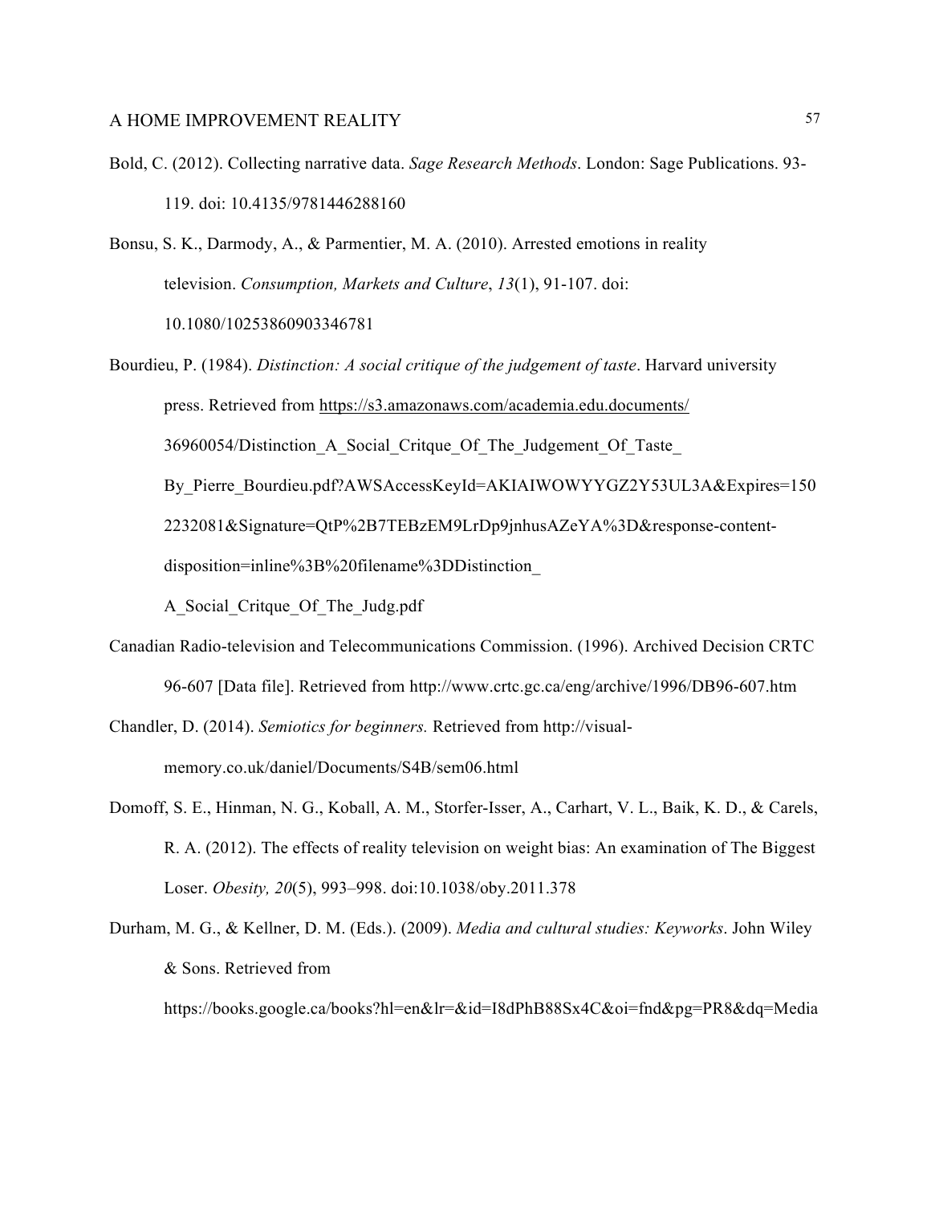Bold, C. (2012). Collecting narrative data. *Sage Research Methods*. London: Sage Publications. 93-119. doi: 10.4135/9781446288160

Bonsu, S. K., Darmody, A., & Parmentier, M. A. (2010). Arrested emotions in reality television. *Consumption, Markets and Culture*, *13*(1), 91-107. doi: 10.1080/10253860903346781

Bourdieu, P. (1984). *Distinction: A social critique of the judgement of taste*. Harvard university press. Retrieved from https://s3.amazonaws.com/academia.edu.documents/36960054/Distinction_A_Social_Critque_Of_The_Judgement_Of_Taste_By_Pierre_Bourdieu.pdf?AWSAccessKeyId=AKIAIWOWYYGZ2Y53UL3A&Expires=1502232081&Signature=QtP%2B7TEBzEM9LrDp9jnhusAZeYA%3D&response-content-disposition=inline%3B%20filename%3DDistinction_A_Social_Critque_Of_The_Judg.pdf

Canadian Radio-television and Telecommunications Commission. (1996). Archived Decision CRTC 96-607 [Data file]. Retrieved from http://www.crtc.gc.ca/eng/archive/1996/DB96-607.htm

Chandler, D. (2014). *Semiotics for beginners.* Retrieved from http://visual-memory.co.uk/daniel/Documents/S4B/sem06.html

Domoff, S. E., Hinman, N. G., Koball, A. M., Storfer-Isser, A., Carhart, V. L., Baik, K. D., & Carels, R. A. (2012). The effects of reality television on weight bias: An examination of The Biggest Loser. *Obesity, 20*(5), 993–998. doi:10.1038/oby.2011.378

Durham, M. G., & Kellner, D. M. (Eds.). (2009). *Media and cultural studies: Keyworks*. John Wiley & Sons. Retrieved from https://books.google.ca/books?hl=en&lr=&id=I8dPhB88Sx4C&oi=fnd&pg=PR8&dq=Media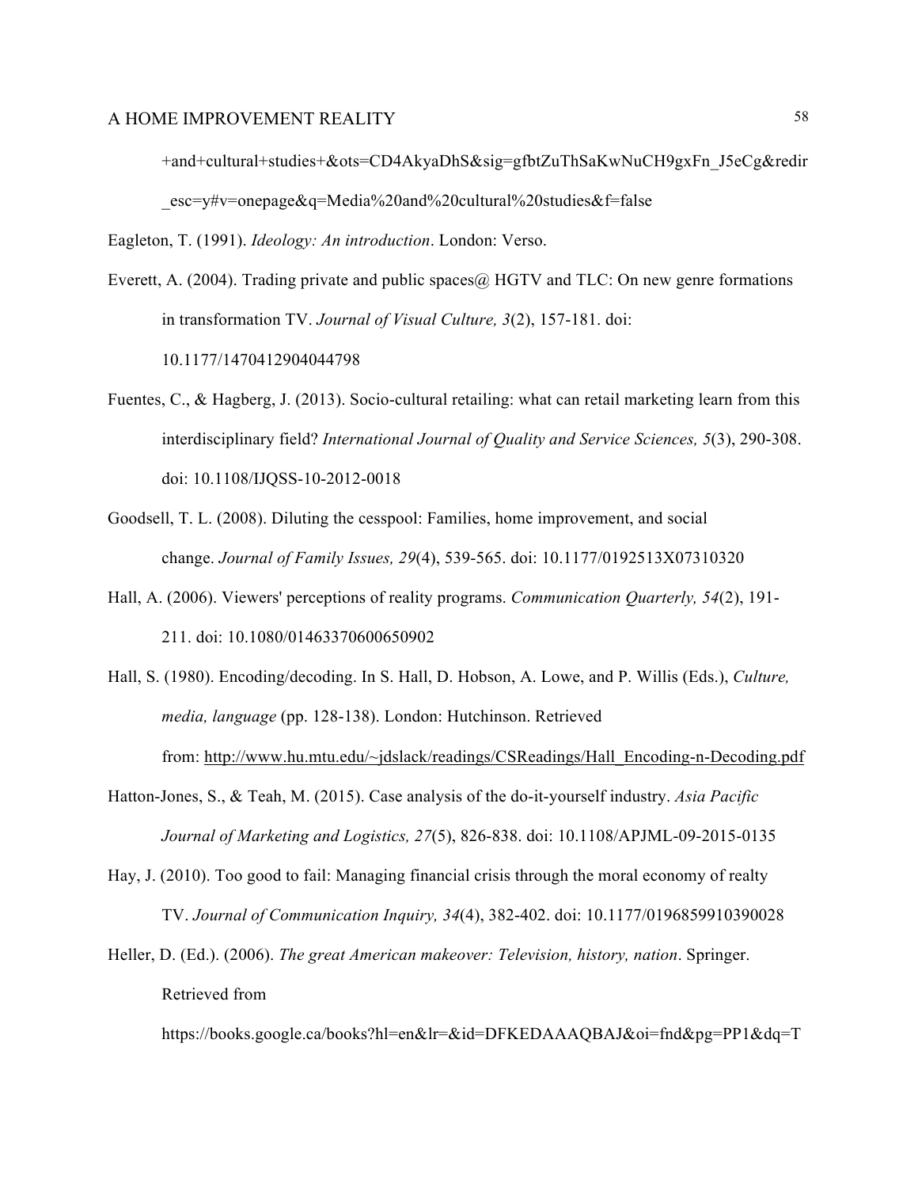+and+cultural+studies+&ots=CD4AkyaDhS&sig=gfbtZuThSaKwNuCH9gxFn_J5eCg&redir_esc=y#v=onepage&q=Media%20and%20cultural%20studies&f=false

Eagleton, T. (1991). *Ideology: An introduction*. London: Verso.

Everett, A. (2004). Trading private and public spaces@ HGTV and TLC: On new genre formations in transformation TV. *Journal of Visual Culture, 3*(2), 157-181. doi: 10.1177/1470412904044798

Fuentes, C., & Hagberg, J. (2013). Socio-cultural retailing: what can retail marketing learn from this interdisciplinary field? *International Journal of Quality and Service Sciences, 5*(3), 290-308. doi: 10.1108/IJQSS-10-2012-0018

Goodsell, T. L. (2008). Diluting the cesspool: Families, home improvement, and social change. *Journal of Family Issues, 29*(4), 539-565. doi: 10.1177/0192513X07310320

Hall, A. (2006). Viewers' perceptions of reality programs. *Communication Quarterly, 54*(2), 191-211. doi: 10.1080/01463370600650902

Hall, S. (1980). Encoding/decoding. In S. Hall, D. Hobson, A. Lowe, and P. Willis (Eds.), *Culture, media, language* (pp. 128-138). London: Hutchinson. Retrieved from: http://www.hu.mtu.edu/~jdslack/readings/CSReadings/Hall_Encoding-n-Decoding.pdf

Hatton-Jones, S., & Teah, M. (2015). Case analysis of the do-it-yourself industry. *Asia Pacific Journal of Marketing and Logistics, 27*(5), 826-838. doi: 10.1108/APJML-09-2015-0135

Hay, J. (2010). Too good to fail: Managing financial crisis through the moral economy of realty TV. *Journal of Communication Inquiry, 34*(4), 382-402. doi: 10.1177/0196859910390028

Heller, D. (Ed.). (2006). *The great American makeover: Television, history, nation*. Springer. Retrieved from https://books.google.ca/books?hl=en&lr=&id=DFKEDAAAQBAJ&oi=fnd&pg=PP1&dq=T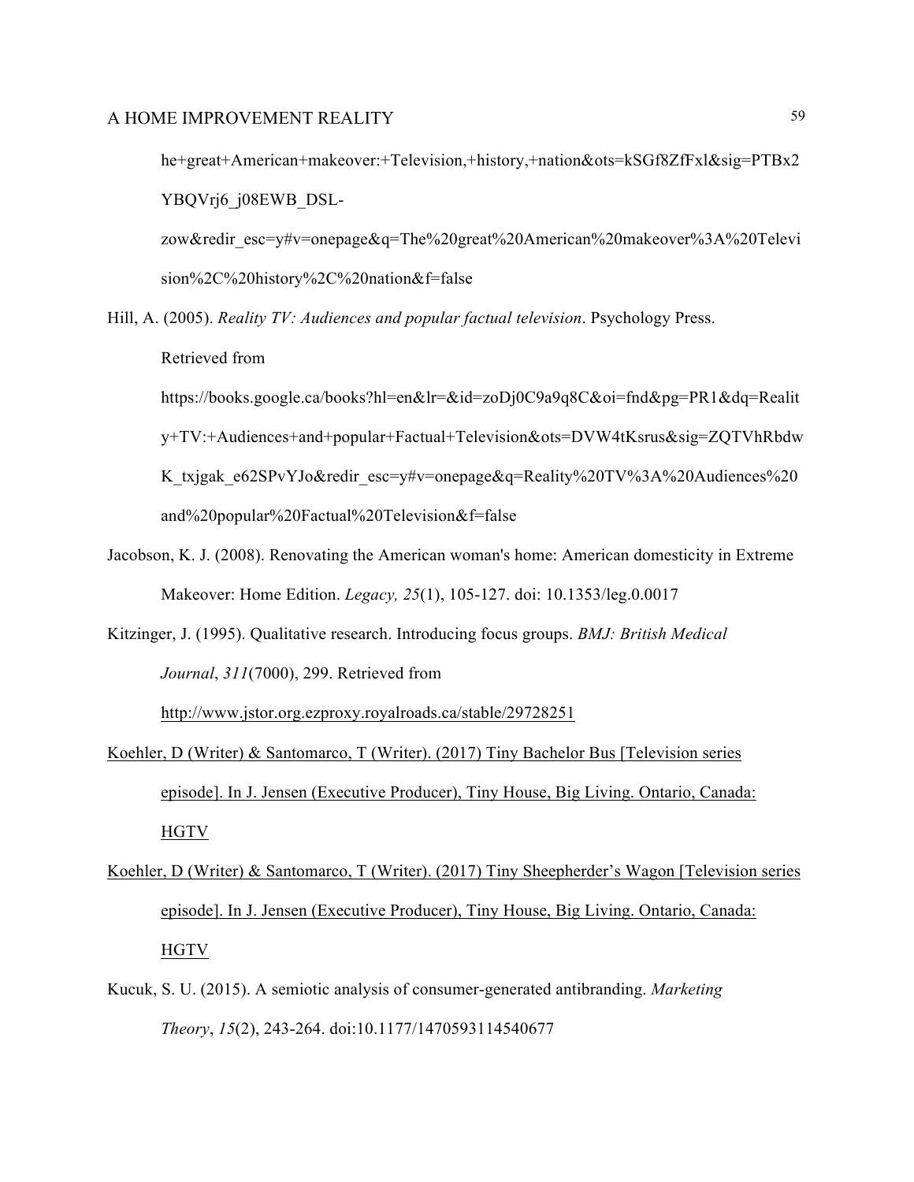he+great+American+makeover:+Television,+history,+nation&ots=kSGf8ZfFxl&sig=PTBx2YBQVrj6_j08EWB_DSL-zow&redir_esc=y#v=onepage&q=The%20great%20American%20makeover%3A%20Television%2C%20history%2C%20nation&f=false

Hill, A. (2005). *Reality TV: Audiences and popular factual television*. Psychology Press. Retrieved from https://books.google.ca/books?hl=en&lr=&id=zoDj0C9a9q8C&oi=fnd&pg=PR1&dq=Reality+TV:+Audiences+and+popular+Factual+Television&ots=DVW4tKsrus&sig=ZQTVhRbdwK_txjgak_e62SPvYJo&redir_esc=y#v=onepage&q=Reality%20TV%3A%20Audiences%20and%20popular%20Factual%20Television&f=false

Jacobson, K. J. (2008). Renovating the American woman's home: American domesticity in Extreme Makeover: Home Edition. *Legacy, 25*(1), 105-127. doi: 10.1353/leg.0.0017

Kitzinger, J. (1995). Qualitative research. Introducing focus groups. *BMJ: British Medical Journal*, *311*(7000), 299. Retrieved from http://www.jstor.org.ezproxy.royalroads.ca/stable/29728251

Koehler, D (Writer) & Santomarco, T (Writer). (2017) Tiny Bachelor Bus [Television series episode]. In J. Jensen (Executive Producer), Tiny House, Big Living. Ontario, Canada: HGTV

Koehler, D (Writer) & Santomarco, T (Writer). (2017) Tiny Sheepherder's Wagon [Television series episode]. In J. Jensen (Executive Producer), Tiny House, Big Living. Ontario, Canada: HGTV

Kucuk, S. U. (2015). A semiotic analysis of consumer-generated antibranding. *Marketing Theory*, *15*(2), 243-264. doi:10.1177/1470593114540677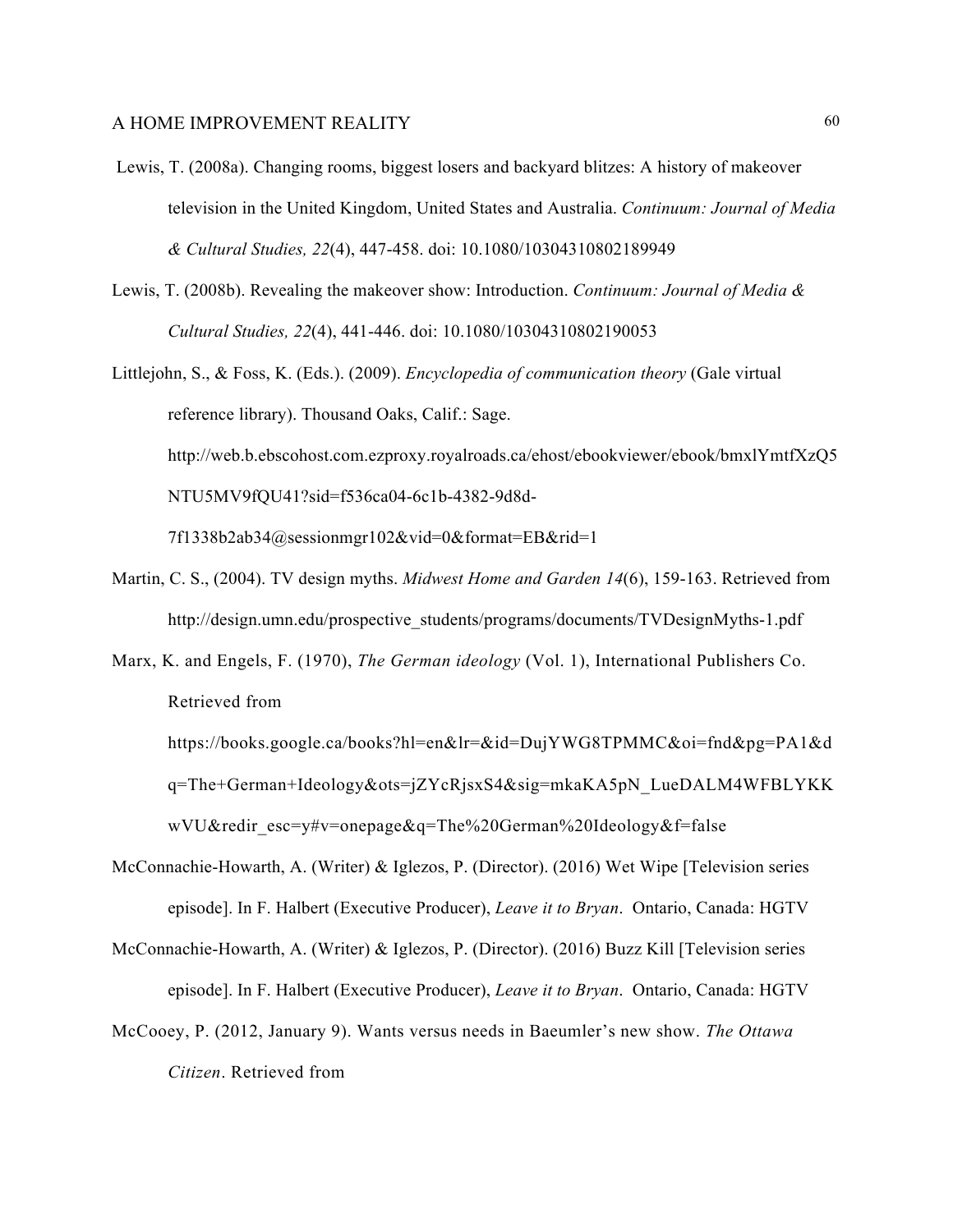Lewis, T. (2008a). Changing rooms, biggest losers and backyard blitzes: A history of makeover television in the United Kingdom, United States and Australia. *Continuum: Journal of Media & Cultural Studies, 22*(4), 447-458. doi: 10.1080/10304310802189949

Lewis, T. (2008b). Revealing the makeover show: Introduction. *Continuum: Journal of Media & Cultural Studies, 22*(4), 441-446. doi: 10.1080/10304310802190053

Littlejohn, S., & Foss, K. (Eds.). (2009). *Encyclopedia of communication theory* (Gale virtual reference library). Thousand Oaks, Calif.: Sage. http://web.b.ebscohost.com.ezproxy.royalroads.ca/ehost/ebookviewer/ebook/bmxlYmtfXzQ5NTU5MV9fQU41?sid=f536ca04-6c1b-4382-9d8d-7f1338b2ab34@sessionmgr102&vid=0&format=EB&rid=1

Martin, C. S., (2004). TV design myths. *Midwest Home and Garden 14*(6), 159-163. Retrieved from http://design.umn.edu/prospective_students/programs/documents/TVDesignMyths-1.pdf

Marx, K. and Engels, F. (1970), *The German ideology* (Vol. 1), International Publishers Co. Retrieved from https://books.google.ca/books?hl=en&lr=&id=DujYWG8TPMMC&oi=fnd&pg=PA1&dq=The+German+Ideology&ots=jZYcRjsxS4&sig=mkaKA5pN_LueDALM4WFBLYKKwVU&redir_esc=y#v=onepage&q=The%20German%20Ideology&f=false

McConnachie-Howarth, A. (Writer) & Iglezos, P. (Director). (2016) Wet Wipe [Television series episode]. In F. Halbert (Executive Producer), *Leave it to Bryan*. Ontario, Canada: HGTV

McConnachie-Howarth, A. (Writer) & Iglezos, P. (Director). (2016) Buzz Kill [Television series episode]. In F. Halbert (Executive Producer), *Leave it to Bryan*. Ontario, Canada: HGTV

McCooey, P. (2012, January 9). Wants versus needs in Baeumler's new show. *The Ottawa Citizen*. Retrieved from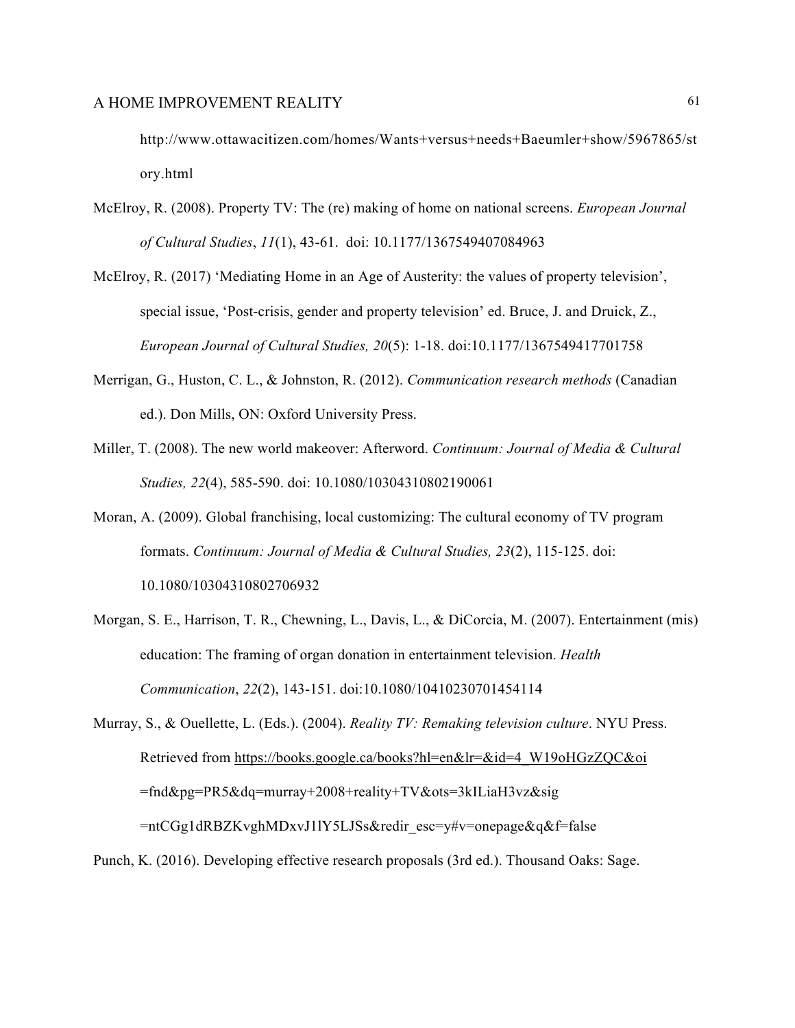http://www.ottawacitizen.com/homes/Wants+versus+needs+Baeumler+show/5967865/story.html

McElroy, R. (2008). Property TV: The (re) making of home on national screens. *European Journal of Cultural Studies*, *11*(1), 43-61. doi: 10.1177/1367549407084963

McElroy, R. (2017) 'Mediating Home in an Age of Austerity: the values of property television', special issue, 'Post-crisis, gender and property television' ed. Bruce, J. and Druick, Z., *European Journal of Cultural Studies, 20*(5): 1-18. doi:10.1177/1367549417701758

Merrigan, G., Huston, C. L., & Johnston, R. (2012). *Communication research methods* (Canadian ed.). Don Mills, ON: Oxford University Press.

Miller, T. (2008). The new world makeover: Afterword. *Continuum: Journal of Media & Cultural Studies, 22*(4), 585-590. doi: 10.1080/10304310802190061

Moran, A. (2009). Global franchising, local customizing: The cultural economy of TV program formats. *Continuum: Journal of Media & Cultural Studies, 23*(2), 115-125. doi: 10.1080/10304310802706932

Morgan, S. E., Harrison, T. R., Chewning, L., Davis, L., & DiCorcia, M. (2007). Entertainment (mis) education: The framing of organ donation in entertainment television. *Health Communication*, *22*(2), 143-151. doi:10.1080/10410230701454114

Murray, S., & Ouellette, L. (Eds.). (2004). *Reality TV: Remaking television culture*. NYU Press. Retrieved from https://books.google.ca/books?hl=en&lr=&id=4_W19oHGzZQC&oi=fnd&pg=PR5&dq=murray+2008+reality+TV&ots=3kILiaH3vz&sig=ntCGg1dRBZKvghMDxvJ1lY5LJSs&redir_esc=y#v=onepage&q&f=false

Punch, K. (2016). Developing effective research proposals (3rd ed.). Thousand Oaks: Sage.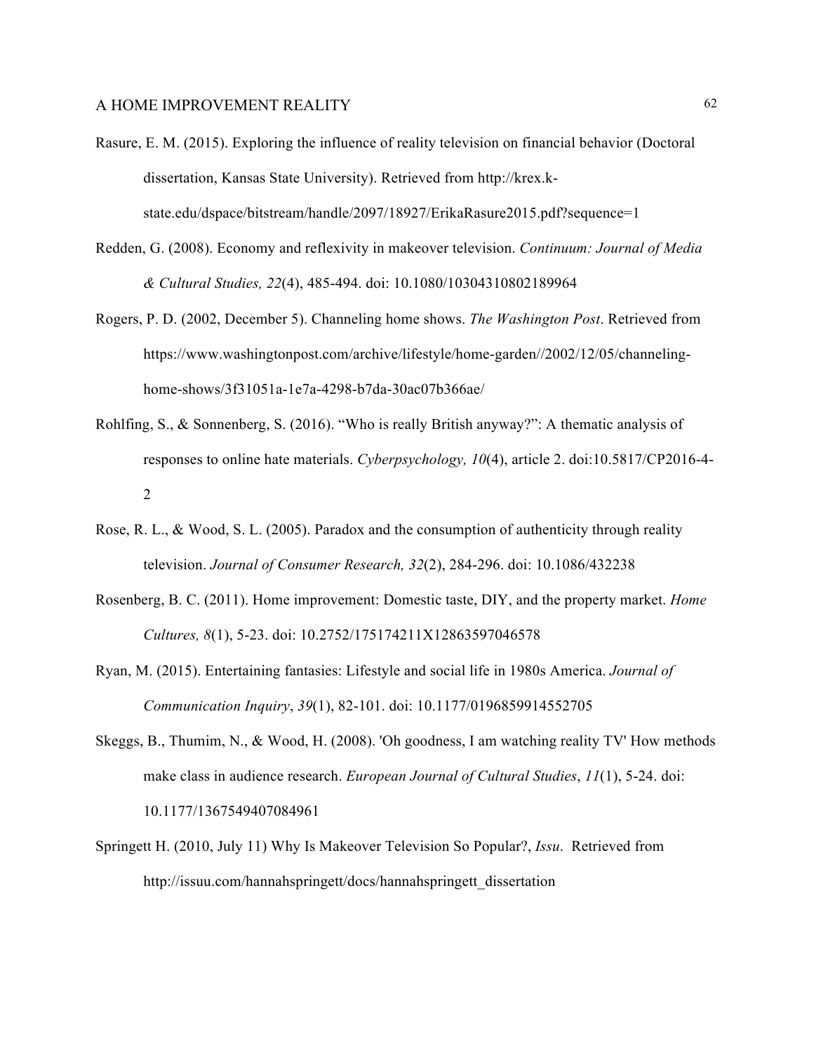Rasure, E. M. (2015). Exploring the influence of reality television on financial behavior (Doctoral dissertation, Kansas State University). Retrieved from http://krex.k-state.edu/dspace/bitstream/handle/2097/18927/ErikaRasure2015.pdf?sequence=1

Redden, G. (2008). Economy and reflexivity in makeover television. *Continuum: Journal of Media & Cultural Studies, 22*(4), 485-494. doi: 10.1080/10304310802189964

Rogers, P. D. (2002, December 5). Channeling home shows. *The Washington Post*. Retrieved from https://www.washingtonpost.com/archive/lifestyle/home-garden//2002/12/05/channeling-home-shows/3f31051a-1e7a-4298-b7da-30ac07b366ae/

Rohlfing, S., & Sonnenberg, S. (2016). "Who is really British anyway?": A thematic analysis of responses to online hate materials. *Cyberpsychology, 10*(4), article 2. doi:10.5817/CP2016-4-2

Rose, R. L., & Wood, S. L. (2005). Paradox and the consumption of authenticity through reality television. *Journal of Consumer Research, 32*(2), 284-296. doi: 10.1086/432238

Rosenberg, B. C. (2011). Home improvement: Domestic taste, DIY, and the property market. *Home Cultures, 8*(1), 5-23. doi: 10.2752/175174211X12863597046578

Ryan, M. (2015). Entertaining fantasies: Lifestyle and social life in 1980s America. *Journal of Communication Inquiry*, *39*(1), 82-101. doi: 10.1177/0196859914552705

Skeggs, B., Thumim, N., & Wood, H. (2008). 'Oh goodness, I am watching reality TV' How methods make class in audience research. *European Journal of Cultural Studies*, *11*(1), 5-24. doi: 10.1177/1367549407084961

Springett H. (2010, July 11) Why Is Makeover Television So Popular?, *Issu*. Retrieved from http://issuu.com/hannahspringett/docs/hannahspringett_dissertation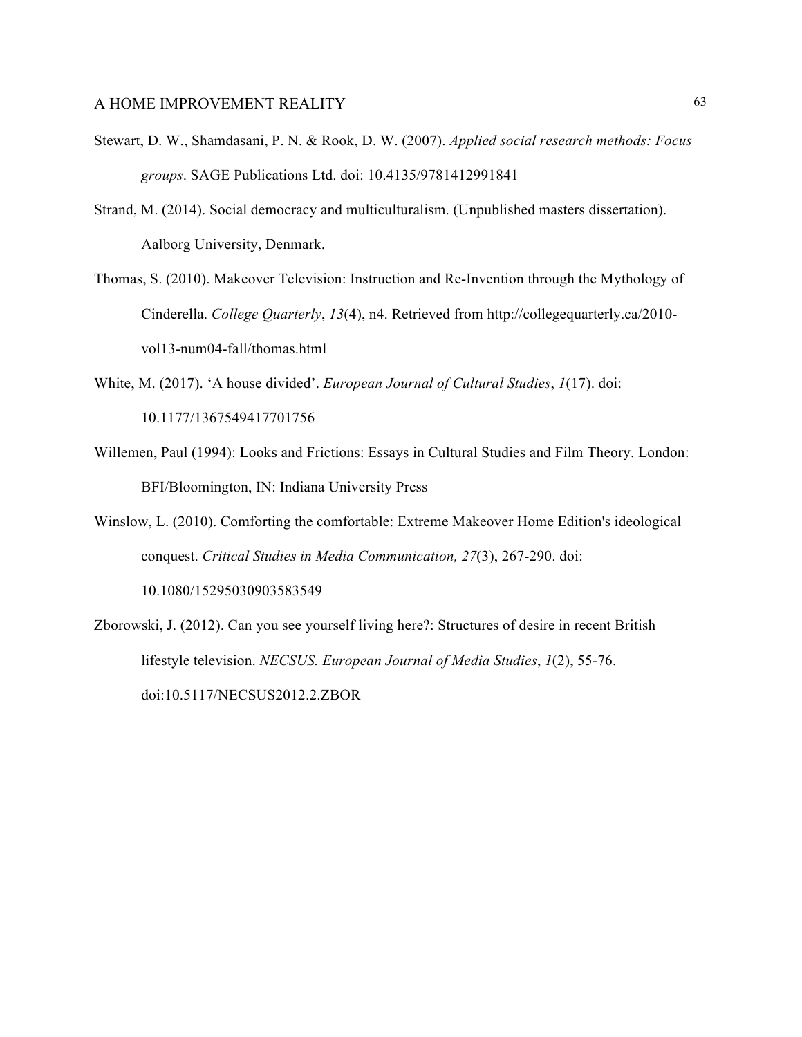Stewart, D. W., Shamdasani, P. N. & Rook, D. W. (2007). *Applied social research methods: Focus groups*. SAGE Publications Ltd. doi: 10.4135/9781412991841

Strand, M. (2014). Social democracy and multiculturalism. (Unpublished masters dissertation). Aalborg University, Denmark.

Thomas, S. (2010). Makeover Television: Instruction and Re-Invention through the Mythology of Cinderella. *College Quarterly*, *13*(4), n4. Retrieved from http://collegequarterly.ca/2010-vol13-num04-fall/thomas.html

White, M. (2017). 'A house divided'. *European Journal of Cultural Studies*, *1*(17). doi: 10.1177/1367549417701756

Willemen, Paul (1994): Looks and Frictions: Essays in Cultural Studies and Film Theory. London: BFI/Bloomington, IN: Indiana University Press

Winslow, L. (2010). Comforting the comfortable: Extreme Makeover Home Edition's ideological conquest. *Critical Studies in Media Communication, 27*(3), 267-290. doi: 10.1080/15295030903583549

Zborowski, J. (2012). Can you see yourself living here?: Structures of desire in recent British lifestyle television. *NECSUS. European Journal of Media Studies*, *1*(2), 55-76. doi:10.5117/NECSUS2012.2.ZBOR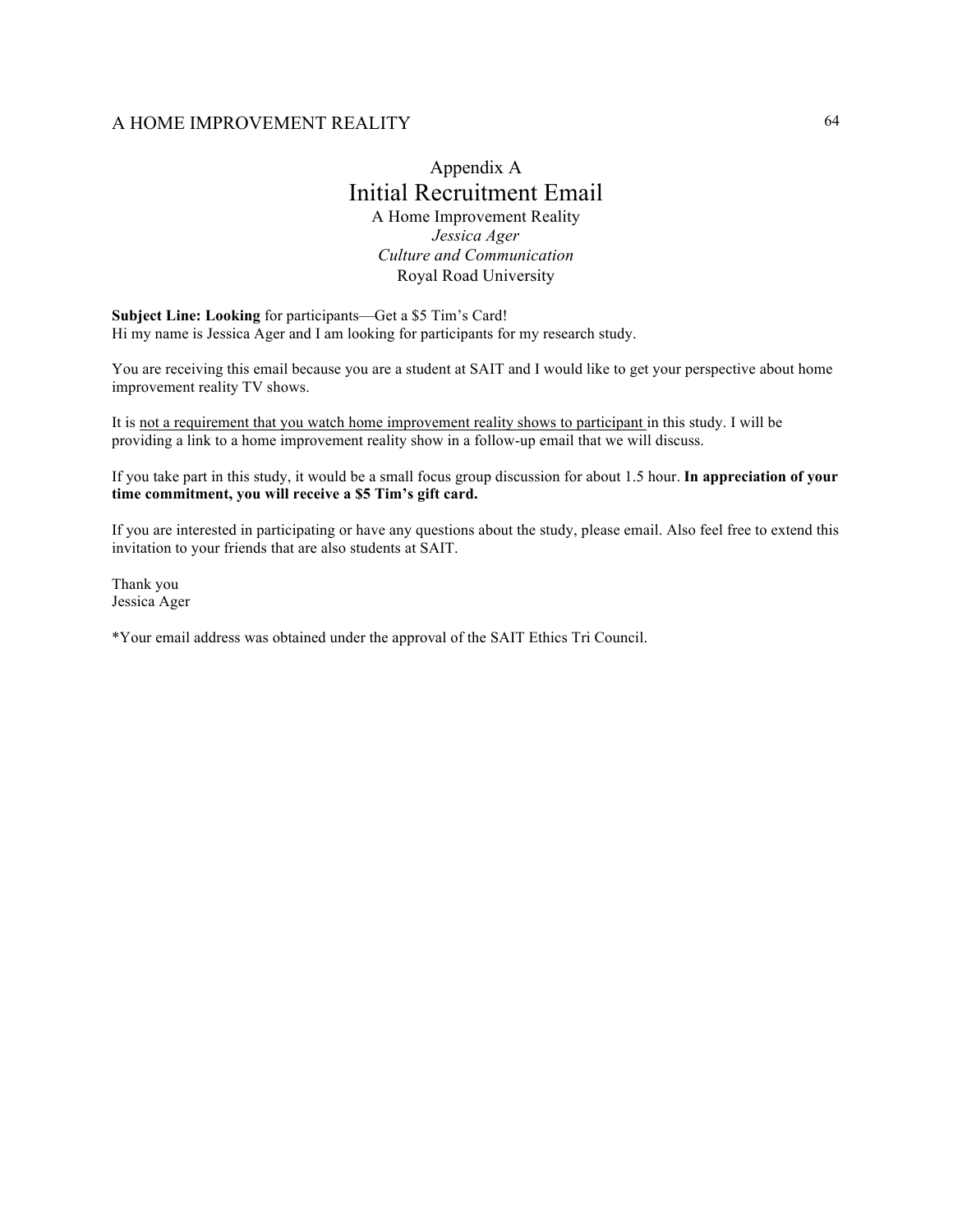Appendix A

# Initial Recruitment Email

A Home Improvement Reality

*Jessica Ager*

*Culture and Communication*

Royal Road University

**Subject Line: Looking** for participants—Get a $5 Tim's Card!
Hi my name is Jessica Ager and I am looking for participants for my research study.

You are receiving this email because you are a student at SAIT and I would like to get your perspective about home improvement reality TV shows.

It is <u>not a requirement that you watch home improvement reality shows to participant</u> in this study. I will be providing a link to a home improvement reality show in a follow-up email that we will discuss.

If you take part in this study, it would be a small focus group discussion for about 1.5 hour. **In appreciation of your time commitment, you will receive a $5 Tim's gift card.**

If you are interested in participating or have any questions about the study, please email. Also feel free to extend this invitation to your friends that are also students at SAIT.

Thank you
Jessica Ager

*Your email address was obtained under the approval of the SAIT Ethics Tri Council.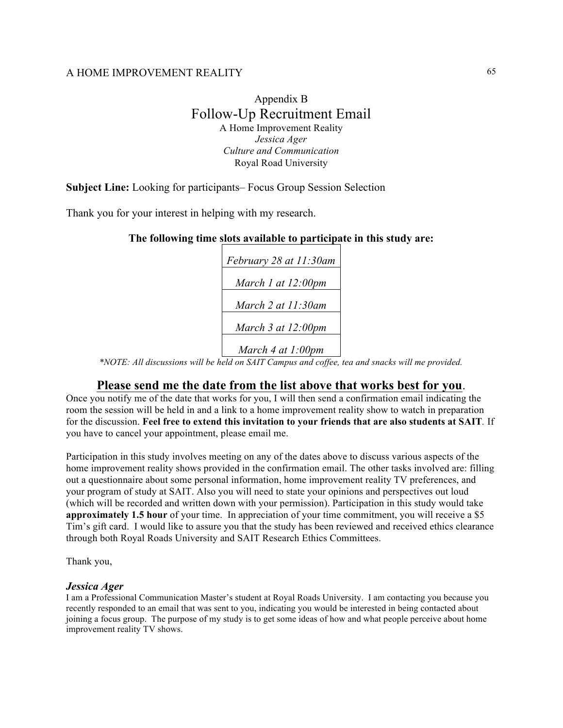Appendix B

# Follow-Up Recruitment Email

A Home Improvement Reality

*Jessica Ager*

*Culture and Communication*

Royal Road University

**Subject Line:** Looking for participants– Focus Group Session Selection

Thank you for your interest in helping with my research.

**The following time slots available to participate in this study are:**

| *February 28 at 11:30am* |
|---|
| *March 1 at 12:00pm* |
| *March 2 at 11:30am* |
| *March 3 at 12:00pm* |
| *March 4 at 1:00pm* |

**NOTE: All discussions will be held on SAIT Campus and coffee, tea and snacks will me provided.*

## **Please send me the date from the list above that works best for you**.

Once you notify me of the date that works for you, I will then send a confirmation email indicating the room the session will be held in and a link to a home improvement reality show to watch in preparation for the discussion. **Feel free to extend this invitation to your friends that are also students at SAIT**. If you have to cancel your appointment, please email me.

Participation in this study involves meeting on any of the dates above to discuss various aspects of the home improvement reality shows provided in the confirmation email. The other tasks involved are: filling out a questionnaire about some personal information, home improvement reality TV preferences, and your program of study at SAIT. Also you will need to state your opinions and perspectives out loud (which will be recorded and written down with your permission). Participation in this study would take **approximately 1.5 hour** of your time. In appreciation of your time commitment, you will receive a $5 Tim's gift card. I would like to assure you that the study has been reviewed and received ethics clearance through both Royal Roads University and SAIT Research Ethics Committees.

Thank you,

***Jessica Ager***

I am a Professional Communication Master's student at Royal Roads University. I am contacting you because you recently responded to an email that was sent to you, indicating you would be interested in being contacted about joining a focus group. The purpose of my study is to get some ideas of how and what people perceive about home improvement reality TV shows.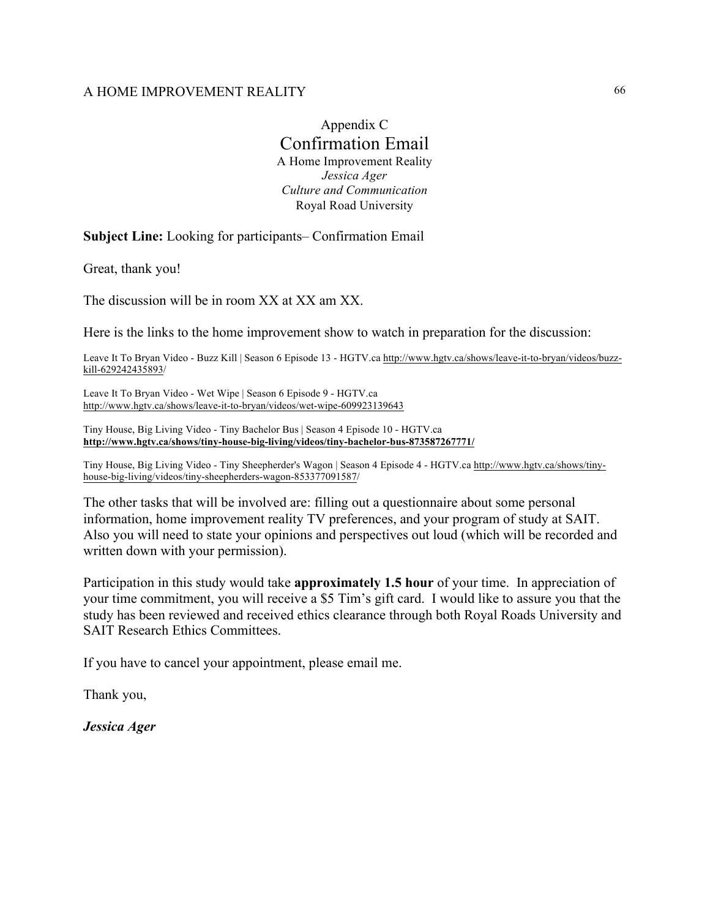Appendix C

# Confirmation Email

A Home Improvement Reality

*Jessica Ager*

*Culture and Communication*

Royal Road University

**Subject Line:** Looking for participants– Confirmation Email

Great, thank you!

The discussion will be in room XX at XX am XX.

Here is the links to the home improvement show to watch in preparation for the discussion:

Leave It To Bryan Video - Buzz Kill | Season 6 Episode 13 - HGTV.ca http://www.hgtv.ca/shows/leave-it-to-bryan/videos/buzz-kill-629242435893/

Leave It To Bryan Video - Wet Wipe | Season 6 Episode 9 - HGTV.ca http://www.hgtv.ca/shows/leave-it-to-bryan/videos/wet-wipe-609923139643

Tiny House, Big Living Video - Tiny Bachelor Bus | Season 4 Episode 10 - HGTV.ca **http://www.hgtv.ca/shows/tiny-house-big-living/videos/tiny-bachelor-bus-873587267771/**

Tiny House, Big Living Video - Tiny Sheepherder's Wagon | Season 4 Episode 4 - HGTV.ca http://www.hgtv.ca/shows/tiny-house-big-living/videos/tiny-sheepherders-wagon-853377091587/

The other tasks that will be involved are: filling out a questionnaire about some personal information, home improvement reality TV preferences, and your program of study at SAIT. Also you will need to state your opinions and perspectives out loud (which will be recorded and written down with your permission).

Participation in this study would take **approximately 1.5 hour** of your time. In appreciation of your time commitment, you will receive a $5 Tim's gift card. I would like to assure you that the study has been reviewed and received ethics clearance through both Royal Roads University and SAIT Research Ethics Committees.

If you have to cancel your appointment, please email me.

Thank you,

***Jessica Ager***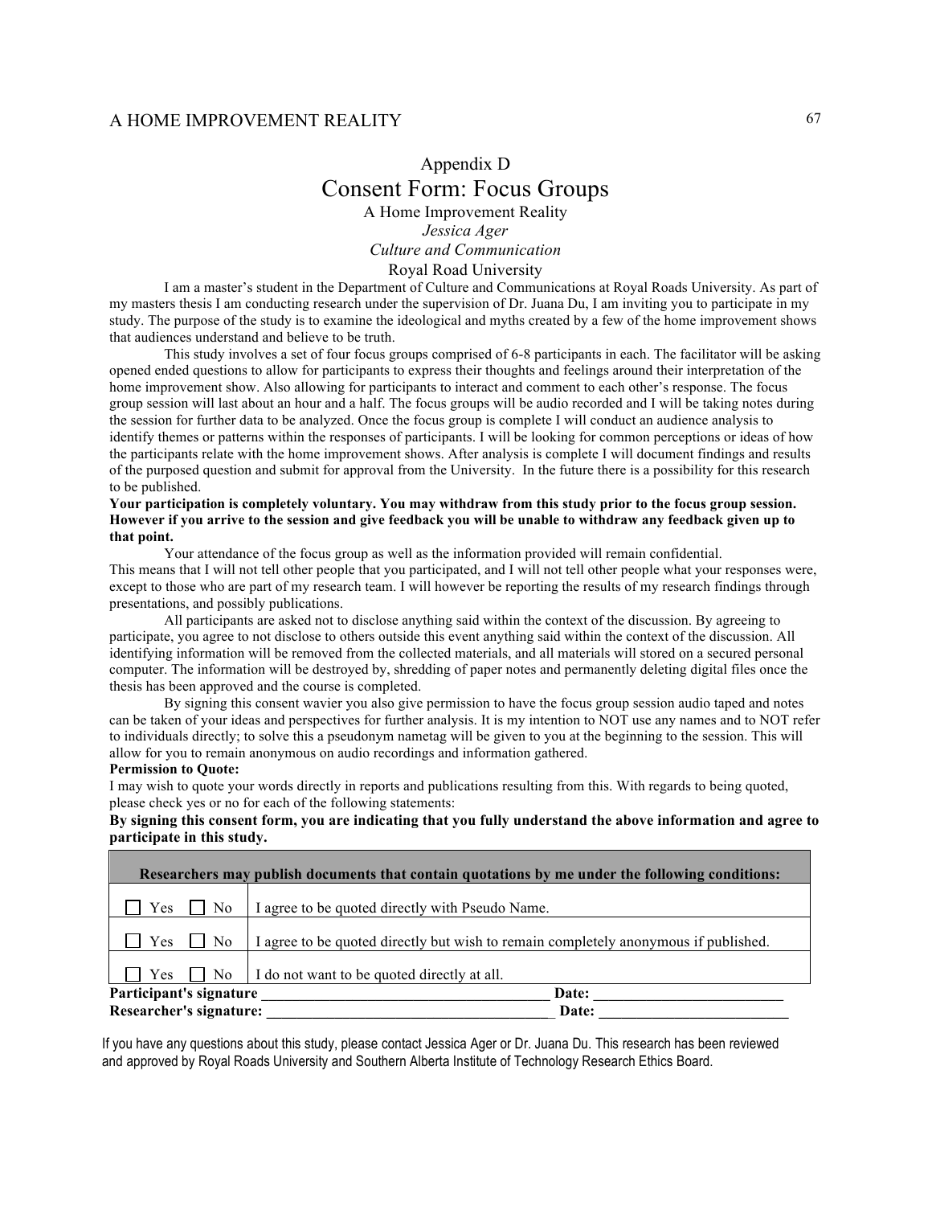Appendix D

# Consent Form: Focus Groups

A Home Improvement Reality

*Jessica Ager*

*Culture and Communication*

Royal Road University

I am a master's student in the Department of Culture and Communications at Royal Roads University. As part of my masters thesis I am conducting research under the supervision of Dr. Juana Du, I am inviting you to participate in my study. The purpose of the study is to examine the ideological and myths created by a few of the home improvement shows that audiences understand and believe to be truth.

This study involves a set of four focus groups comprised of 6-8 participants in each. The facilitator will be asking opened ended questions to allow for participants to express their thoughts and feelings around their interpretation of the home improvement show. Also allowing for participants to interact and comment to each other's response. The focus group session will last about an hour and a half. The focus groups will be audio recorded and I will be taking notes during the session for further data to be analyzed. Once the focus group is complete I will conduct an audience analysis to identify themes or patterns within the responses of participants. I will be looking for common perceptions or ideas of how the participants relate with the home improvement shows. After analysis is complete I will document findings and results of the purposed question and submit for approval from the University. In the future there is a possibility for this research to be published.

**Your participation is completely voluntary. You may withdraw from this study prior to the focus group session. However if you arrive to the session and give feedback you will be unable to withdraw any feedback given up to that point.**

Your attendance of the focus group as well as the information provided will remain confidential. This means that I will not tell other people that you participated, and I will not tell other people what your responses were, except to those who are part of my research team. I will however be reporting the results of my research findings through presentations, and possibly publications.

All participants are asked not to disclose anything said within the context of the discussion. By agreeing to participate, you agree to not disclose to others outside this event anything said within the context of the discussion. All identifying information will be removed from the collected materials, and all materials will stored on a secured personal computer. The information will be destroyed by, shredding of paper notes and permanently deleting digital files once the thesis has been approved and the course is completed.

By signing this consent wavier you also give permission to have the focus group session audio taped and notes can be taken of your ideas and perspectives for further analysis. It is my intention to NOT use any names and to NOT refer to individuals directly; to solve this a pseudonym nametag will be given to you at the beginning to the session. This will allow for you to remain anonymous on audio recordings and information gathered.

**Permission to Quote:**

I may wish to quote your words directly in reports and publications resulting from this. With regards to being quoted, please check yes or no for each of the following statements:

**By signing this consent form, you are indicating that you fully understand the above information and agree to participate in this study.**

| **Researchers may publish documents that contain quotations by me under the following conditions:** | |
|---|---|
| ☐ Yes ☐ No | I agree to be quoted directly with Pseudo Name. |
| ☐ Yes ☐ No | I agree to be quoted directly but wish to remain completely anonymous if published. |
| ☐ Yes ☐ No | I do not want to be quoted directly at all. |

**Participant's signature \_\_\_\_\_\_\_\_\_\_\_\_\_\_\_\_\_\_\_\_\_\_\_\_\_\_\_\_\_\_\_\_\_\_\_\_\_\_ Date: \_\_\_\_\_\_\_\_\_\_\_\_\_\_\_\_\_\_\_\_\_\_\_\_\_\_**

**Researcher's signature: \_\_\_\_\_\_\_\_\_\_\_\_\_\_\_\_\_\_\_\_\_\_\_\_\_\_\_\_\_\_\_\_\_\_\_\_\_\_ Date: \_\_\_\_\_\_\_\_\_\_\_\_\_\_\_\_\_\_\_\_\_\_\_\_\_\_**

If you have any questions about this study, please contact Jessica Ager or Dr. Juana Du. This research has been reviewed and approved by Royal Roads University and Southern Alberta Institute of Technology Research Ethics Board.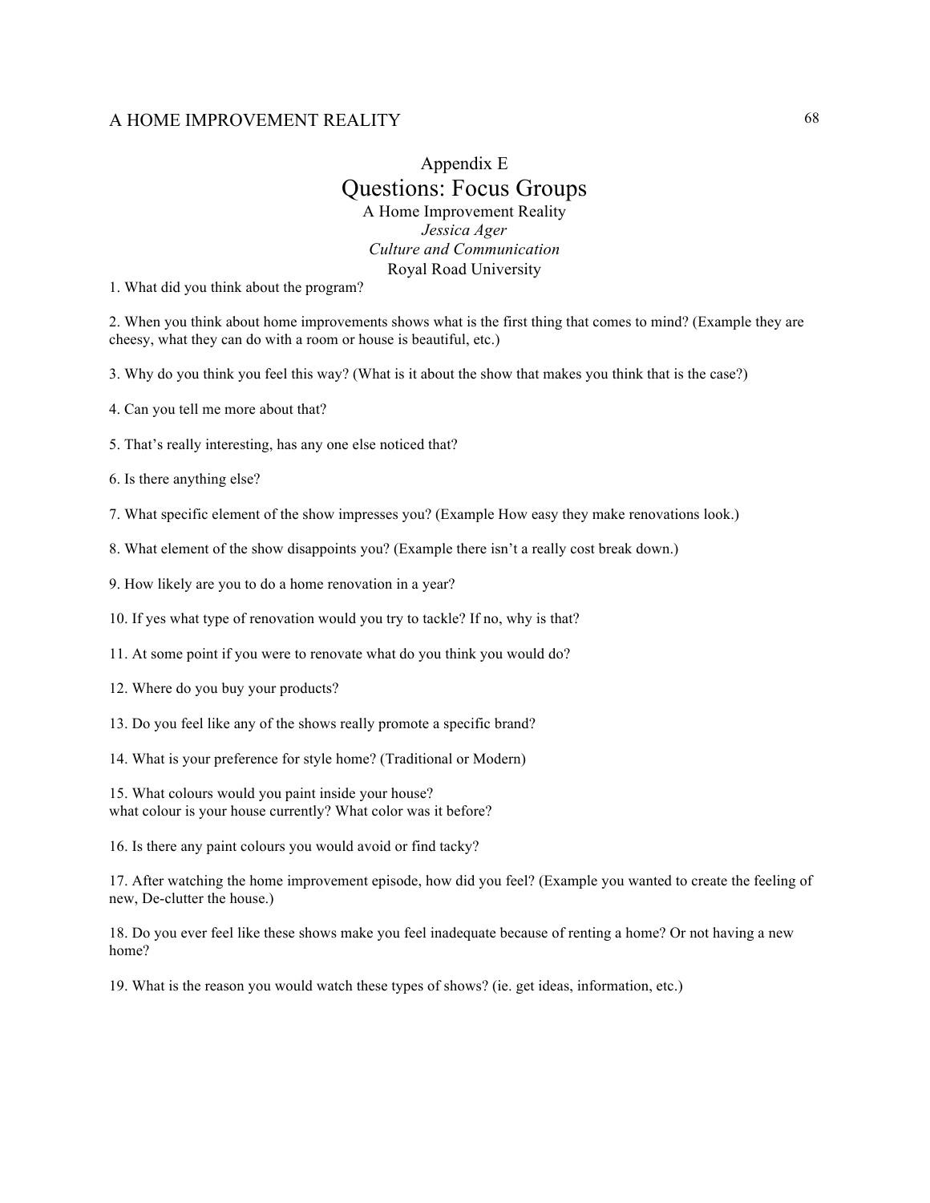## Appendix E

# Questions: Focus Groups

A Home Improvement Reality

*Jessica Ager*

*Culture and Communication*

Royal Road University

1. What did you think about the program?

2. When you think about home improvements shows what is the first thing that comes to mind? (Example they are cheesy, what they can do with a room or house is beautiful, etc.)

3. Why do you think you feel this way? (What is it about the show that makes you think that is the case?)

4. Can you tell me more about that?

5. That's really interesting, has any one else noticed that?

6. Is there anything else?

7. What specific element of the show impresses you? (Example How easy they make renovations look.)

8. What element of the show disappoints you? (Example there isn't a really cost break down.)

9. How likely are you to do a home renovation in a year?

10. If yes what type of renovation would you try to tackle? If no, why is that?

11. At some point if you were to renovate what do you think you would do?

12. Where do you buy your products?

13. Do you feel like any of the shows really promote a specific brand?

14. What is your preference for style home? (Traditional or Modern)

15. What colours would you paint inside your house?
what colour is your house currently? What color was it before?

16. Is there any paint colours you would avoid or find tacky?

17. After watching the home improvement episode, how did you feel? (Example you wanted to create the feeling of new, De-clutter the house.)

18. Do you ever feel like these shows make you feel inadequate because of renting a home? Or not having a new home?

19. What is the reason you would watch these types of shows? (ie. get ideas, information, etc.)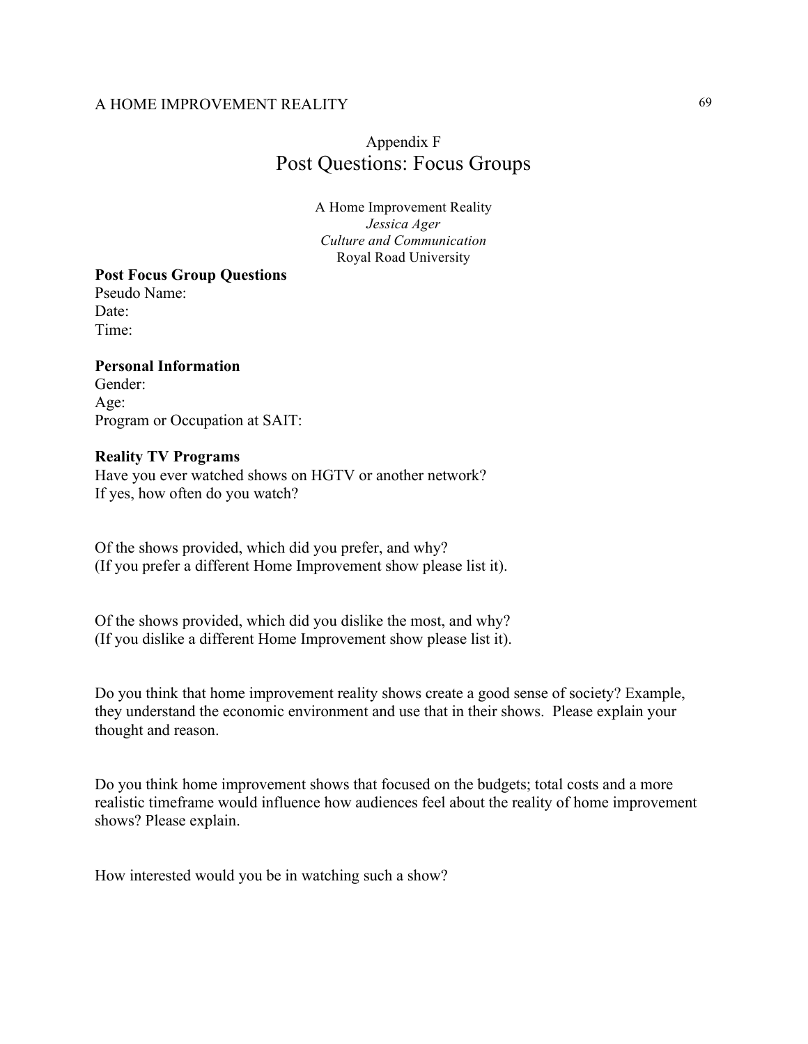Appendix F

# Post Questions: Focus Groups

A Home Improvement Reality
*Jessica Ager*
*Culture and Communication*
Royal Road University

**Post Focus Group Questions**
Pseudo Name:
Date:
Time:

**Personal Information**
Gender:
Age:
Program or Occupation at SAIT:

**Reality TV Programs**
Have you ever watched shows on HGTV or another network?
If yes, how often do you watch?

Of the shows provided, which did you prefer, and why?
(If you prefer a different Home Improvement show please list it).

Of the shows provided, which did you dislike the most, and why?
(If you dislike a different Home Improvement show please list it).

Do you think that home improvement reality shows create a good sense of society? Example, they understand the economic environment and use that in their shows. Please explain your thought and reason.

Do you think home improvement shows that focused on the budgets; total costs and a more realistic timeframe would influence how audiences feel about the reality of home improvement shows? Please explain.

How interested would you be in watching such a show?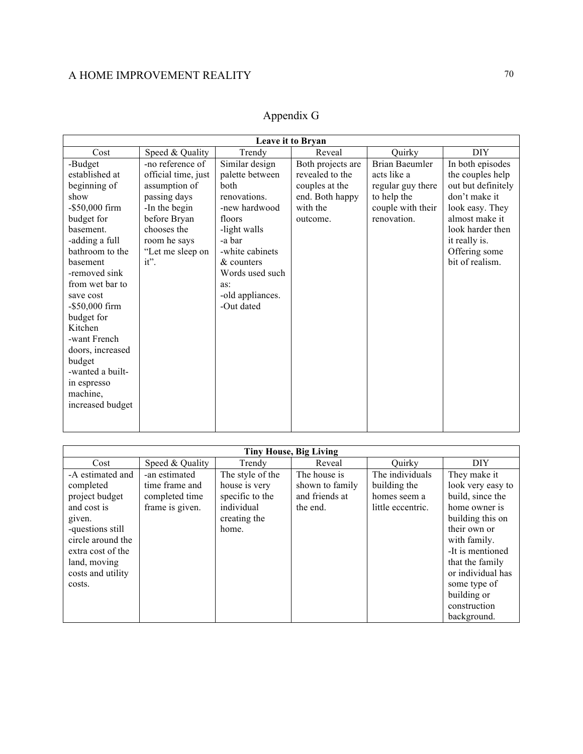# Appendix G

| Leave it to Bryan | | | | | |
|---|---|---|---|---|---|
| Cost | Speed & Quality | Trendy | Reveal | Quirky | DIY |
| -Budget established at beginning of show<br>-$50,000 firm budget for basement.<br>-adding a full bathroom to the basement<br>-removed sink from wet bar to save cost<br>-$50,000 firm budget for Kitchen<br>-want French doors, increased budget<br>-wanted a built-in espresso machine, increased budget | -no reference of official time, just assumption of passing days<br>-In the begin before Bryan chooses the room he says "Let me sleep on it". | Similar design palette between both renovations.<br>-new hardwood floors<br>-light walls<br>-a bar<br>-white cabinets & counters<br>Words used such as:<br>-old appliances.<br>-Out dated | Both projects are revealed to the couples at the end. Both happy with the outcome. | Brian Baeumler acts like a regular guy there to help the couple with their renovation. | In both episodes the couples help out but definitely don't make it look easy. They almost make it look harder then it really is. Offering some bit of realism. |

| Tiny House, Big Living | | | | | |
|---|---|---|---|---|---|
| Cost | Speed & Quality | Trendy | Reveal | Quirky | DIY |
| -A estimated and completed project budget and cost is given.<br>-questions still circle around the extra cost of the land, moving costs and utility costs. | -an estimated time frame and completed time frame is given. | The style of the house is very specific to the individual creating the home. | The house is shown to family and friends at the end. | The individuals building the homes seem a little eccentric. | They make it look very easy to build, since the home owner is building this on their own or with family.<br>-It is mentioned that the family or individual has some type of building or construction background. |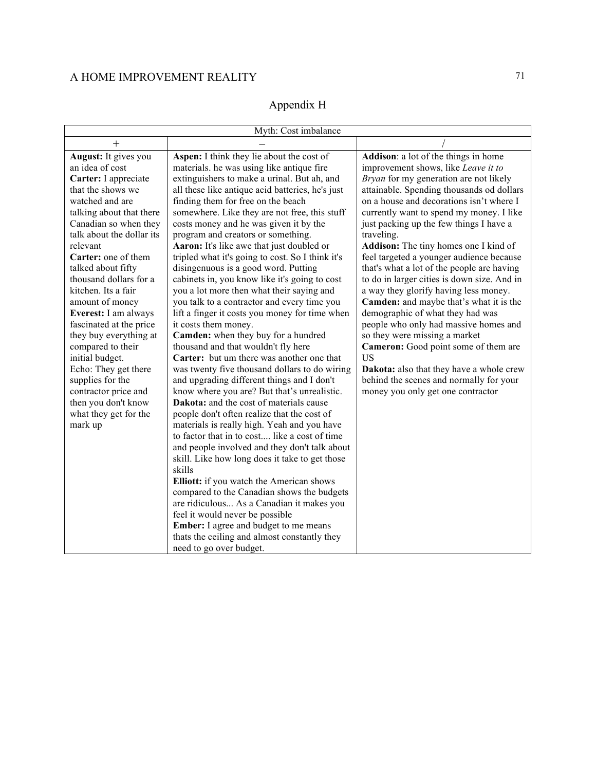## Appendix H

| Myth: Cost imbalance | | |
|---|---|---|
| + | – | / |
| **August:** It gives you an idea of cost<br>**Carter:** I appreciate that the shows we watched and are talking about that there Canadian so when they talk about the dollar its relevant<br>**Carter:** one of them talked about fifty thousand dollars for a kitchen. Its a fair amount of money<br>**Everest:** I am always fascinated at the price they buy everything at compared to their initial budget.<br>Echo: They get there supplies for the contractor price and then you don't know what they get for the mark up | **Aspen:** I think they lie about the cost of materials. he was using like antique fire extinguishers to make a urinal. But ah, and all these like antique acid batteries, he's just finding them for free on the beach somewhere. Like they are not free, this stuff costs money and he was given it by the program and creators or something.<br>**Aaron:** It's like awe that just doubled or tripled what it's going to cost. So I think it's disingenuous is a good word. Putting cabinets in, you know like it's going to cost you a lot more then what their saying and you talk to a contractor and every time you lift a finger it costs you money for time when it costs them money.<br>**Camden:** when they buy for a hundred thousand and that wouldn't fly here<br>**Carter:** but um there was another one that was twenty five thousand dollars to do wiring and upgrading different things and I don't know where you are? But that's unrealistic.<br>**Dakota:** and the cost of materials cause people don't often realize that the cost of materials is really high. Yeah and you have to factor that in to cost.... like a cost of time and people involved and they don't talk about skill. Like how long does it take to get those skills<br>**Elliott:** if you watch the American shows compared to the Canadian shows the budgets are ridiculous... As a Canadian it makes you feel it would never be possible<br>**Ember:** I agree and budget to me means thats the ceiling and almost constantly they need to go over budget. | **Addison**: a lot of the things in home improvement shows, like *Leave it to Bryan* for my generation are not likely attainable. Spending thousands od dollars on a house and decorations isn't where I currently want to spend my money. I like just packing up the few things I have a traveling.<br>**Addison:** The tiny homes one I kind of feel targeted a younger audience because that's what a lot of the people are having to do in larger cities is down size. And in a way they glorify having less money.<br>**Camden:** and maybe that's what it is the demographic of what they had was people who only had massive homes and so they were missing a market<br>**Cameron:** Good point some of them are US<br>**Dakota:** also that they have a whole crew behind the scenes and normally for your money you only get one contractor |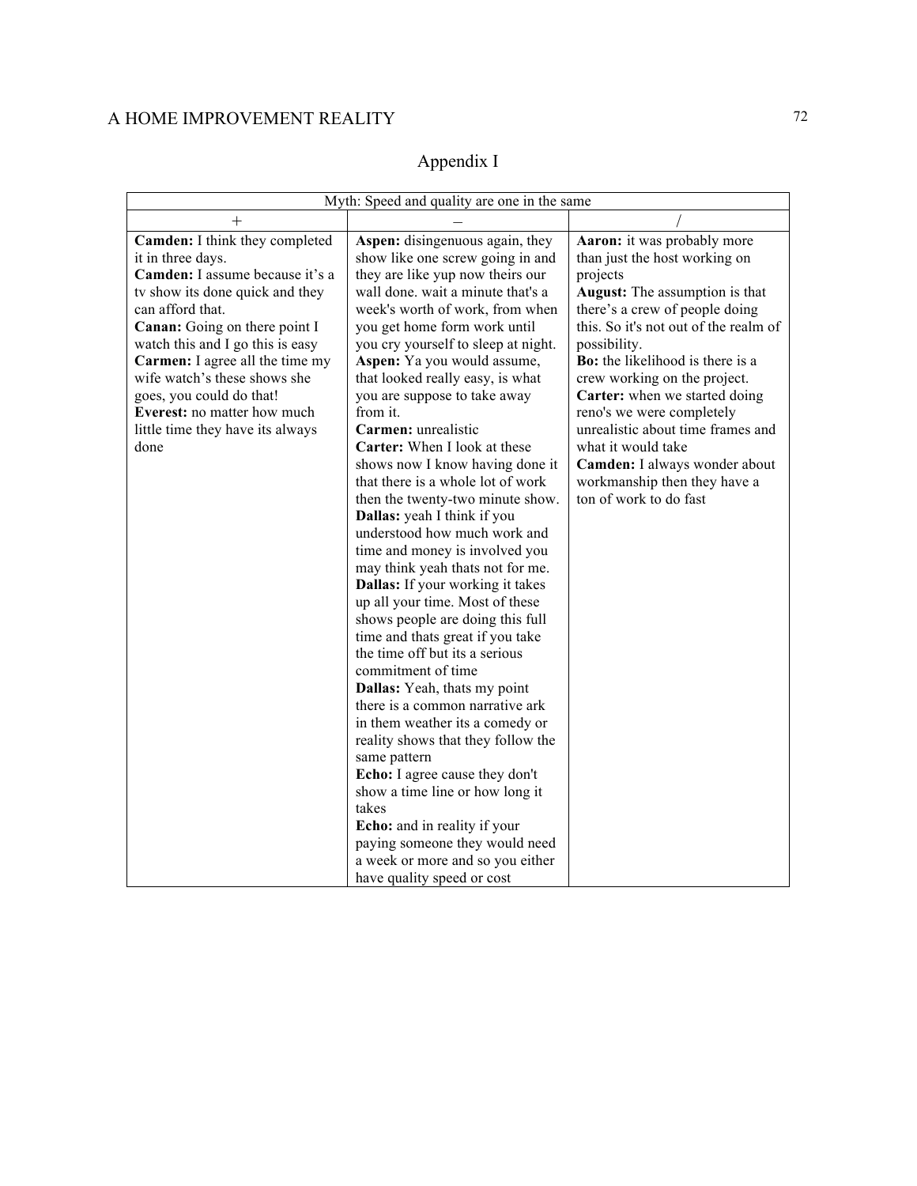# Appendix I

| Myth: Speed and quality are one in the same | | |
|---|---|---|
| + | – | / |
| **Camden:** I think they completed it in three days.<br>**Camden:** I assume because it's a tv show its done quick and they can afford that.<br>**Canan:** Going on there point I watch this and I go this is easy<br>**Carmen:** I agree all the time my wife watch's these shows she goes, you could do that!<br>**Everest:** no matter how much little time they have its always done | **Aspen:** disingenuous again, they show like one screw going in and they are like yup now theirs our wall done. wait a minute that's a week's worth of work, from when you get home form work until you cry yourself to sleep at night.<br>**Aspen:** Ya you would assume, that looked really easy, is what you are suppose to take away from it.<br>**Carmen:** unrealistic<br>**Carter:** When I look at these shows now I know having done it that there is a whole lot of work then the twenty-two minute show.<br>**Dallas:** yeah I think if you understood how much work and time and money is involved you may think yeah thats not for me.<br>**Dallas:** If your working it takes up all your time. Most of these shows people are doing this full time and thats great if you take the time off but its a serious commitment of time<br>**Dallas:** Yeah, thats my point there is a common narrative ark in them weather its a comedy or reality shows that they follow the same pattern<br>**Echo:** I agree cause they don't show a time line or how long it takes<br>**Echo:** and in reality if your paying someone they would need a week or more and so you either have quality speed or cost | **Aaron:** it was probably more than just the host working on projects<br>**August:** The assumption is that there's a crew of people doing this. So it's not out of the realm of possibility.<br>**Bo:** the likelihood is there is a crew working on the project.<br>**Carter:** when we started doing reno's we were completely unrealistic about time frames and what it would take<br>**Camden:** I always wonder about workmanship then they have a ton of work to do fast |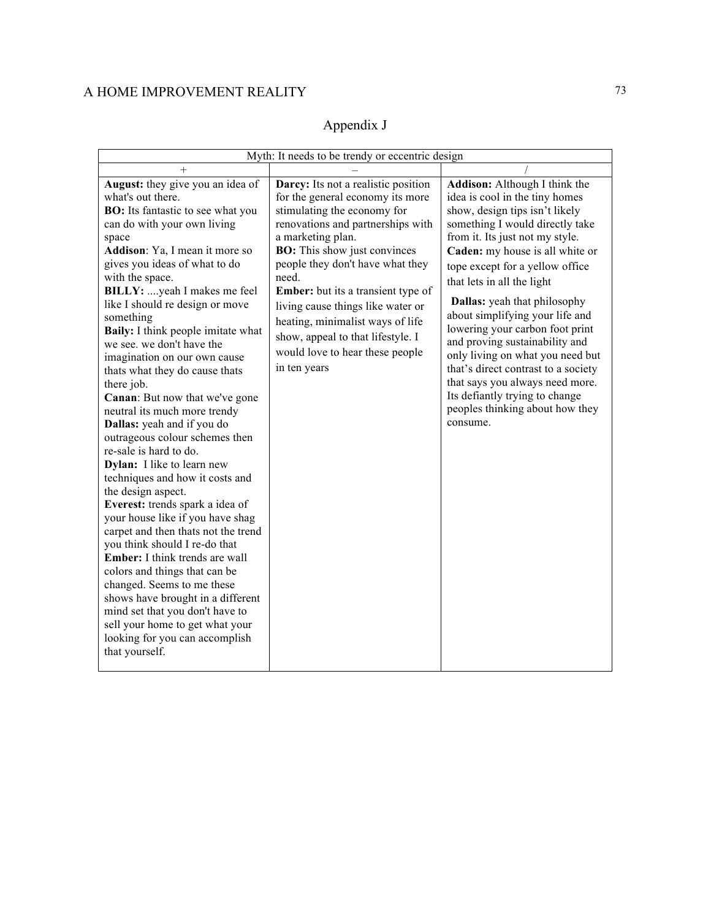## Appendix J

| Myth: It needs to be trendy or eccentric design | | |
|---|---|---|
| + | – | / |
| **August:** they give you an idea of what's out there.<br>**BO:** Its fantastic to see what you can do with your own living space<br>**Addison**: Ya, I mean it more so gives you ideas of what to do with the space.<br>**BILLY:** ....yeah I makes me feel like I should re design or move something<br>**Baily:** I think people imitate what we see. we don't have the imagination on our own cause thats what they do cause thats there job.<br>**Canan**: But now that we've gone neutral its much more trendy<br>**Dallas:** yeah and if you do outrageous colour schemes then re-sale is hard to do.<br>**Dylan:** I like to learn new techniques and how it costs and the design aspect.<br>**Everest:** trends spark a idea of your house like if you have shag carpet and then thats not the trend you think should I re-do that<br>**Ember:** I think trends are wall colors and things that can be changed. Seems to me these shows have brought in a different mind set that you don't have to sell your home to get what your looking for you can accomplish that yourself. | **Darcy:** Its not a realistic position for the general economy its more stimulating the economy for renovations and partnerships with a marketing plan.<br>**BO:** This show just convinces people they don't have what they need.<br>**Ember:** but its a transient type of living cause things like water or heating, minimalist ways of life show, appeal to that lifestyle. I would love to hear these people in ten years | **Addison:** Although I think the idea is cool in the tiny homes show, design tips isn't likely something I would directly take from it. Its just not my style.<br>**Caden:** my house is all white or tope except for a yellow office that lets in all the light<br>**Dallas:** yeah that philosophy about simplifying your life and lowering your carbon foot print and proving sustainability and only living on what you need but that's direct contrast to a society that says you always need more. Its defiantly trying to change peoples thinking about how they consume. |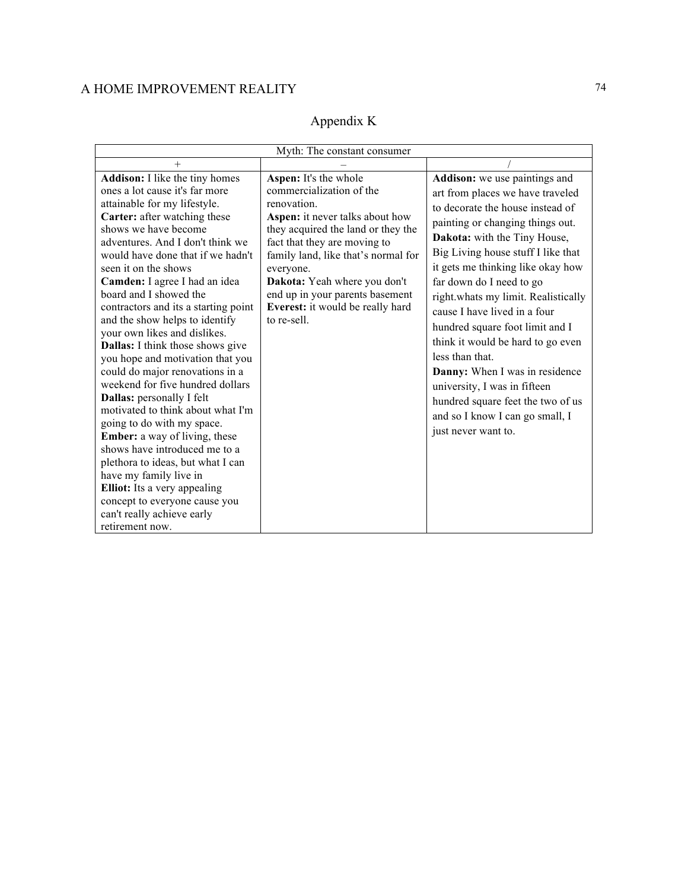## Appendix K

| Myth: The constant consumer | | |
|---|---|---|
| + | – | / |
| **Addison:** I like the tiny homes ones a lot cause it's far more attainable for my lifestyle.<br>**Carter:** after watching these shows we have become adventures. And I don't think we would have done that if we hadn't seen it on the shows<br>**Camden:** I agree I had an idea board and I showed the contractors and its a starting point and the show helps to identify your own likes and dislikes.<br>**Dallas:** I think those shows give you hope and motivation that you could do major renovations in a weekend for five hundred dollars<br>**Dallas:** personally I felt motivated to think about what I'm going to do with my space.<br>**Ember:** a way of living, these shows have introduced me to a plethora to ideas, but what I can have my family live in<br>**Elliot:** Its a very appealing concept to everyone cause you can't really achieve early retirement now. | **Aspen:** It's the whole commercialization of the renovation.<br>**Aspen:** it never talks about how they acquired the land or they the fact that they are moving to family land, like that's normal for everyone.<br>**Dakota:** Yeah where you don't end up in your parents basement<br>**Everest:** it would be really hard to re-sell. | **Addison:** we use paintings and art from places we have traveled to decorate the house instead of painting or changing things out.<br>**Dakota:** with the Tiny House, Big Living house stuff I like that it gets me thinking like okay how far down do I need to go right.whats my limit. Realistically cause I have lived in a four hundred square foot limit and I think it would be hard to go even less than that.<br>**Danny:** When I was in residence university, I was in fifteen hundred square feet the two of us and so I know I can go small, I just never want to. |